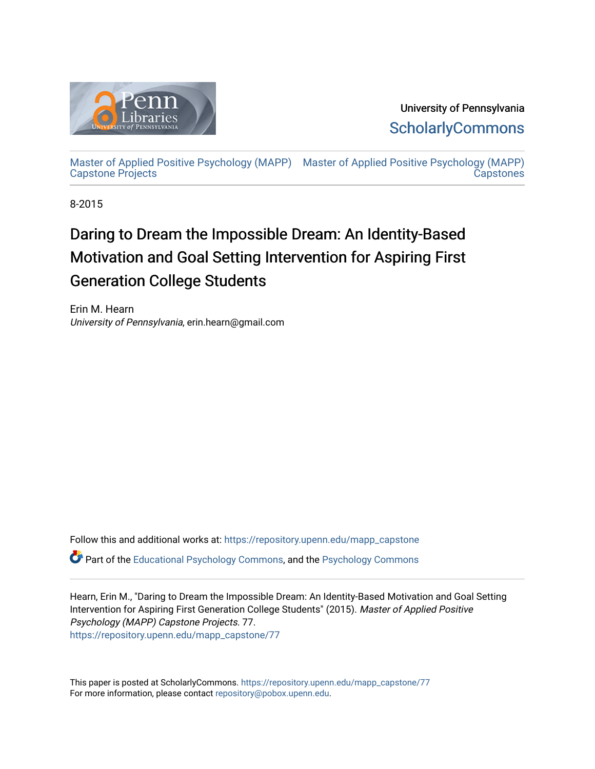University of Pennsylvania

ScholarlyCommons

Master of Applied Positive Psychology (MAPP) Capstone Projects | Master of Applied Positive Psychology (MAPP) Capstones

8-2015

# Daring to Dream the Impossible Dream: An Identity-Based Motivation and Goal Setting Intervention for Aspiring First Generation College Students

Erin M. Hearn
*University of Pennsylvania*, erin.hearn@gmail.com

Follow this and additional works at: https://repository.upenn.edu/mapp_capstone

Part of the Educational Psychology Commons, and the Psychology Commons

Hearn, Erin M., "Daring to Dream the Impossible Dream: An Identity-Based Motivation and Goal Setting Intervention for Aspiring First Generation College Students" (2015). *Master of Applied Positive Psychology (MAPP) Capstone Projects*. 77.
https://repository.upenn.edu/mapp_capstone/77

This paper is posted at ScholarlyCommons. https://repository.upenn.edu/mapp_capstone/77
For more information, please contact repository@pobox.upenn.edu.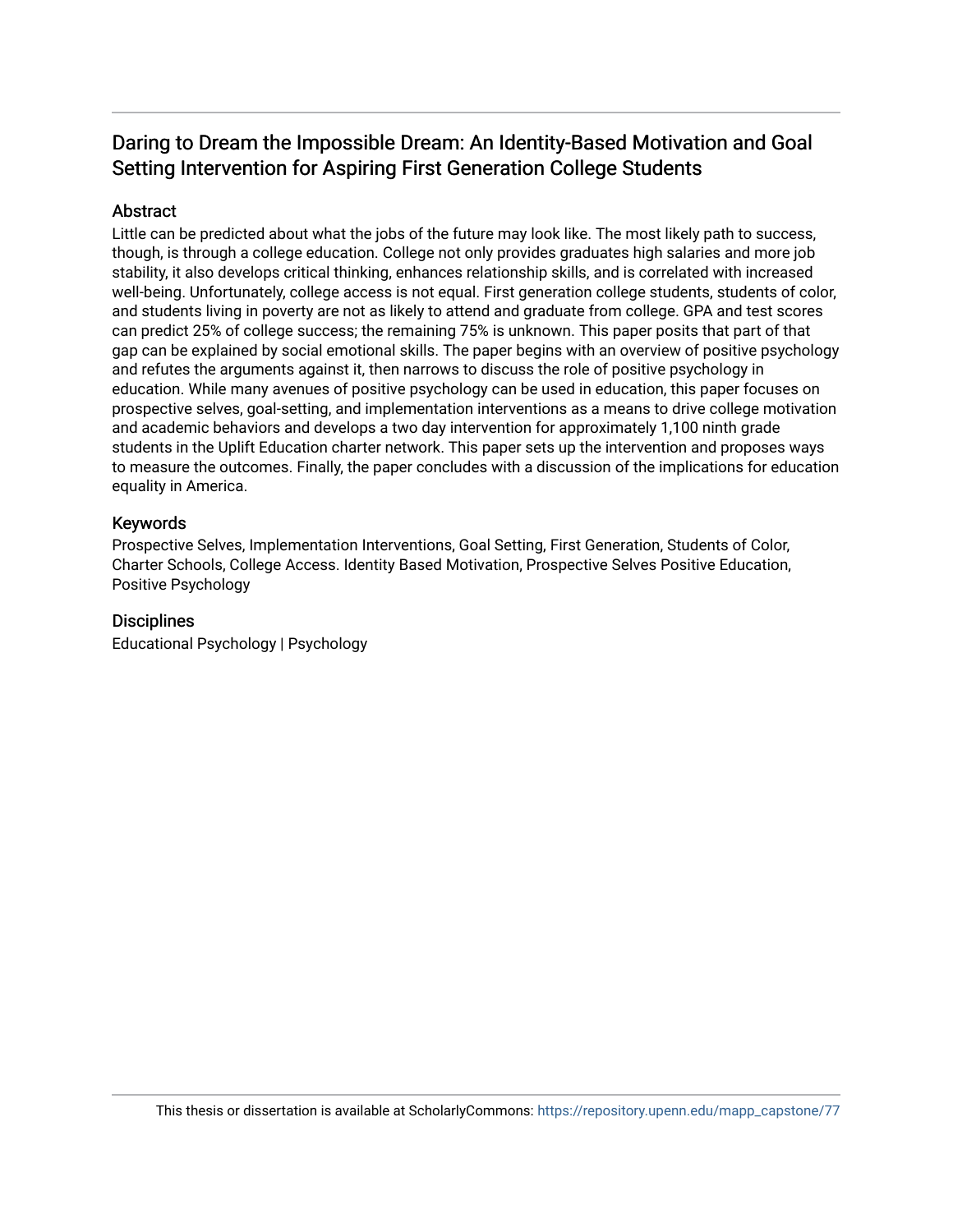# Daring to Dream the Impossible Dream: An Identity-Based Motivation and Goal Setting Intervention for Aspiring First Generation College Students

## Abstract

Little can be predicted about what the jobs of the future may look like. The most likely path to success, though, is through a college education. College not only provides graduates high salaries and more job stability, it also develops critical thinking, enhances relationship skills, and is correlated with increased well-being. Unfortunately, college access is not equal. First generation college students, students of color, and students living in poverty are not as likely to attend and graduate from college. GPA and test scores can predict 25% of college success; the remaining 75% is unknown. This paper posits that part of that gap can be explained by social emotional skills. The paper begins with an overview of positive psychology and refutes the arguments against it, then narrows to discuss the role of positive psychology in education. While many avenues of positive psychology can be used in education, this paper focuses on prospective selves, goal-setting, and implementation interventions as a means to drive college motivation and academic behaviors and develops a two day intervention for approximately 1,100 ninth grade students in the Uplift Education charter network. This paper sets up the intervention and proposes ways to measure the outcomes. Finally, the paper concludes with a discussion of the implications for education equality in America.

## Keywords

Prospective Selves, Implementation Interventions, Goal Setting, First Generation, Students of Color, Charter Schools, College Access. Identity Based Motivation, Prospective Selves Positive Education, Positive Psychology

## Disciplines

Educational Psychology | Psychology

This thesis or dissertation is available at ScholarlyCommons: https://repository.upenn.edu/mapp_capstone/77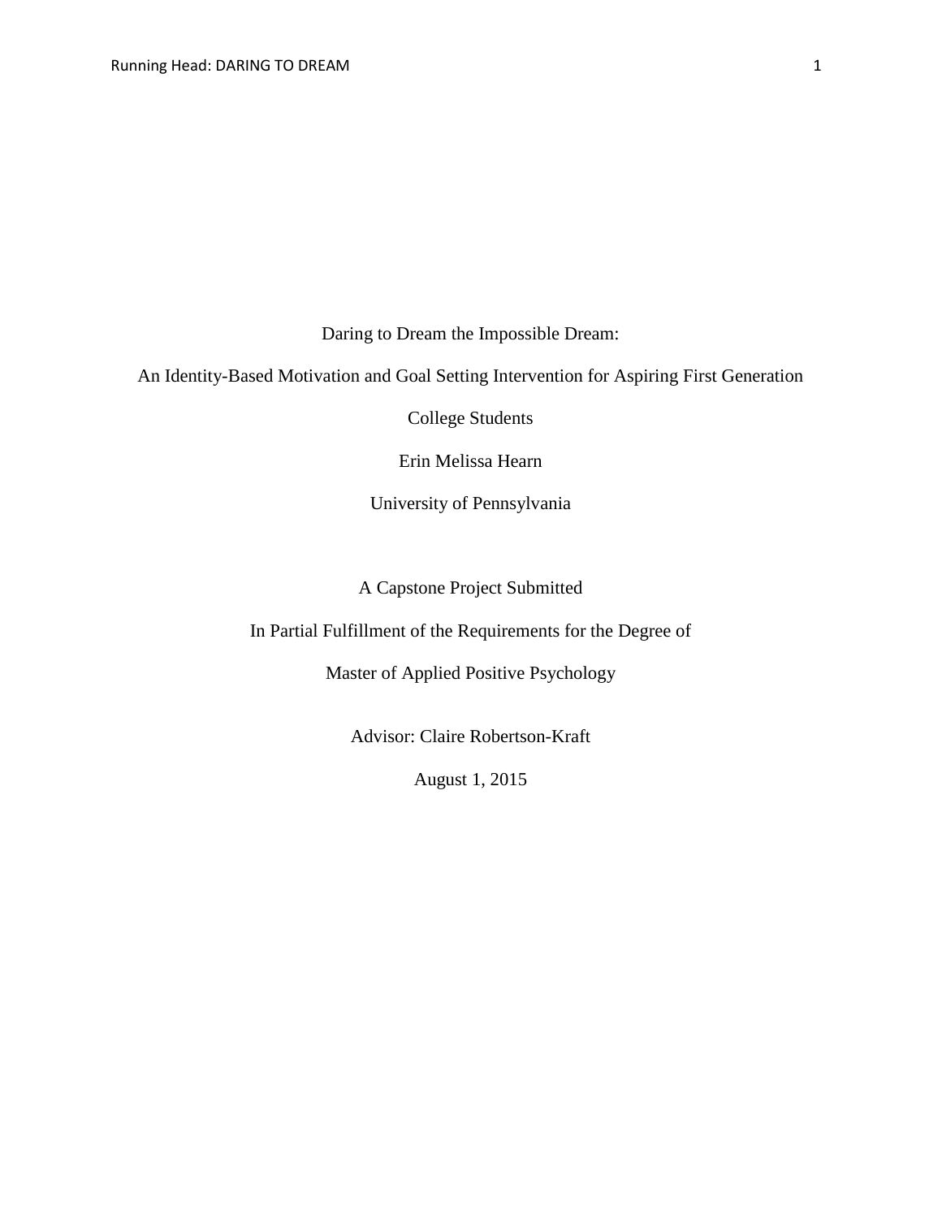Daring to Dream the Impossible Dream:

An Identity-Based Motivation and Goal Setting Intervention for Aspiring First Generation College Students

Erin Melissa Hearn

University of Pennsylvania

A Capstone Project Submitted

In Partial Fulfillment of the Requirements for the Degree of

Master of Applied Positive Psychology

Advisor: Claire Robertson-Kraft

August 1, 2015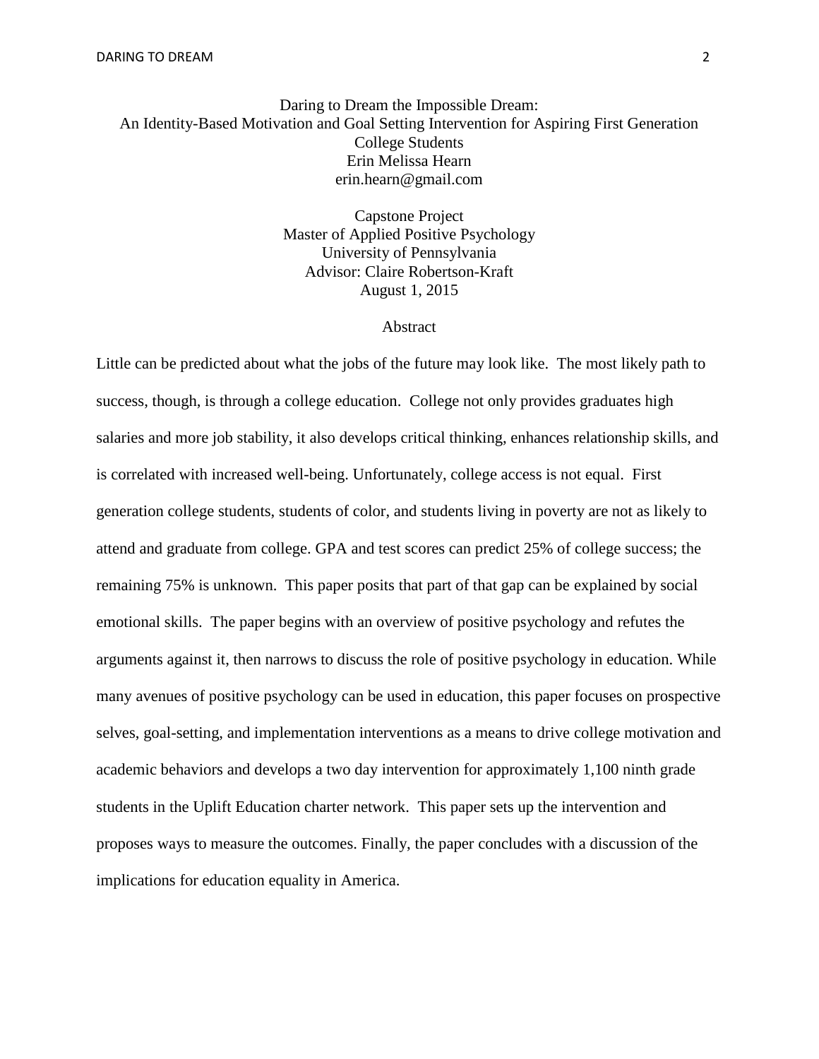# Daring to Dream the Impossible Dream:
## An Identity-Based Motivation and Goal Setting Intervention for Aspiring First Generation College Students

Erin Melissa Hearn
erin.hearn@gmail.com

Capstone Project
Master of Applied Positive Psychology
University of Pennsylvania
Advisor: Claire Robertson-Kraft
August 1, 2015

## Abstract

Little can be predicted about what the jobs of the future may look like. The most likely path to success, though, is through a college education. College not only provides graduates high salaries and more job stability, it also develops critical thinking, enhances relationship skills, and is correlated with increased well-being. Unfortunately, college access is not equal. First generation college students, students of color, and students living in poverty are not as likely to attend and graduate from college. GPA and test scores can predict 25% of college success; the remaining 75% is unknown. This paper posits that part of that gap can be explained by social emotional skills. The paper begins with an overview of positive psychology and refutes the arguments against it, then narrows to discuss the role of positive psychology in education. While many avenues of positive psychology can be used in education, this paper focuses on prospective selves, goal-setting, and implementation interventions as a means to drive college motivation and academic behaviors and develops a two day intervention for approximately 1,100 ninth grade students in the Uplift Education charter network. This paper sets up the intervention and proposes ways to measure the outcomes. Finally, the paper concludes with a discussion of the implications for education equality in America.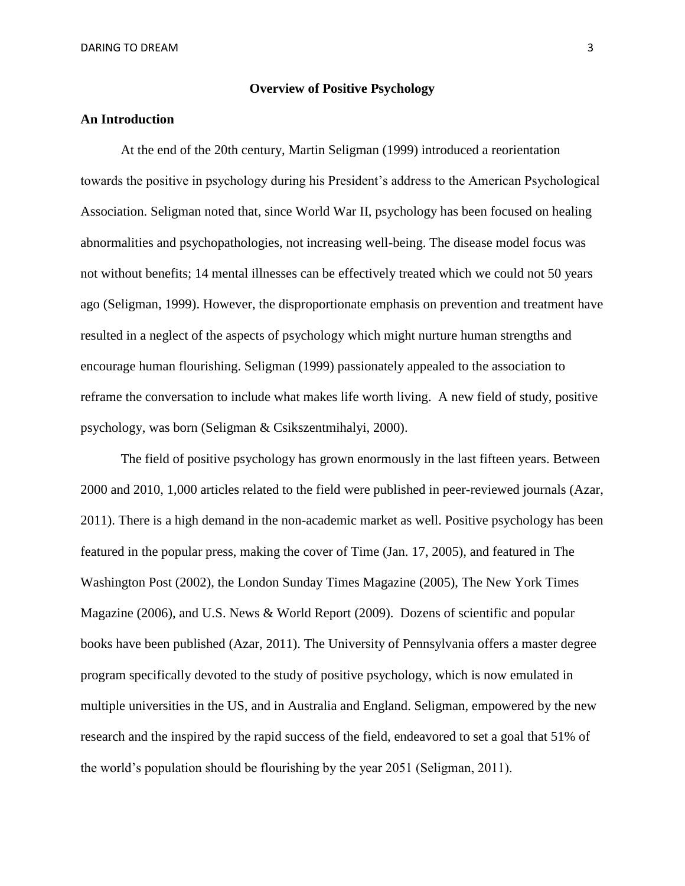## Overview of Positive Psychology

### An Introduction

At the end of the 20th century, Martin Seligman (1999) introduced a reorientation towards the positive in psychology during his President's address to the American Psychological Association. Seligman noted that, since World War II, psychology has been focused on healing abnormalities and psychopathologies, not increasing well-being. The disease model focus was not without benefits; 14 mental illnesses can be effectively treated which we could not 50 years ago (Seligman, 1999). However, the disproportionate emphasis on prevention and treatment have resulted in a neglect of the aspects of psychology which might nurture human strengths and encourage human flourishing. Seligman (1999) passionately appealed to the association to reframe the conversation to include what makes life worth living. A new field of study, positive psychology, was born (Seligman & Csikszentmihalyi, 2000).

The field of positive psychology has grown enormously in the last fifteen years. Between 2000 and 2010, 1,000 articles related to the field were published in peer-reviewed journals (Azar, 2011). There is a high demand in the non-academic market as well. Positive psychology has been featured in the popular press, making the cover of Time (Jan. 17, 2005), and featured in The Washington Post (2002), the London Sunday Times Magazine (2005), The New York Times Magazine (2006), and U.S. News & World Report (2009). Dozens of scientific and popular books have been published (Azar, 2011). The University of Pennsylvania offers a master degree program specifically devoted to the study of positive psychology, which is now emulated in multiple universities in the US, and in Australia and England. Seligman, empowered by the new research and the inspired by the rapid success of the field, endeavored to set a goal that 51% of the world's population should be flourishing by the year 2051 (Seligman, 2011).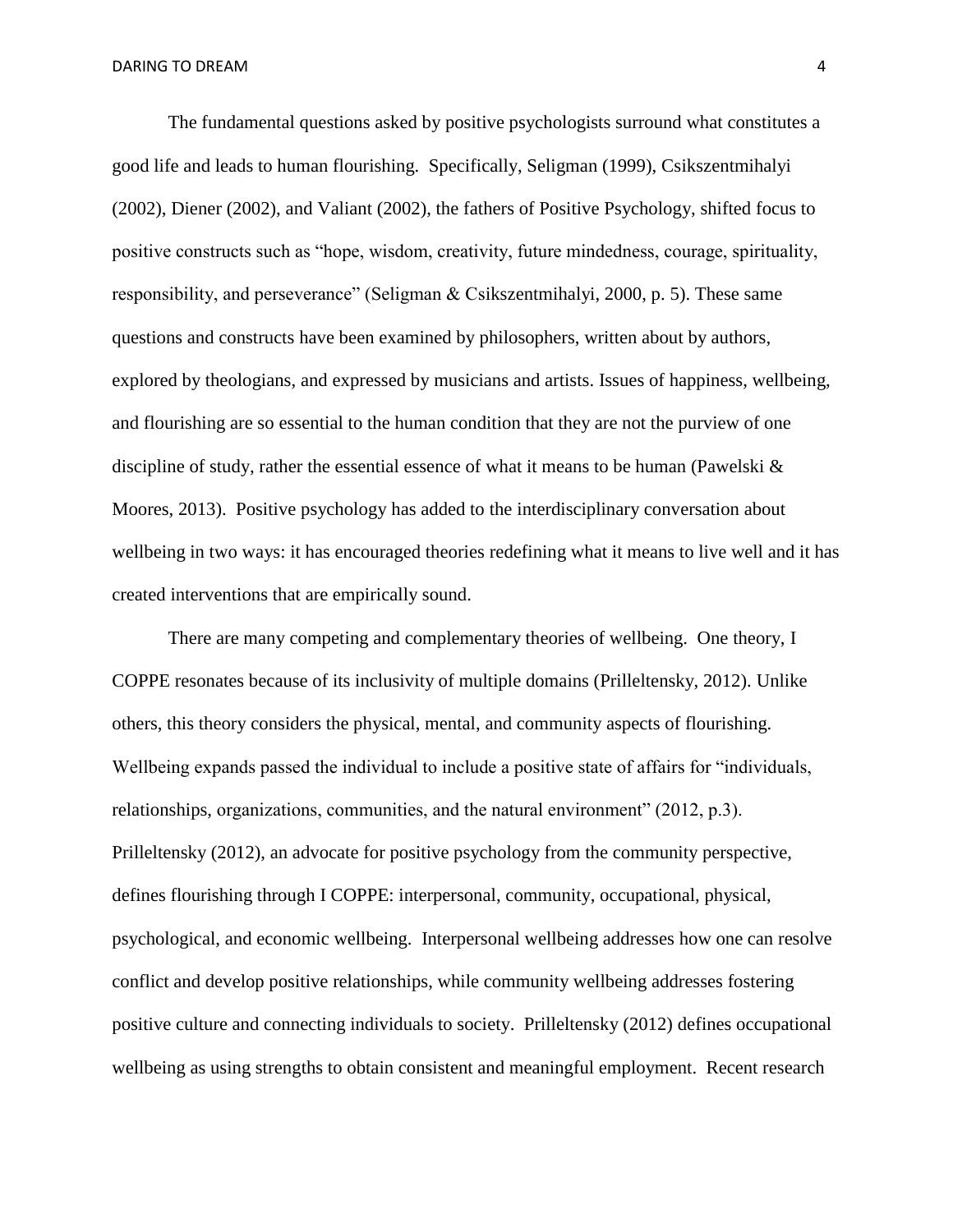The fundamental questions asked by positive psychologists surround what constitutes a good life and leads to human flourishing. Specifically, Seligman (1999), Csikszentmihalyi (2002), Diener (2002), and Valiant (2002), the fathers of Positive Psychology, shifted focus to positive constructs such as "hope, wisdom, creativity, future mindedness, courage, spirituality, responsibility, and perseverance" (Seligman & Csikszentmihalyi, 2000, p. 5). These same questions and constructs have been examined by philosophers, written about by authors, explored by theologians, and expressed by musicians and artists. Issues of happiness, wellbeing, and flourishing are so essential to the human condition that they are not the purview of one discipline of study, rather the essential essence of what it means to be human (Pawelski & Moores, 2013). Positive psychology has added to the interdisciplinary conversation about wellbeing in two ways: it has encouraged theories redefining what it means to live well and it has created interventions that are empirically sound.

There are many competing and complementary theories of wellbeing. One theory, I COPPE resonates because of its inclusivity of multiple domains (Prilleltensky, 2012). Unlike others, this theory considers the physical, mental, and community aspects of flourishing. Wellbeing expands passed the individual to include a positive state of affairs for "individuals, relationships, organizations, communities, and the natural environment" (2012, p.3). Prilleltensky (2012), an advocate for positive psychology from the community perspective, defines flourishing through I COPPE: interpersonal, community, occupational, physical, psychological, and economic wellbeing. Interpersonal wellbeing addresses how one can resolve conflict and develop positive relationships, while community wellbeing addresses fostering positive culture and connecting individuals to society. Prilleltensky (2012) defines occupational wellbeing as using strengths to obtain consistent and meaningful employment. Recent research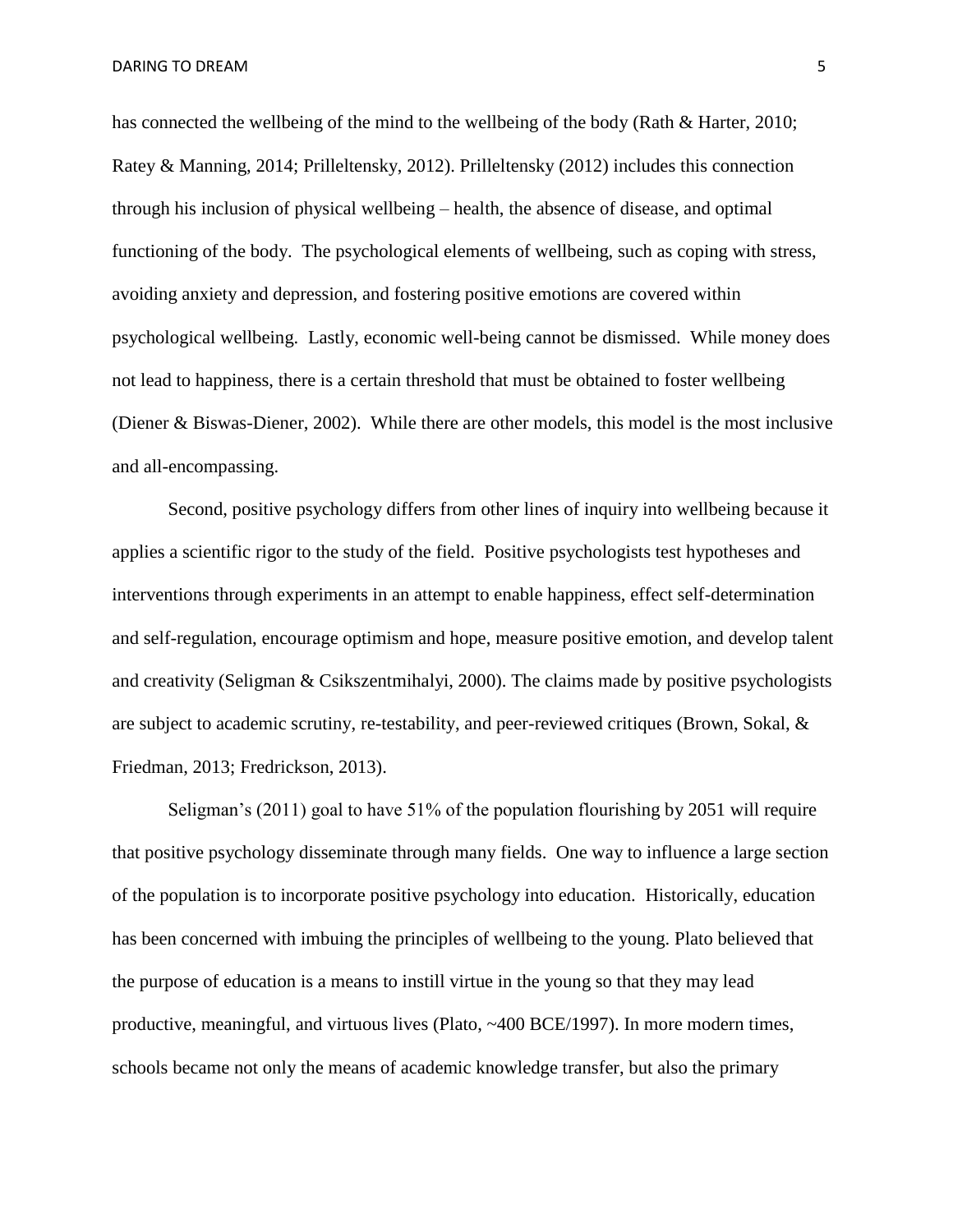has connected the wellbeing of the mind to the wellbeing of the body (Rath & Harter, 2010; Ratey & Manning, 2014; Prilleltensky, 2012). Prilleltensky (2012) includes this connection through his inclusion of physical wellbeing – health, the absence of disease, and optimal functioning of the body. The psychological elements of wellbeing, such as coping with stress, avoiding anxiety and depression, and fostering positive emotions are covered within psychological wellbeing. Lastly, economic well-being cannot be dismissed. While money does not lead to happiness, there is a certain threshold that must be obtained to foster wellbeing (Diener & Biswas-Diener, 2002). While there are other models, this model is the most inclusive and all-encompassing.

Second, positive psychology differs from other lines of inquiry into wellbeing because it applies a scientific rigor to the study of the field. Positive psychologists test hypotheses and interventions through experiments in an attempt to enable happiness, effect self-determination and self-regulation, encourage optimism and hope, measure positive emotion, and develop talent and creativity (Seligman & Csikszentmihalyi, 2000). The claims made by positive psychologists are subject to academic scrutiny, re-testability, and peer-reviewed critiques (Brown, Sokal, & Friedman, 2013; Fredrickson, 2013).

Seligman's (2011) goal to have 51% of the population flourishing by 2051 will require that positive psychology disseminate through many fields. One way to influence a large section of the population is to incorporate positive psychology into education. Historically, education has been concerned with imbuing the principles of wellbeing to the young. Plato believed that the purpose of education is a means to instill virtue in the young so that they may lead productive, meaningful, and virtuous lives (Plato, ~400 BCE/1997). In more modern times, schools became not only the means of academic knowledge transfer, but also the primary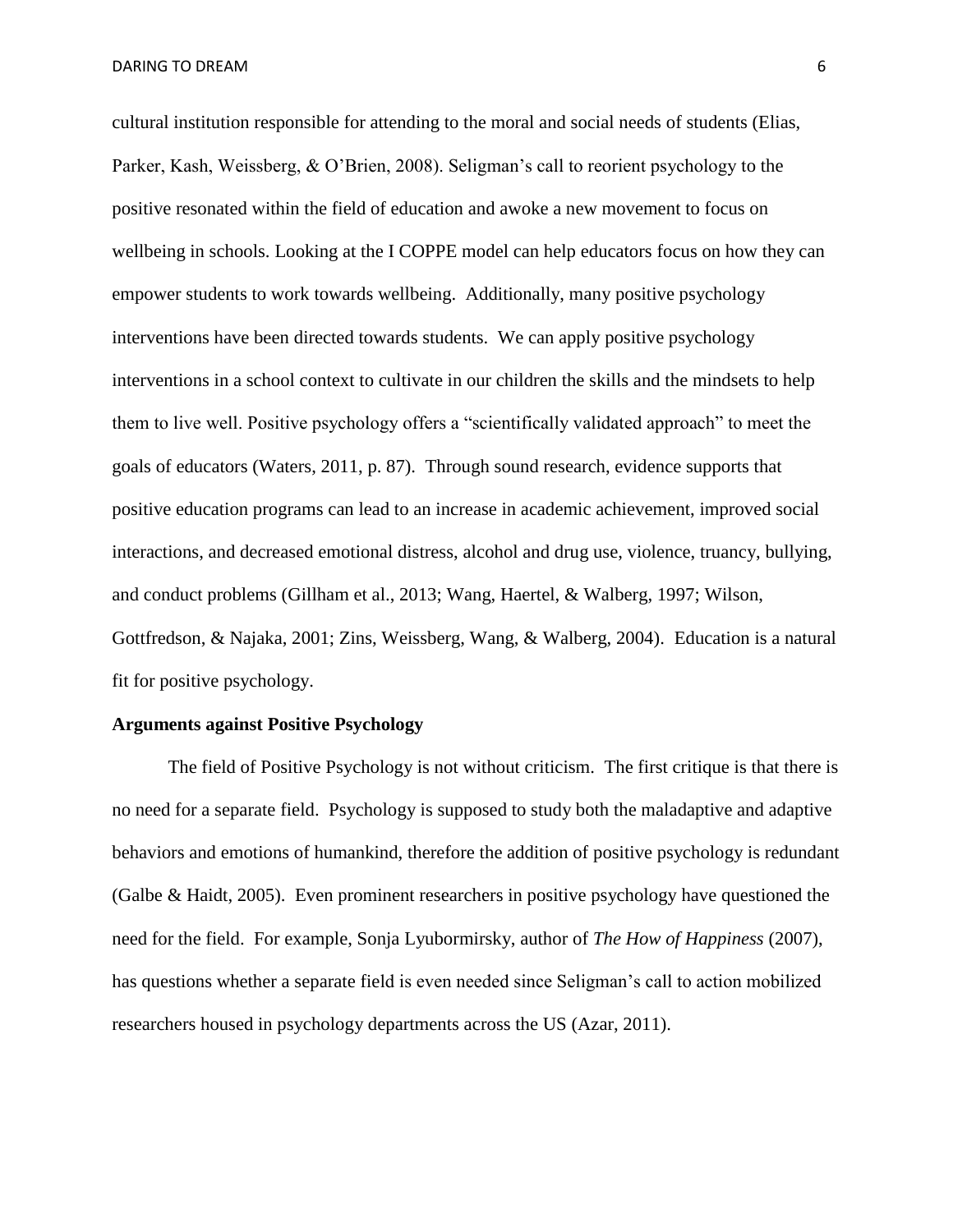cultural institution responsible for attending to the moral and social needs of students (Elias, Parker, Kash, Weissberg, & O'Brien, 2008). Seligman's call to reorient psychology to the positive resonated within the field of education and awoke a new movement to focus on wellbeing in schools. Looking at the I COPPE model can help educators focus on how they can empower students to work towards wellbeing. Additionally, many positive psychology interventions have been directed towards students. We can apply positive psychology interventions in a school context to cultivate in our children the skills and the mindsets to help them to live well. Positive psychology offers a "scientifically validated approach" to meet the goals of educators (Waters, 2011, p. 87). Through sound research, evidence supports that positive education programs can lead to an increase in academic achievement, improved social interactions, and decreased emotional distress, alcohol and drug use, violence, truancy, bullying, and conduct problems (Gillham et al., 2013; Wang, Haertel, & Walberg, 1997; Wilson, Gottfredson, & Najaka, 2001; Zins, Weissberg, Wang, & Walberg, 2004). Education is a natural fit for positive psychology.

**Arguments against Positive Psychology**

The field of Positive Psychology is not without criticism. The first critique is that there is no need for a separate field. Psychology is supposed to study both the maladaptive and adaptive behaviors and emotions of humankind, therefore the addition of positive psychology is redundant (Galbe & Haidt, 2005). Even prominent researchers in positive psychology have questioned the need for the field. For example, Sonja Lyubormirsky, author of *The How of Happiness* (2007), has questions whether a separate field is even needed since Seligman's call to action mobilized researchers housed in psychology departments across the US (Azar, 2011).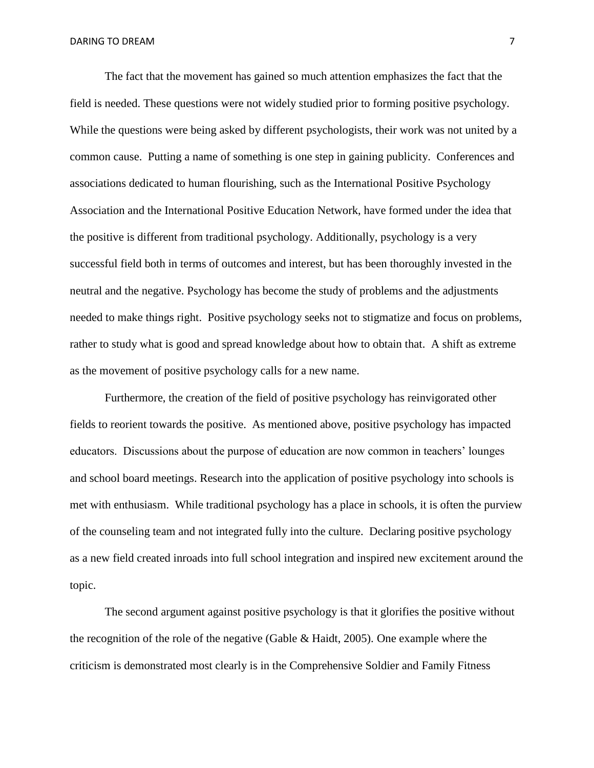The fact that the movement has gained so much attention emphasizes the fact that the field is needed. These questions were not widely studied prior to forming positive psychology. While the questions were being asked by different psychologists, their work was not united by a common cause. Putting a name of something is one step in gaining publicity. Conferences and associations dedicated to human flourishing, such as the International Positive Psychology Association and the International Positive Education Network, have formed under the idea that the positive is different from traditional psychology. Additionally, psychology is a very successful field both in terms of outcomes and interest, but has been thoroughly invested in the neutral and the negative. Psychology has become the study of problems and the adjustments needed to make things right. Positive psychology seeks not to stigmatize and focus on problems, rather to study what is good and spread knowledge about how to obtain that. A shift as extreme as the movement of positive psychology calls for a new name.

Furthermore, the creation of the field of positive psychology has reinvigorated other fields to reorient towards the positive. As mentioned above, positive psychology has impacted educators. Discussions about the purpose of education are now common in teachers' lounges and school board meetings. Research into the application of positive psychology into schools is met with enthusiasm. While traditional psychology has a place in schools, it is often the purview of the counseling team and not integrated fully into the culture. Declaring positive psychology as a new field created inroads into full school integration and inspired new excitement around the topic.

The second argument against positive psychology is that it glorifies the positive without the recognition of the role of the negative (Gable & Haidt, 2005). One example where the criticism is demonstrated most clearly is in the Comprehensive Soldier and Family Fitness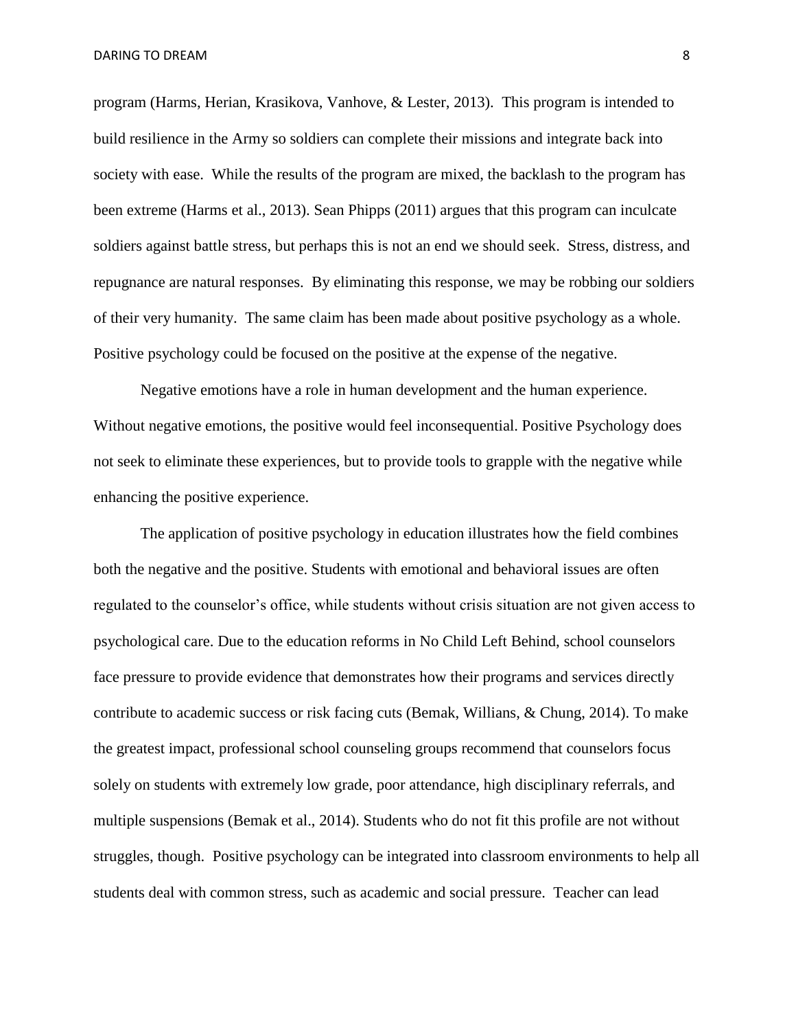program (Harms, Herian, Krasikova, Vanhove, & Lester, 2013). This program is intended to build resilience in the Army so soldiers can complete their missions and integrate back into society with ease. While the results of the program are mixed, the backlash to the program has been extreme (Harms et al., 2013). Sean Phipps (2011) argues that this program can inculcate soldiers against battle stress, but perhaps this is not an end we should seek. Stress, distress, and repugnance are natural responses. By eliminating this response, we may be robbing our soldiers of their very humanity. The same claim has been made about positive psychology as a whole. Positive psychology could be focused on the positive at the expense of the negative.

Negative emotions have a role in human development and the human experience. Without negative emotions, the positive would feel inconsequential. Positive Psychology does not seek to eliminate these experiences, but to provide tools to grapple with the negative while enhancing the positive experience.

The application of positive psychology in education illustrates how the field combines both the negative and the positive. Students with emotional and behavioral issues are often regulated to the counselor's office, while students without crisis situation are not given access to psychological care. Due to the education reforms in No Child Left Behind, school counselors face pressure to provide evidence that demonstrates how their programs and services directly contribute to academic success or risk facing cuts (Bemak, Willians, & Chung, 2014). To make the greatest impact, professional school counseling groups recommend that counselors focus solely on students with extremely low grade, poor attendance, high disciplinary referrals, and multiple suspensions (Bemak et al., 2014). Students who do not fit this profile are not without struggles, though. Positive psychology can be integrated into classroom environments to help all students deal with common stress, such as academic and social pressure. Teacher can lead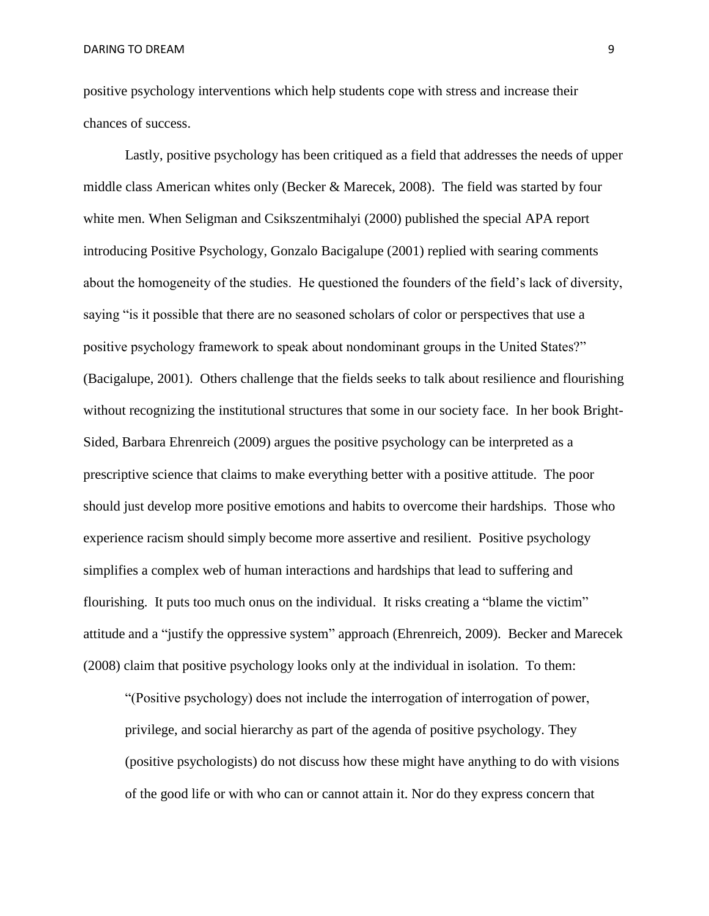positive psychology interventions which help students cope with stress and increase their chances of success.

Lastly, positive psychology has been critiqued as a field that addresses the needs of upper middle class American whites only (Becker & Marecek, 2008). The field was started by four white men. When Seligman and Csikszentmihalyi (2000) published the special APA report introducing Positive Psychology, Gonzalo Bacigalupe (2001) replied with searing comments about the homogeneity of the studies. He questioned the founders of the field's lack of diversity, saying "is it possible that there are no seasoned scholars of color or perspectives that use a positive psychology framework to speak about nondominant groups in the United States?" (Bacigalupe, 2001). Others challenge that the fields seeks to talk about resilience and flourishing without recognizing the institutional structures that some in our society face. In her book Bright-Sided, Barbara Ehrenreich (2009) argues the positive psychology can be interpreted as a prescriptive science that claims to make everything better with a positive attitude. The poor should just develop more positive emotions and habits to overcome their hardships. Those who experience racism should simply become more assertive and resilient. Positive psychology simplifies a complex web of human interactions and hardships that lead to suffering and flourishing. It puts too much onus on the individual. It risks creating a "blame the victim" attitude and a "justify the oppressive system" approach (Ehrenreich, 2009). Becker and Marecek (2008) claim that positive psychology looks only at the individual in isolation. To them:

> "(Positive psychology) does not include the interrogation of interrogation of power, privilege, and social hierarchy as part of the agenda of positive psychology. They (positive psychologists) do not discuss how these might have anything to do with visions of the good life or with who can or cannot attain it. Nor do they express concern that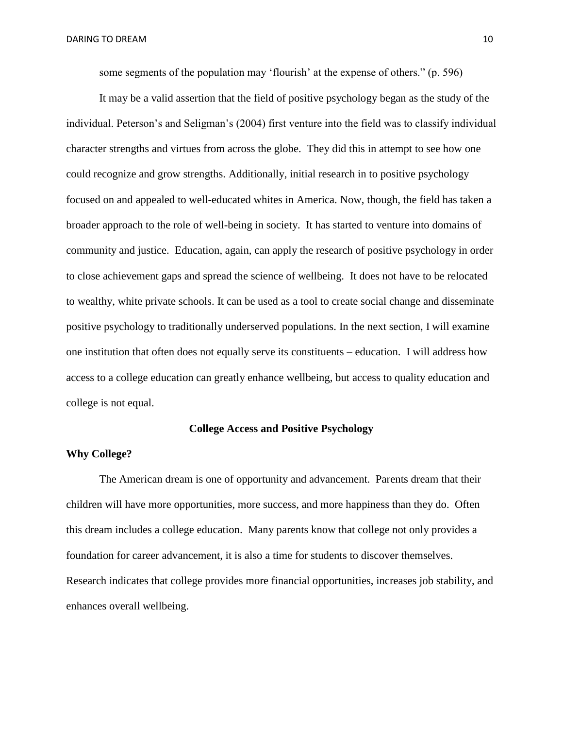some segments of the population may 'flourish' at the expense of others." (p. 596)

It may be a valid assertion that the field of positive psychology began as the study of the individual. Peterson's and Seligman's (2004) first venture into the field was to classify individual character strengths and virtues from across the globe. They did this in attempt to see how one could recognize and grow strengths. Additionally, initial research in to positive psychology focused on and appealed to well-educated whites in America. Now, though, the field has taken a broader approach to the role of well-being in society. It has started to venture into domains of community and justice. Education, again, can apply the research of positive psychology in order to close achievement gaps and spread the science of wellbeing. It does not have to be relocated to wealthy, white private schools. It can be used as a tool to create social change and disseminate positive psychology to traditionally underserved populations. In the next section, I will examine one institution that often does not equally serve its constituents – education. I will address how access to a college education can greatly enhance wellbeing, but access to quality education and college is not equal.

## College Access and Positive Psychology

### Why College?

The American dream is one of opportunity and advancement. Parents dream that their children will have more opportunities, more success, and more happiness than they do. Often this dream includes a college education. Many parents know that college not only provides a foundation for career advancement, it is also a time for students to discover themselves. Research indicates that college provides more financial opportunities, increases job stability, and enhances overall wellbeing.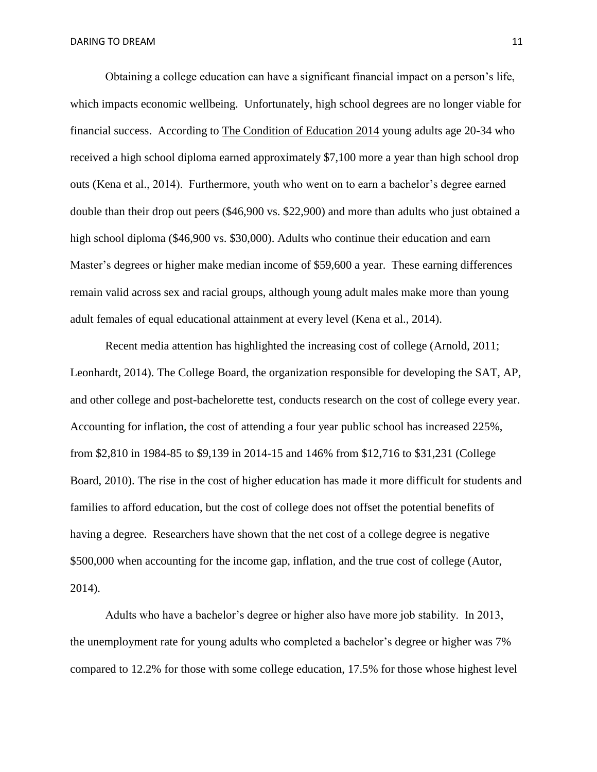Obtaining a college education can have a significant financial impact on a person's life, which impacts economic wellbeing. Unfortunately, high school degrees are no longer viable for financial success. According to The Condition of Education 2014 young adults age 20-34 who received a high school diploma earned approximately $7,100 more a year than high school drop outs (Kena et al., 2014). Furthermore, youth who went on to earn a bachelor's degree earned double than their drop out peers ($46,900 vs. $22,900) and more than adults who just obtained a high school diploma ($46,900 vs. $30,000). Adults who continue their education and earn Master's degrees or higher make median income of $59,600 a year. These earning differences remain valid across sex and racial groups, although young adult males make more than young adult females of equal educational attainment at every level (Kena et al., 2014).

Recent media attention has highlighted the increasing cost of college (Arnold, 2011; Leonhardt, 2014). The College Board, the organization responsible for developing the SAT, AP, and other college and post-bachelorette test, conducts research on the cost of college every year. Accounting for inflation, the cost of attending a four year public school has increased 225%, from $2,810 in 1984-85 to $9,139 in 2014-15 and 146% from $12,716 to $31,231 (College Board, 2010). The rise in the cost of higher education has made it more difficult for students and families to afford education, but the cost of college does not offset the potential benefits of having a degree. Researchers have shown that the net cost of a college degree is negative $500,000 when accounting for the income gap, inflation, and the true cost of college (Autor, 2014).

Adults who have a bachelor's degree or higher also have more job stability. In 2013, the unemployment rate for young adults who completed a bachelor's degree or higher was 7% compared to 12.2% for those with some college education, 17.5% for those whose highest level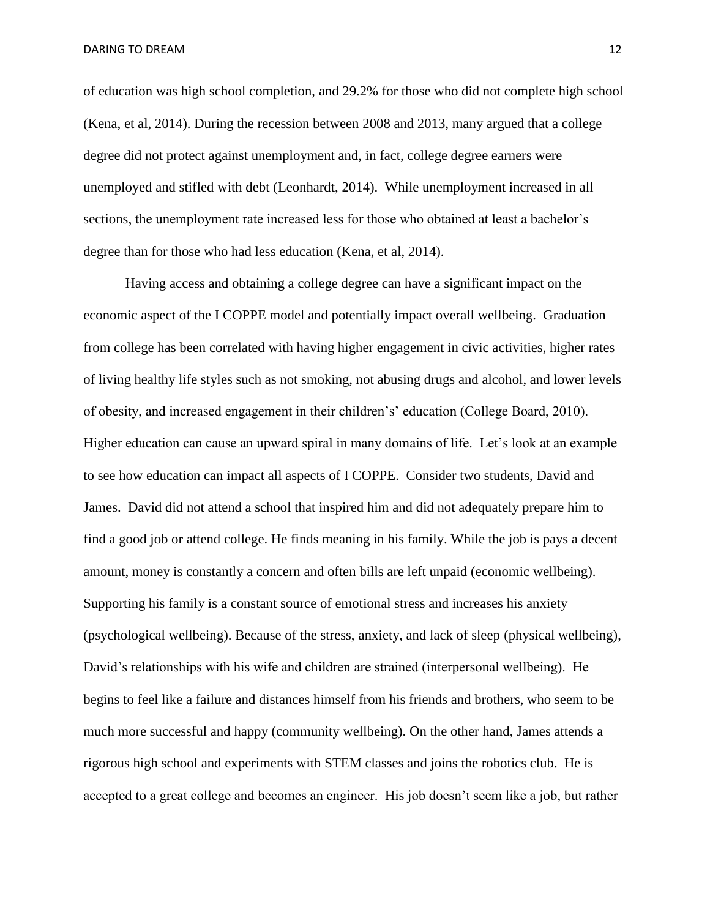of education was high school completion, and 29.2% for those who did not complete high school (Kena, et al, 2014). During the recession between 2008 and 2013, many argued that a college degree did not protect against unemployment and, in fact, college degree earners were unemployed and stifled with debt (Leonhardt, 2014). While unemployment increased in all sections, the unemployment rate increased less for those who obtained at least a bachelor's degree than for those who had less education (Kena, et al, 2014).

Having access and obtaining a college degree can have a significant impact on the economic aspect of the I COPPE model and potentially impact overall wellbeing. Graduation from college has been correlated with having higher engagement in civic activities, higher rates of living healthy life styles such as not smoking, not abusing drugs and alcohol, and lower levels of obesity, and increased engagement in their children's' education (College Board, 2010). Higher education can cause an upward spiral in many domains of life. Let's look at an example to see how education can impact all aspects of I COPPE. Consider two students, David and James. David did not attend a school that inspired him and did not adequately prepare him to find a good job or attend college. He finds meaning in his family. While the job is pays a decent amount, money is constantly a concern and often bills are left unpaid (economic wellbeing). Supporting his family is a constant source of emotional stress and increases his anxiety (psychological wellbeing). Because of the stress, anxiety, and lack of sleep (physical wellbeing), David's relationships with his wife and children are strained (interpersonal wellbeing). He begins to feel like a failure and distances himself from his friends and brothers, who seem to be much more successful and happy (community wellbeing). On the other hand, James attends a rigorous high school and experiments with STEM classes and joins the robotics club. He is accepted to a great college and becomes an engineer. His job doesn't seem like a job, but rather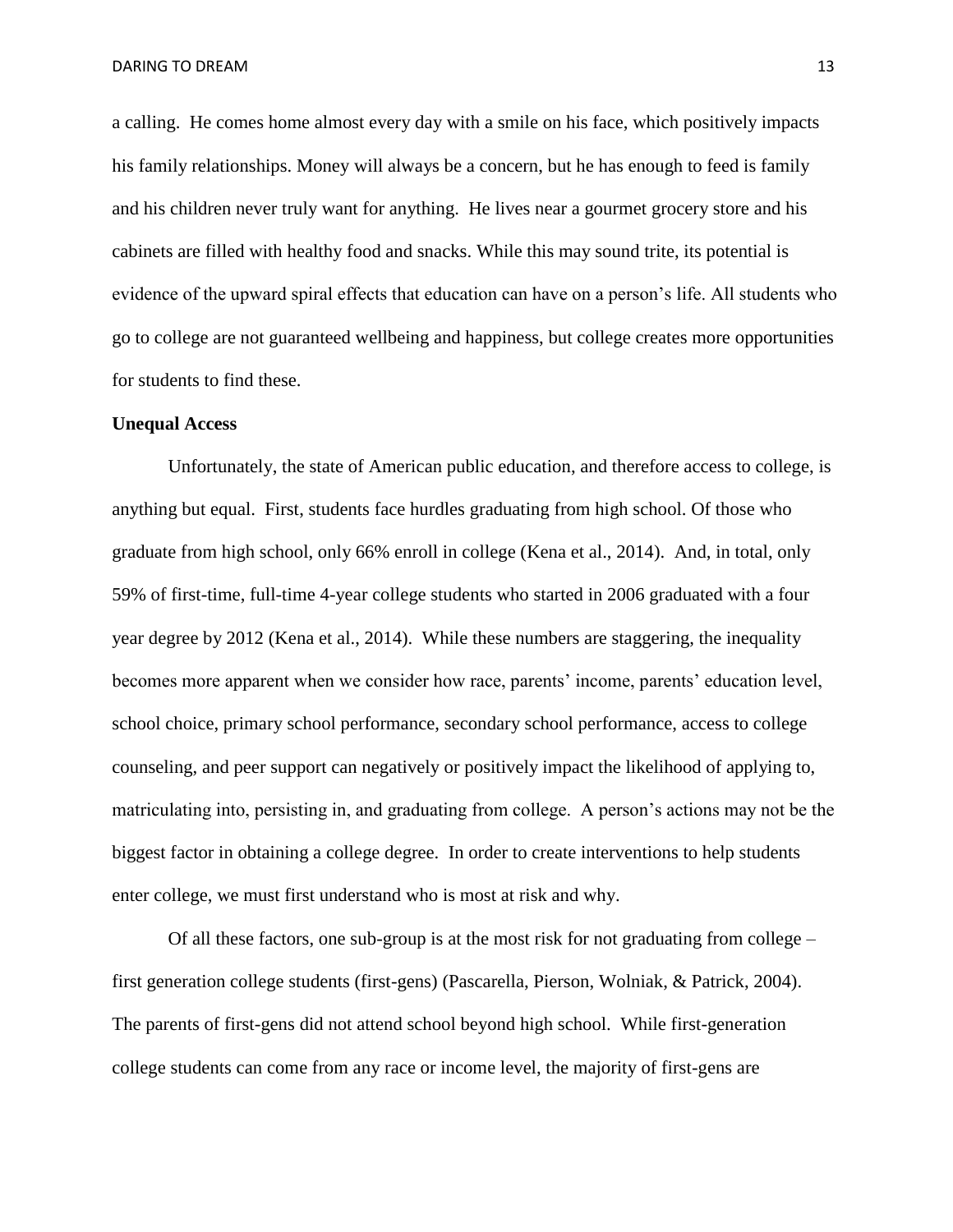a calling. He comes home almost every day with a smile on his face, which positively impacts his family relationships. Money will always be a concern, but he has enough to feed is family and his children never truly want for anything. He lives near a gourmet grocery store and his cabinets are filled with healthy food and snacks. While this may sound trite, its potential is evidence of the upward spiral effects that education can have on a person's life. All students who go to college are not guaranteed wellbeing and happiness, but college creates more opportunities for students to find these.

**Unequal Access**

Unfortunately, the state of American public education, and therefore access to college, is anything but equal. First, students face hurdles graduating from high school. Of those who graduate from high school, only 66% enroll in college (Kena et al., 2014). And, in total, only 59% of first-time, full-time 4-year college students who started in 2006 graduated with a four year degree by 2012 (Kena et al., 2014). While these numbers are staggering, the inequality becomes more apparent when we consider how race, parents' income, parents' education level, school choice, primary school performance, secondary school performance, access to college counseling, and peer support can negatively or positively impact the likelihood of applying to, matriculating into, persisting in, and graduating from college. A person's actions may not be the biggest factor in obtaining a college degree. In order to create interventions to help students enter college, we must first understand who is most at risk and why.

Of all these factors, one sub-group is at the most risk for not graduating from college – first generation college students (first-gens) (Pascarella, Pierson, Wolniak, & Patrick, 2004). The parents of first-gens did not attend school beyond high school. While first-generation college students can come from any race or income level, the majority of first-gens are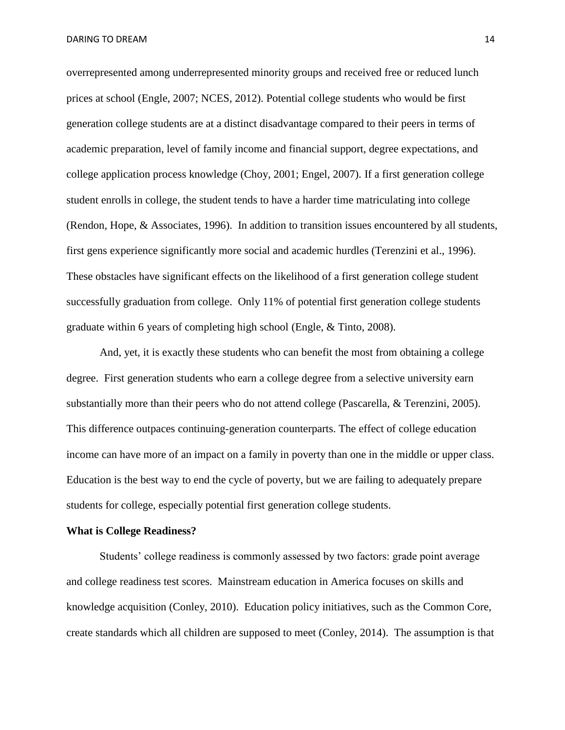overrepresented among underrepresented minority groups and received free or reduced lunch prices at school (Engle, 2007; NCES, 2012). Potential college students who would be first generation college students are at a distinct disadvantage compared to their peers in terms of academic preparation, level of family income and financial support, degree expectations, and college application process knowledge (Choy, 2001; Engel, 2007). If a first generation college student enrolls in college, the student tends to have a harder time matriculating into college (Rendon, Hope, & Associates, 1996). In addition to transition issues encountered by all students, first gens experience significantly more social and academic hurdles (Terenzini et al., 1996). These obstacles have significant effects on the likelihood of a first generation college student successfully graduation from college. Only 11% of potential first generation college students graduate within 6 years of completing high school (Engle, & Tinto, 2008).

And, yet, it is exactly these students who can benefit the most from obtaining a college degree. First generation students who earn a college degree from a selective university earn substantially more than their peers who do not attend college (Pascarella, & Terenzini, 2005). This difference outpaces continuing-generation counterparts. The effect of college education income can have more of an impact on a family in poverty than one in the middle or upper class. Education is the best way to end the cycle of poverty, but we are failing to adequately prepare students for college, especially potential first generation college students.

**What is College Readiness?**

Students' college readiness is commonly assessed by two factors: grade point average and college readiness test scores. Mainstream education in America focuses on skills and knowledge acquisition (Conley, 2010). Education policy initiatives, such as the Common Core, create standards which all children are supposed to meet (Conley, 2014). The assumption is that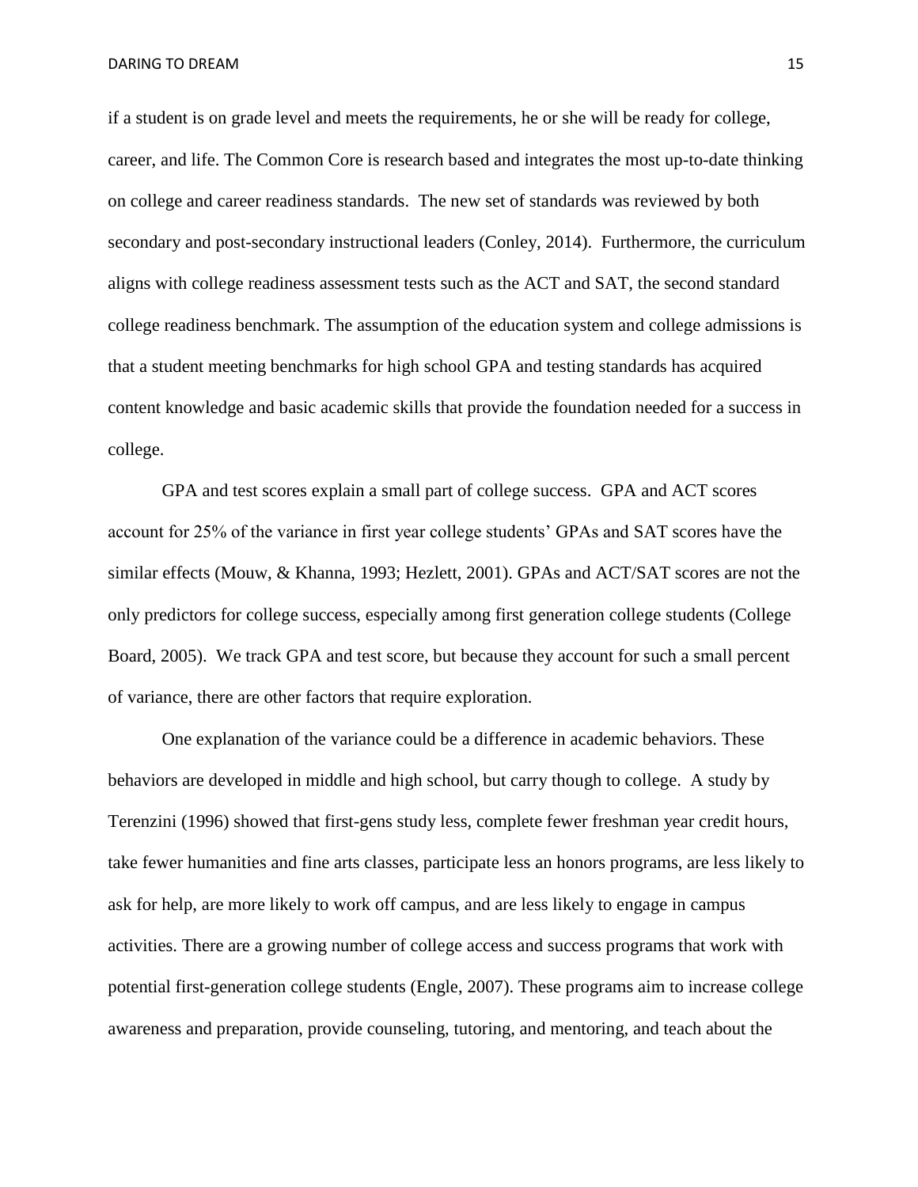if a student is on grade level and meets the requirements, he or she will be ready for college, career, and life. The Common Core is research based and integrates the most up-to-date thinking on college and career readiness standards. The new set of standards was reviewed by both secondary and post-secondary instructional leaders (Conley, 2014). Furthermore, the curriculum aligns with college readiness assessment tests such as the ACT and SAT, the second standard college readiness benchmark. The assumption of the education system and college admissions is that a student meeting benchmarks for high school GPA and testing standards has acquired content knowledge and basic academic skills that provide the foundation needed for a success in college.

GPA and test scores explain a small part of college success. GPA and ACT scores account for 25% of the variance in first year college students' GPAs and SAT scores have the similar effects (Mouw, & Khanna, 1993; Hezlett, 2001). GPAs and ACT/SAT scores are not the only predictors for college success, especially among first generation college students (College Board, 2005). We track GPA and test score, but because they account for such a small percent of variance, there are other factors that require exploration.

One explanation of the variance could be a difference in academic behaviors. These behaviors are developed in middle and high school, but carry though to college. A study by Terenzini (1996) showed that first-gens study less, complete fewer freshman year credit hours, take fewer humanities and fine arts classes, participate less an honors programs, are less likely to ask for help, are more likely to work off campus, and are less likely to engage in campus activities. There are a growing number of college access and success programs that work with potential first-generation college students (Engle, 2007). These programs aim to increase college awareness and preparation, provide counseling, tutoring, and mentoring, and teach about the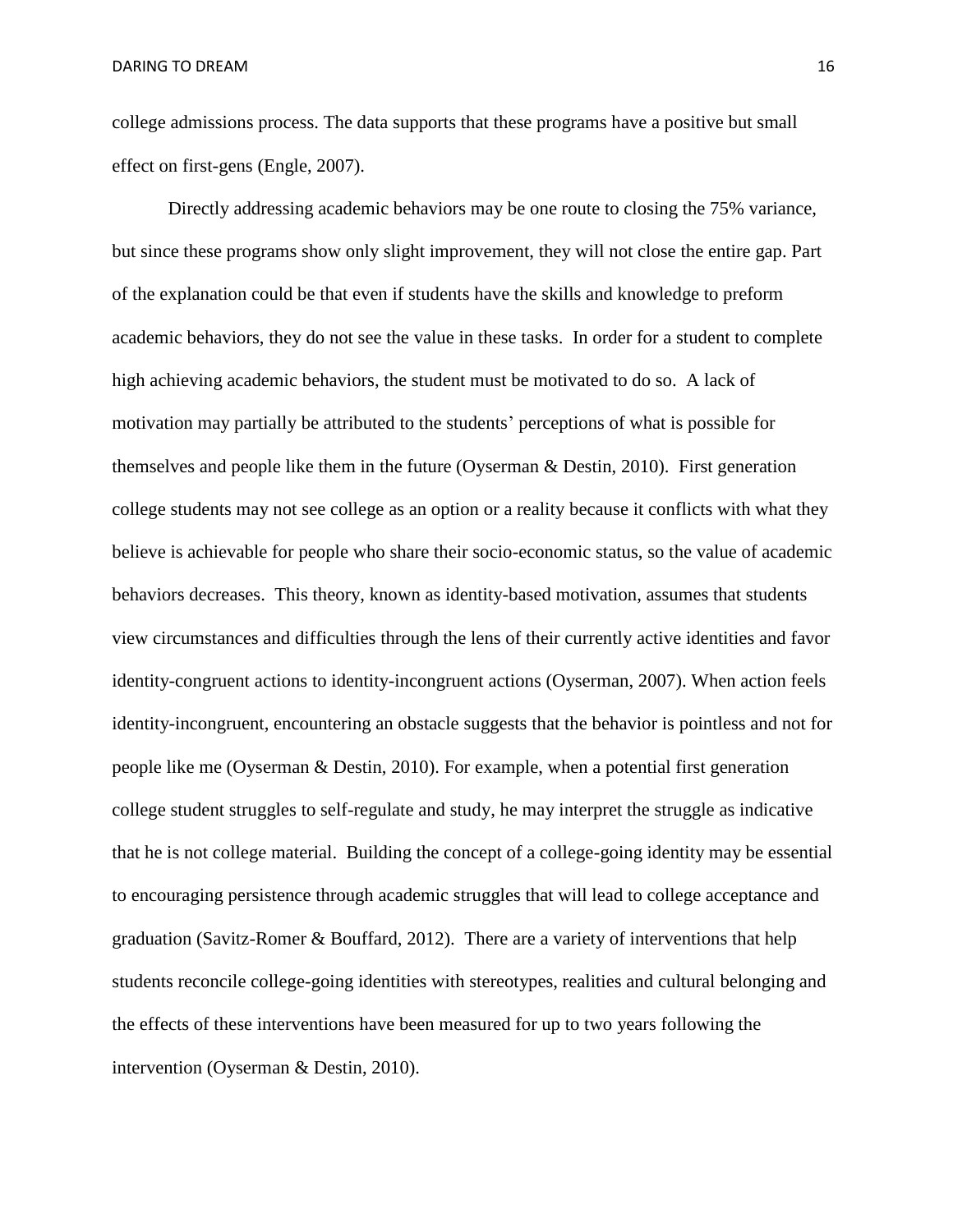college admissions process. The data supports that these programs have a positive but small effect on first-gens (Engle, 2007).

Directly addressing academic behaviors may be one route to closing the 75% variance, but since these programs show only slight improvement, they will not close the entire gap. Part of the explanation could be that even if students have the skills and knowledge to preform academic behaviors, they do not see the value in these tasks. In order for a student to complete high achieving academic behaviors, the student must be motivated to do so. A lack of motivation may partially be attributed to the students' perceptions of what is possible for themselves and people like them in the future (Oyserman & Destin, 2010). First generation college students may not see college as an option or a reality because it conflicts with what they believe is achievable for people who share their socio-economic status, so the value of academic behaviors decreases. This theory, known as identity-based motivation, assumes that students view circumstances and difficulties through the lens of their currently active identities and favor identity-congruent actions to identity-incongruent actions (Oyserman, 2007). When action feels identity-incongruent, encountering an obstacle suggests that the behavior is pointless and not for people like me (Oyserman & Destin, 2010). For example, when a potential first generation college student struggles to self-regulate and study, he may interpret the struggle as indicative that he is not college material. Building the concept of a college-going identity may be essential to encouraging persistence through academic struggles that will lead to college acceptance and graduation (Savitz-Romer & Bouffard, 2012). There are a variety of interventions that help students reconcile college-going identities with stereotypes, realities and cultural belonging and the effects of these interventions have been measured for up to two years following the intervention (Oyserman & Destin, 2010).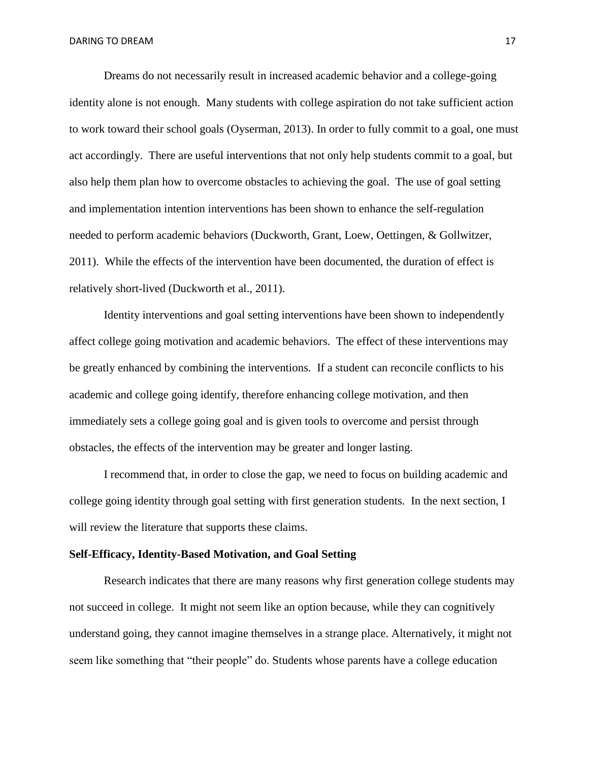Dreams do not necessarily result in increased academic behavior and a college-going identity alone is not enough. Many students with college aspiration do not take sufficient action to work toward their school goals (Oyserman, 2013). In order to fully commit to a goal, one must act accordingly. There are useful interventions that not only help students commit to a goal, but also help them plan how to overcome obstacles to achieving the goal. The use of goal setting and implementation intention interventions has been shown to enhance the self-regulation needed to perform academic behaviors (Duckworth, Grant, Loew, Oettingen, & Gollwitzer, 2011). While the effects of the intervention have been documented, the duration of effect is relatively short-lived (Duckworth et al., 2011).

Identity interventions and goal setting interventions have been shown to independently affect college going motivation and academic behaviors. The effect of these interventions may be greatly enhanced by combining the interventions. If a student can reconcile conflicts to his academic and college going identify, therefore enhancing college motivation, and then immediately sets a college going goal and is given tools to overcome and persist through obstacles, the effects of the intervention may be greater and longer lasting.

I recommend that, in order to close the gap, we need to focus on building academic and college going identity through goal setting with first generation students. In the next section, I will review the literature that supports these claims.

**Self-Efficacy, Identity-Based Motivation, and Goal Setting**

Research indicates that there are many reasons why first generation college students may not succeed in college. It might not seem like an option because, while they can cognitively understand going, they cannot imagine themselves in a strange place. Alternatively, it might not seem like something that "their people" do. Students whose parents have a college education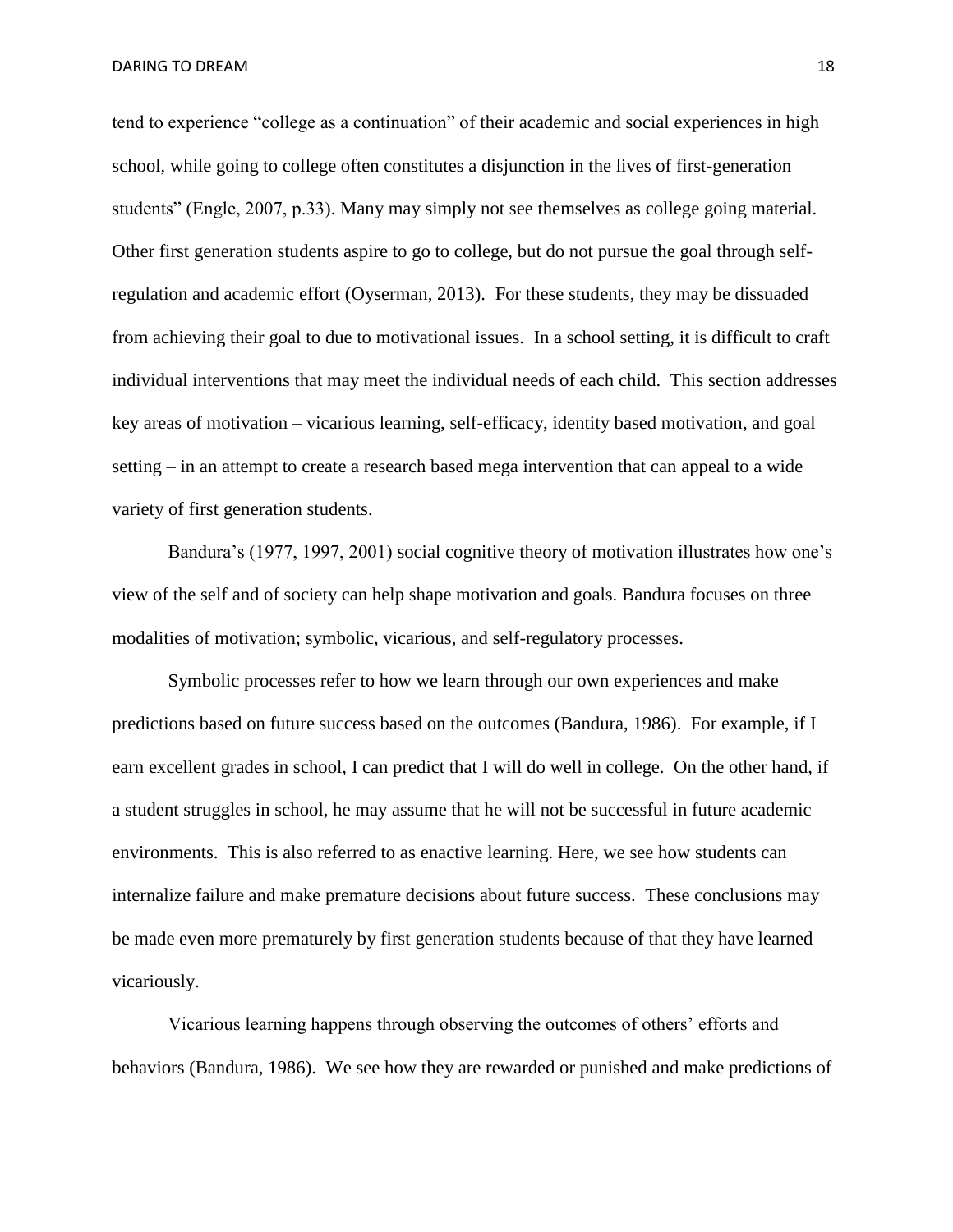tend to experience "college as a continuation" of their academic and social experiences in high school, while going to college often constitutes a disjunction in the lives of first-generation students" (Engle, 2007, p.33). Many may simply not see themselves as college going material. Other first generation students aspire to go to college, but do not pursue the goal through self-regulation and academic effort (Oyserman, 2013). For these students, they may be dissuaded from achieving their goal to due to motivational issues. In a school setting, it is difficult to craft individual interventions that may meet the individual needs of each child. This section addresses key areas of motivation – vicarious learning, self-efficacy, identity based motivation, and goal setting – in an attempt to create a research based mega intervention that can appeal to a wide variety of first generation students.

Bandura's (1977, 1997, 2001) social cognitive theory of motivation illustrates how one's view of the self and of society can help shape motivation and goals. Bandura focuses on three modalities of motivation; symbolic, vicarious, and self-regulatory processes.

Symbolic processes refer to how we learn through our own experiences and make predictions based on future success based on the outcomes (Bandura, 1986). For example, if I earn excellent grades in school, I can predict that I will do well in college. On the other hand, if a student struggles in school, he may assume that he will not be successful in future academic environments. This is also referred to as enactive learning. Here, we see how students can internalize failure and make premature decisions about future success. These conclusions may be made even more prematurely by first generation students because of that they have learned vicariously.

Vicarious learning happens through observing the outcomes of others' efforts and behaviors (Bandura, 1986). We see how they are rewarded or punished and make predictions of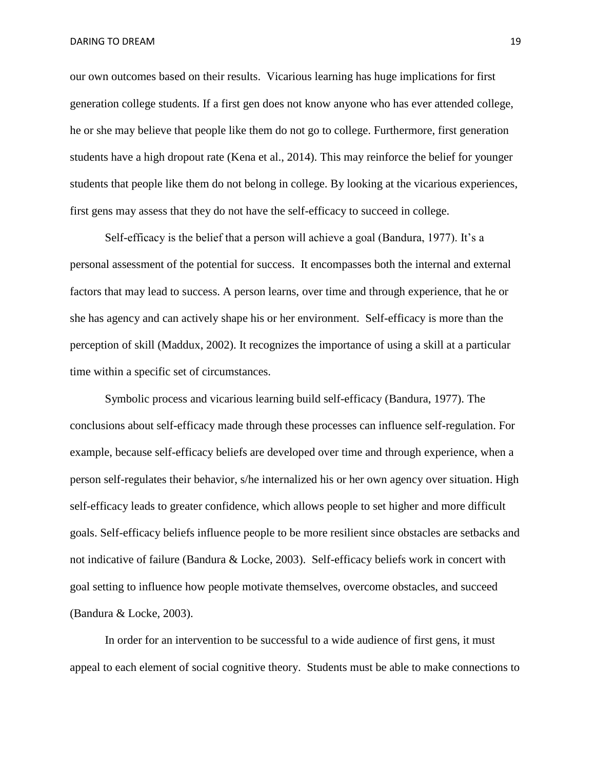our own outcomes based on their results. Vicarious learning has huge implications for first generation college students. If a first gen does not know anyone who has ever attended college, he or she may believe that people like them do not go to college. Furthermore, first generation students have a high dropout rate (Kena et al., 2014). This may reinforce the belief for younger students that people like them do not belong in college. By looking at the vicarious experiences, first gens may assess that they do not have the self-efficacy to succeed in college.

Self-efficacy is the belief that a person will achieve a goal (Bandura, 1977). It's a personal assessment of the potential for success. It encompasses both the internal and external factors that may lead to success. A person learns, over time and through experience, that he or she has agency and can actively shape his or her environment. Self-efficacy is more than the perception of skill (Maddux, 2002). It recognizes the importance of using a skill at a particular time within a specific set of circumstances.

Symbolic process and vicarious learning build self-efficacy (Bandura, 1977). The conclusions about self-efficacy made through these processes can influence self-regulation. For example, because self-efficacy beliefs are developed over time and through experience, when a person self-regulates their behavior, s/he internalized his or her own agency over situation. High self-efficacy leads to greater confidence, which allows people to set higher and more difficult goals. Self-efficacy beliefs influence people to be more resilient since obstacles are setbacks and not indicative of failure (Bandura & Locke, 2003). Self-efficacy beliefs work in concert with goal setting to influence how people motivate themselves, overcome obstacles, and succeed (Bandura & Locke, 2003).

In order for an intervention to be successful to a wide audience of first gens, it must appeal to each element of social cognitive theory. Students must be able to make connections to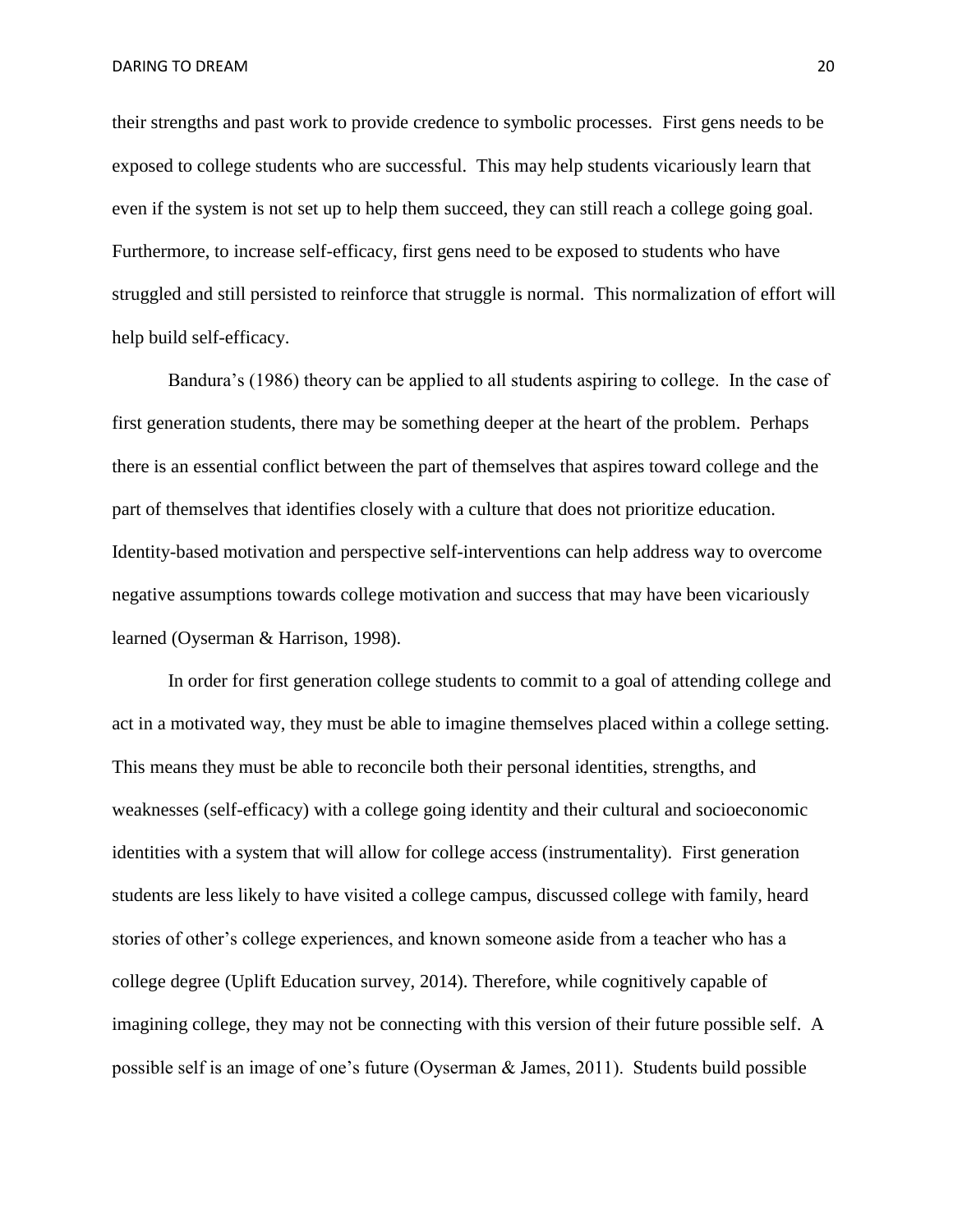their strengths and past work to provide credence to symbolic processes. First gens needs to be exposed to college students who are successful. This may help students vicariously learn that even if the system is not set up to help them succeed, they can still reach a college going goal. Furthermore, to increase self-efficacy, first gens need to be exposed to students who have struggled and still persisted to reinforce that struggle is normal. This normalization of effort will help build self-efficacy.

Bandura's (1986) theory can be applied to all students aspiring to college. In the case of first generation students, there may be something deeper at the heart of the problem. Perhaps there is an essential conflict between the part of themselves that aspires toward college and the part of themselves that identifies closely with a culture that does not prioritize education. Identity-based motivation and perspective self-interventions can help address way to overcome negative assumptions towards college motivation and success that may have been vicariously learned (Oyserman & Harrison, 1998).

In order for first generation college students to commit to a goal of attending college and act in a motivated way, they must be able to imagine themselves placed within a college setting. This means they must be able to reconcile both their personal identities, strengths, and weaknesses (self-efficacy) with a college going identity and their cultural and socioeconomic identities with a system that will allow for college access (instrumentality). First generation students are less likely to have visited a college campus, discussed college with family, heard stories of other's college experiences, and known someone aside from a teacher who has a college degree (Uplift Education survey, 2014). Therefore, while cognitively capable of imagining college, they may not be connecting with this version of their future possible self. A possible self is an image of one's future (Oyserman & James, 2011). Students build possible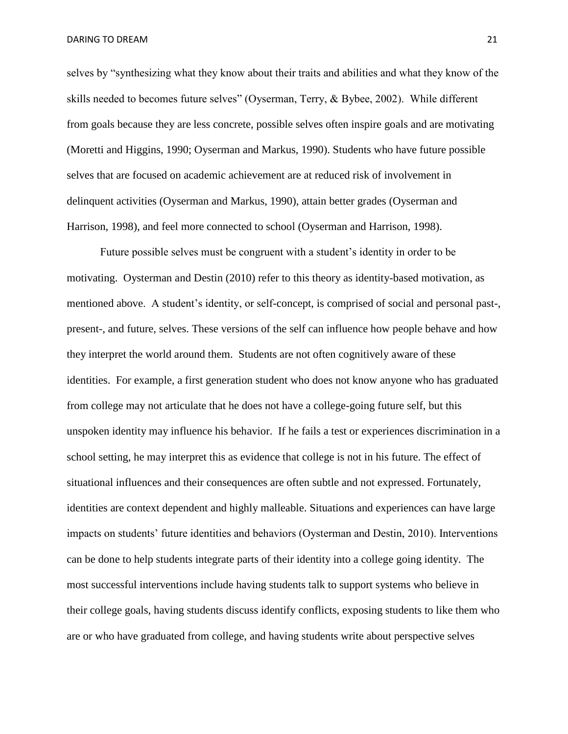selves by "synthesizing what they know about their traits and abilities and what they know of the skills needed to becomes future selves" (Oyserman, Terry, & Bybee, 2002). While different from goals because they are less concrete, possible selves often inspire goals and are motivating (Moretti and Higgins, 1990; Oyserman and Markus, 1990). Students who have future possible selves that are focused on academic achievement are at reduced risk of involvement in delinquent activities (Oyserman and Markus, 1990), attain better grades (Oyserman and Harrison, 1998), and feel more connected to school (Oyserman and Harrison, 1998).

Future possible selves must be congruent with a student's identity in order to be motivating. Oysterman and Destin (2010) refer to this theory as identity-based motivation, as mentioned above. A student's identity, or self-concept, is comprised of social and personal past-, present-, and future, selves. These versions of the self can influence how people behave and how they interpret the world around them. Students are not often cognitively aware of these identities. For example, a first generation student who does not know anyone who has graduated from college may not articulate that he does not have a college-going future self, but this unspoken identity may influence his behavior. If he fails a test or experiences discrimination in a school setting, he may interpret this as evidence that college is not in his future. The effect of situational influences and their consequences are often subtle and not expressed. Fortunately, identities are context dependent and highly malleable. Situations and experiences can have large impacts on students' future identities and behaviors (Oysterman and Destin, 2010). Interventions can be done to help students integrate parts of their identity into a college going identity. The most successful interventions include having students talk to support systems who believe in their college goals, having students discuss identify conflicts, exposing students to like them who are or who have graduated from college, and having students write about perspective selves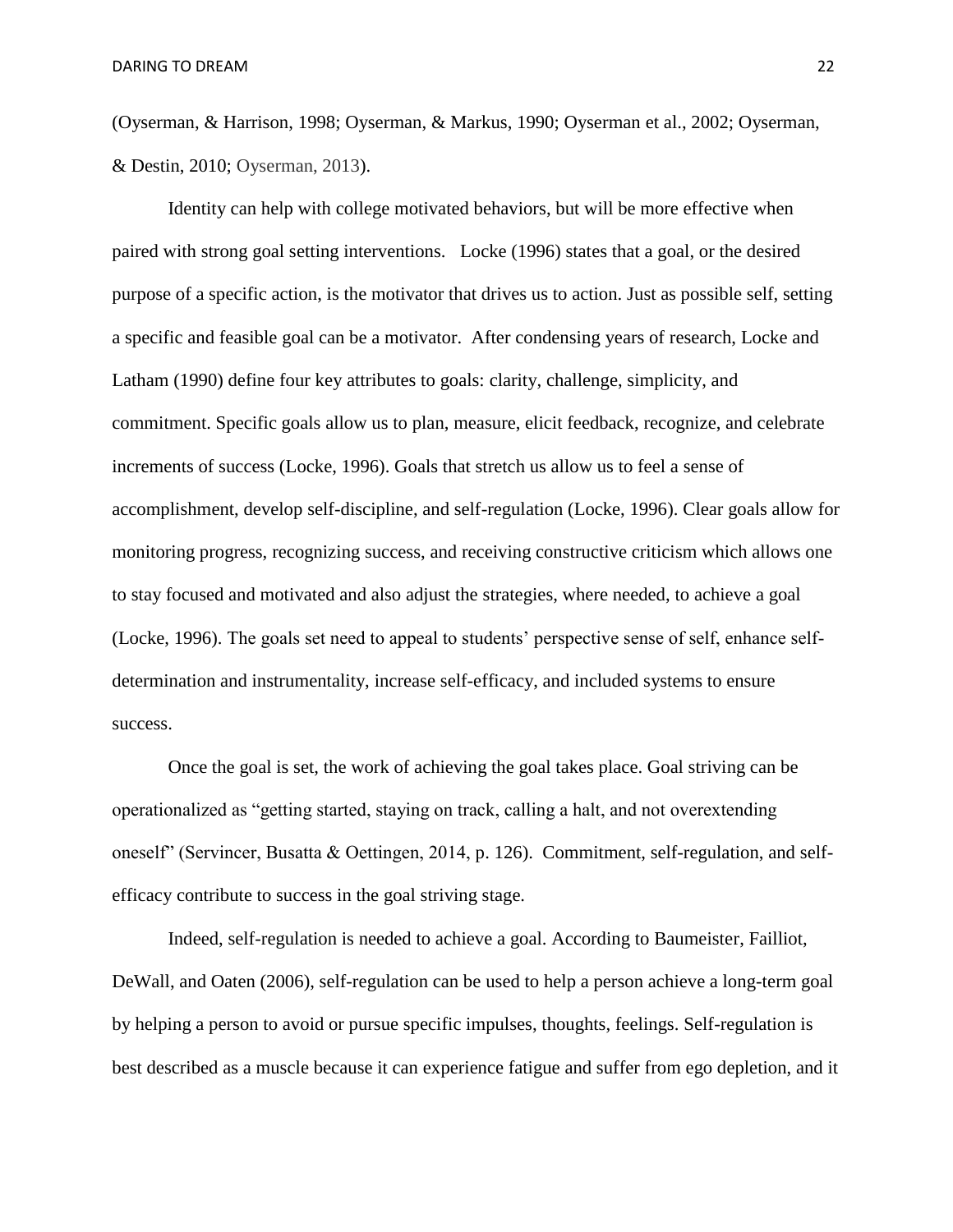(Oyserman, & Harrison, 1998; Oyserman, & Markus, 1990; Oyserman et al., 2002; Oyserman, & Destin, 2010; Oyserman, 2013).

Identity can help with college motivated behaviors, but will be more effective when paired with strong goal setting interventions. Locke (1996) states that a goal, or the desired purpose of a specific action, is the motivator that drives us to action. Just as possible self, setting a specific and feasible goal can be a motivator. After condensing years of research, Locke and Latham (1990) define four key attributes to goals: clarity, challenge, simplicity, and commitment. Specific goals allow us to plan, measure, elicit feedback, recognize, and celebrate increments of success (Locke, 1996). Goals that stretch us allow us to feel a sense of accomplishment, develop self-discipline, and self-regulation (Locke, 1996). Clear goals allow for monitoring progress, recognizing success, and receiving constructive criticism which allows one to stay focused and motivated and also adjust the strategies, where needed, to achieve a goal (Locke, 1996). The goals set need to appeal to students' perspective sense of self, enhance self-determination and instrumentality, increase self-efficacy, and included systems to ensure success.

Once the goal is set, the work of achieving the goal takes place. Goal striving can be operationalized as "getting started, staying on track, calling a halt, and not overextending oneself" (Servincer, Busatta & Oettingen, 2014, p. 126). Commitment, self-regulation, and self-efficacy contribute to success in the goal striving stage.

Indeed, self-regulation is needed to achieve a goal. According to Baumeister, Failliot, DeWall, and Oaten (2006), self-regulation can be used to help a person achieve a long-term goal by helping a person to avoid or pursue specific impulses, thoughts, feelings. Self-regulation is best described as a muscle because it can experience fatigue and suffer from ego depletion, and it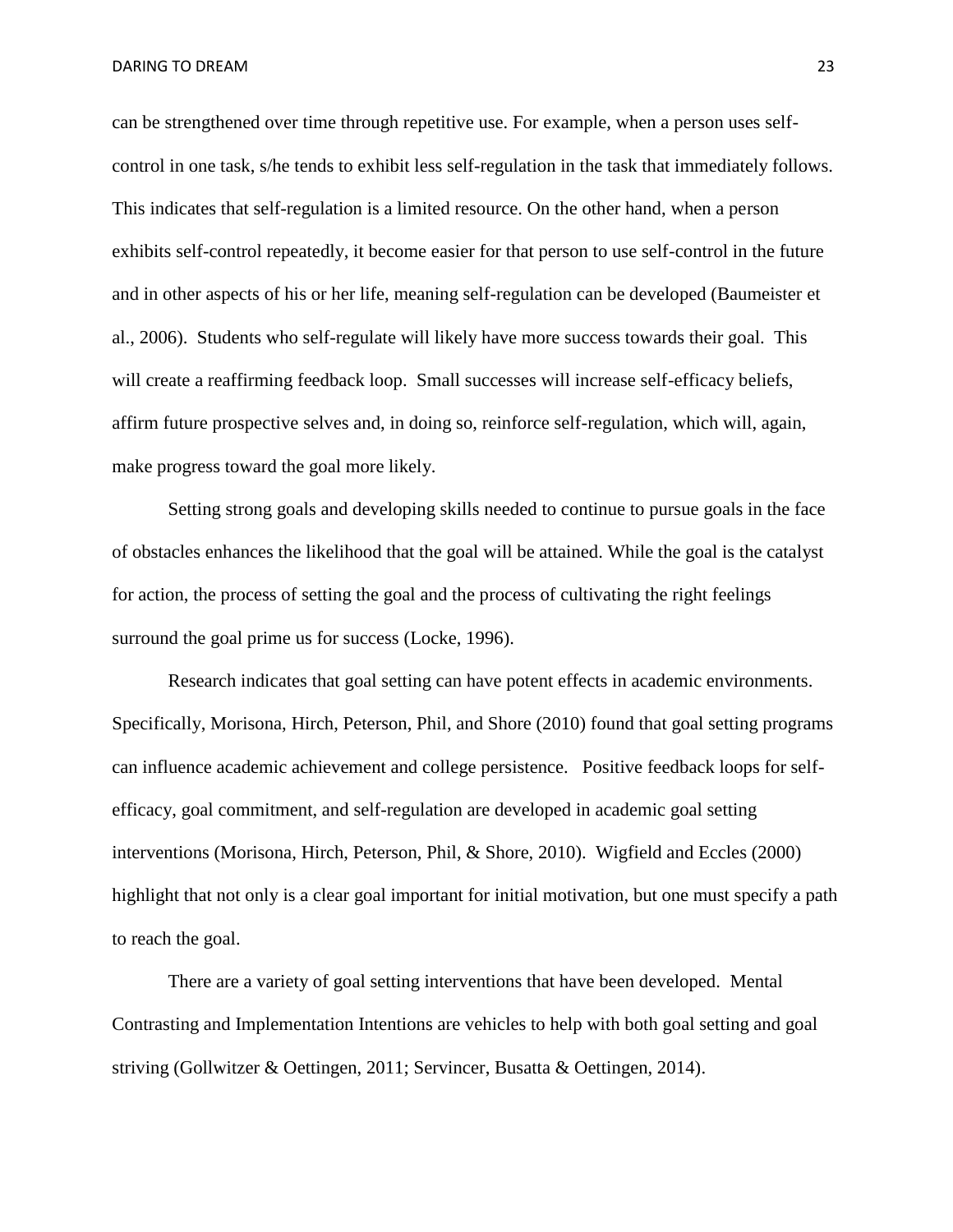can be strengthened over time through repetitive use. For example, when a person uses self-control in one task, s/he tends to exhibit less self-regulation in the task that immediately follows. This indicates that self-regulation is a limited resource. On the other hand, when a person exhibits self-control repeatedly, it become easier for that person to use self-control in the future and in other aspects of his or her life, meaning self-regulation can be developed (Baumeister et al., 2006). Students who self-regulate will likely have more success towards their goal. This will create a reaffirming feedback loop. Small successes will increase self-efficacy beliefs, affirm future prospective selves and, in doing so, reinforce self-regulation, which will, again, make progress toward the goal more likely.

Setting strong goals and developing skills needed to continue to pursue goals in the face of obstacles enhances the likelihood that the goal will be attained. While the goal is the catalyst for action, the process of setting the goal and the process of cultivating the right feelings surround the goal prime us for success (Locke, 1996).

Research indicates that goal setting can have potent effects in academic environments. Specifically, Morisona, Hirch, Peterson, Phil, and Shore (2010) found that goal setting programs can influence academic achievement and college persistence. Positive feedback loops for self-efficacy, goal commitment, and self-regulation are developed in academic goal setting interventions (Morisona, Hirch, Peterson, Phil, & Shore, 2010). Wigfield and Eccles (2000) highlight that not only is a clear goal important for initial motivation, but one must specify a path to reach the goal.

There are a variety of goal setting interventions that have been developed. Mental Contrasting and Implementation Intentions are vehicles to help with both goal setting and goal striving (Gollwitzer & Oettingen, 2011; Servincer, Busatta & Oettingen, 2014).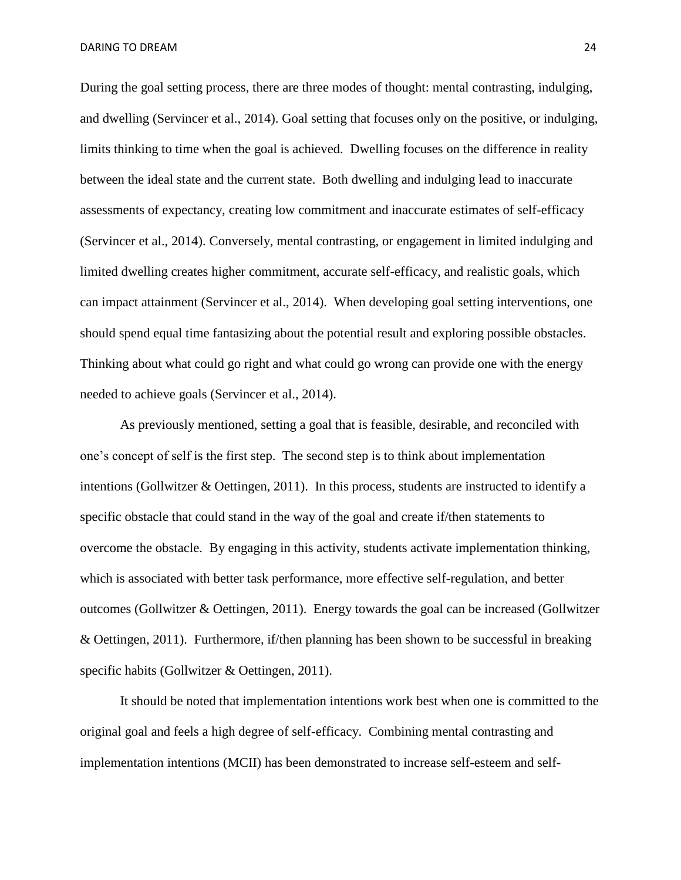During the goal setting process, there are three modes of thought: mental contrasting, indulging, and dwelling (Servincer et al., 2014). Goal setting that focuses only on the positive, or indulging, limits thinking to time when the goal is achieved. Dwelling focuses on the difference in reality between the ideal state and the current state. Both dwelling and indulging lead to inaccurate assessments of expectancy, creating low commitment and inaccurate estimates of self-efficacy (Servincer et al., 2014). Conversely, mental contrasting, or engagement in limited indulging and limited dwelling creates higher commitment, accurate self-efficacy, and realistic goals, which can impact attainment (Servincer et al., 2014). When developing goal setting interventions, one should spend equal time fantasizing about the potential result and exploring possible obstacles. Thinking about what could go right and what could go wrong can provide one with the energy needed to achieve goals (Servincer et al., 2014).

As previously mentioned, setting a goal that is feasible, desirable, and reconciled with one's concept of self is the first step. The second step is to think about implementation intentions (Gollwitzer & Oettingen, 2011). In this process, students are instructed to identify a specific obstacle that could stand in the way of the goal and create if/then statements to overcome the obstacle. By engaging in this activity, students activate implementation thinking, which is associated with better task performance, more effective self-regulation, and better outcomes (Gollwitzer & Oettingen, 2011). Energy towards the goal can be increased (Gollwitzer & Oettingen, 2011). Furthermore, if/then planning has been shown to be successful in breaking specific habits (Gollwitzer & Oettingen, 2011).

It should be noted that implementation intentions work best when one is committed to the original goal and feels a high degree of self-efficacy. Combining mental contrasting and implementation intentions (MCII) has been demonstrated to increase self-esteem and self-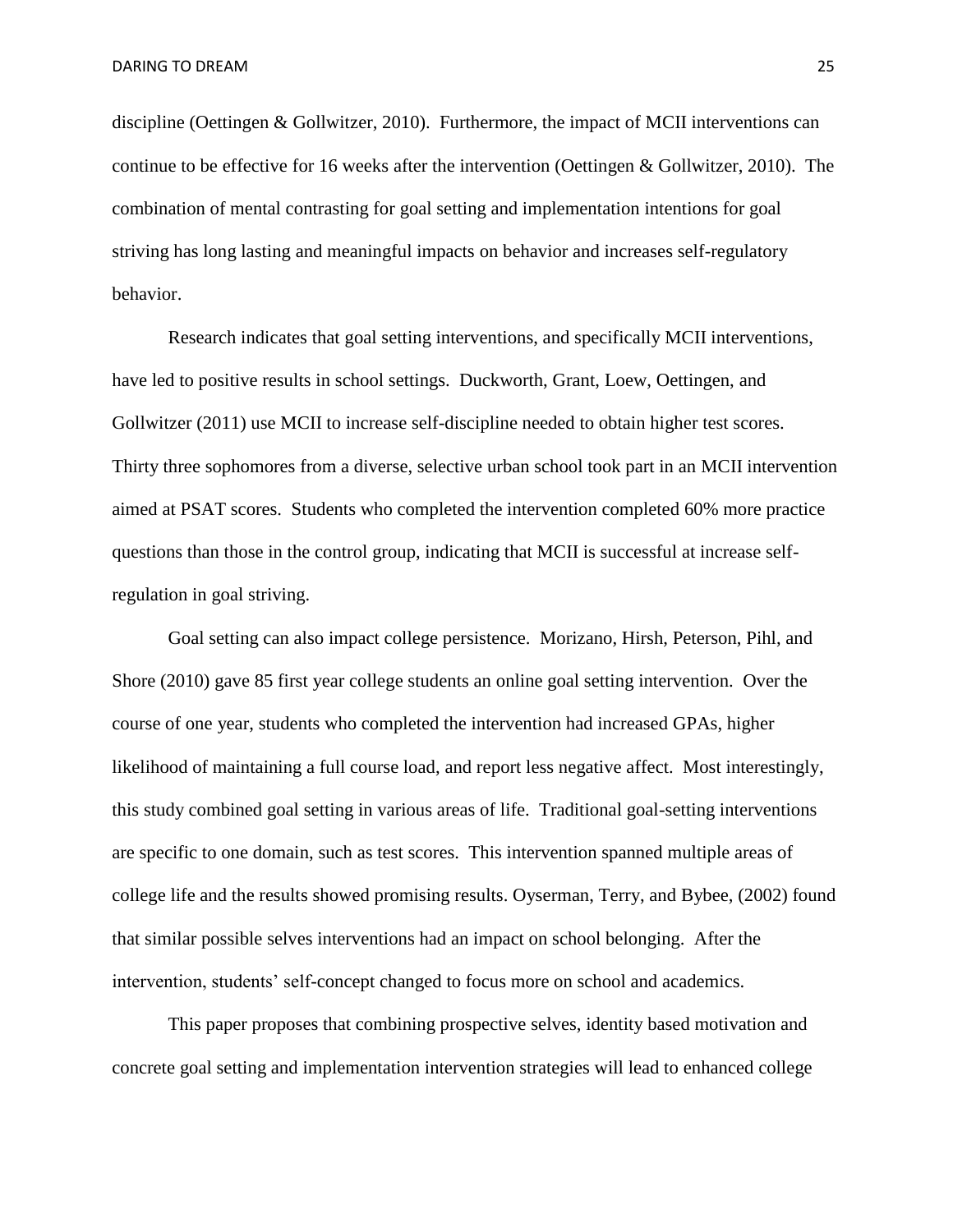discipline (Oettingen & Gollwitzer, 2010). Furthermore, the impact of MCII interventions can continue to be effective for 16 weeks after the intervention (Oettingen & Gollwitzer, 2010). The combination of mental contrasting for goal setting and implementation intentions for goal striving has long lasting and meaningful impacts on behavior and increases self-regulatory behavior.

Research indicates that goal setting interventions, and specifically MCII interventions, have led to positive results in school settings. Duckworth, Grant, Loew, Oettingen, and Gollwitzer (2011) use MCII to increase self-discipline needed to obtain higher test scores. Thirty three sophomores from a diverse, selective urban school took part in an MCII intervention aimed at PSAT scores. Students who completed the intervention completed 60% more practice questions than those in the control group, indicating that MCII is successful at increase self-regulation in goal striving.

Goal setting can also impact college persistence. Morizano, Hirsh, Peterson, Pihl, and Shore (2010) gave 85 first year college students an online goal setting intervention. Over the course of one year, students who completed the intervention had increased GPAs, higher likelihood of maintaining a full course load, and report less negative affect. Most interestingly, this study combined goal setting in various areas of life. Traditional goal-setting interventions are specific to one domain, such as test scores. This intervention spanned multiple areas of college life and the results showed promising results. Oyserman, Terry, and Bybee, (2002) found that similar possible selves interventions had an impact on school belonging. After the intervention, students' self-concept changed to focus more on school and academics.

This paper proposes that combining prospective selves, identity based motivation and concrete goal setting and implementation intervention strategies will lead to enhanced college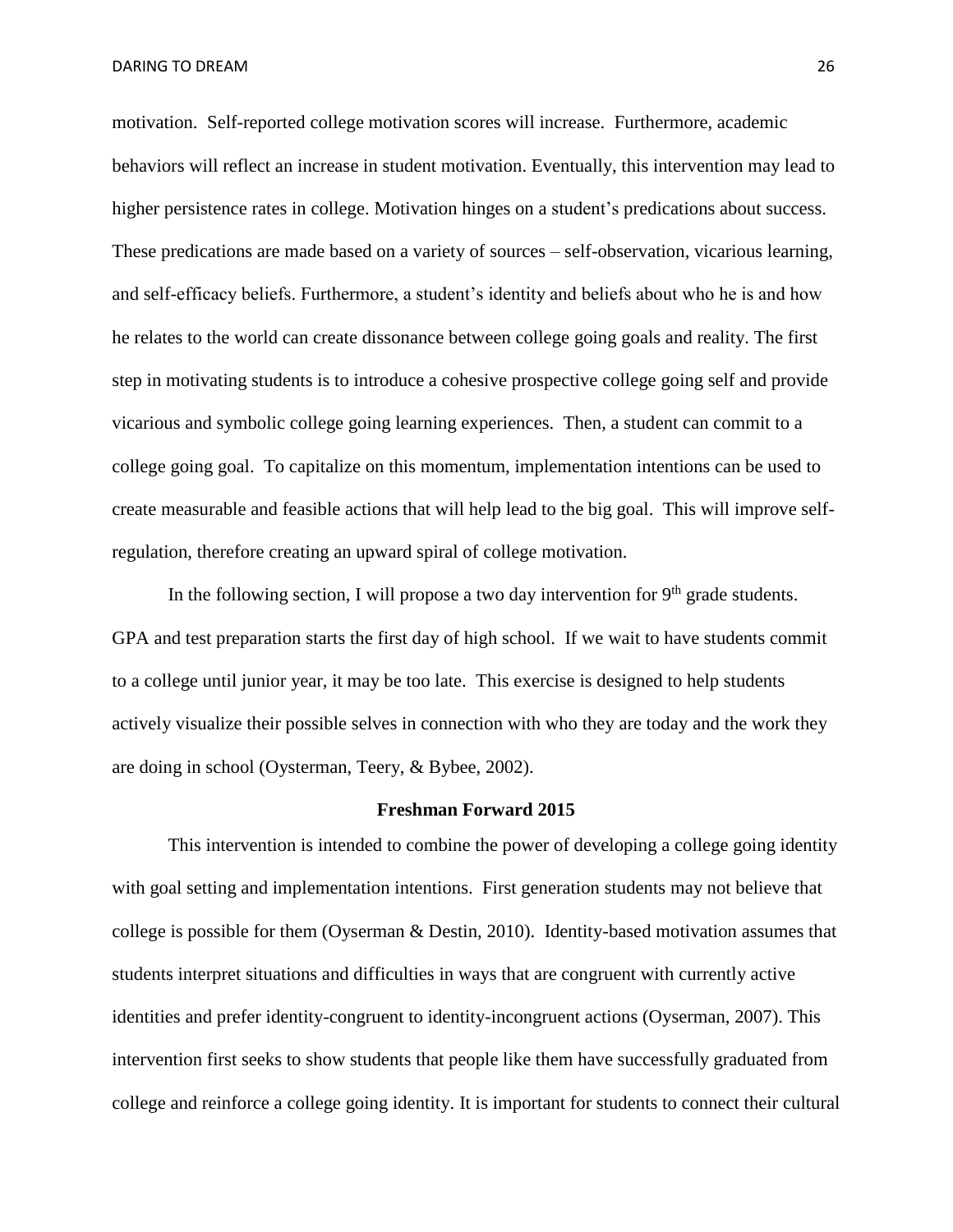motivation. Self-reported college motivation scores will increase. Furthermore, academic behaviors will reflect an increase in student motivation. Eventually, this intervention may lead to higher persistence rates in college. Motivation hinges on a student's predications about success. These predications are made based on a variety of sources – self-observation, vicarious learning, and self-efficacy beliefs. Furthermore, a student's identity and beliefs about who he is and how he relates to the world can create dissonance between college going goals and reality. The first step in motivating students is to introduce a cohesive prospective college going self and provide vicarious and symbolic college going learning experiences. Then, a student can commit to a college going goal. To capitalize on this momentum, implementation intentions can be used to create measurable and feasible actions that will help lead to the big goal. This will improve self-regulation, therefore creating an upward spiral of college motivation.

In the following section, I will propose a two day intervention for 9th grade students. GPA and test preparation starts the first day of high school. If we wait to have students commit to a college until junior year, it may be too late. This exercise is designed to help students actively visualize their possible selves in connection with who they are today and the work they are doing in school (Oysterman, Teery, & Bybee, 2002).

## Freshman Forward 2015

This intervention is intended to combine the power of developing a college going identity with goal setting and implementation intentions. First generation students may not believe that college is possible for them (Oyserman & Destin, 2010). Identity-based motivation assumes that students interpret situations and difficulties in ways that are congruent with currently active identities and prefer identity-congruent to identity-incongruent actions (Oyserman, 2007). This intervention first seeks to show students that people like them have successfully graduated from college and reinforce a college going identity. It is important for students to connect their cultural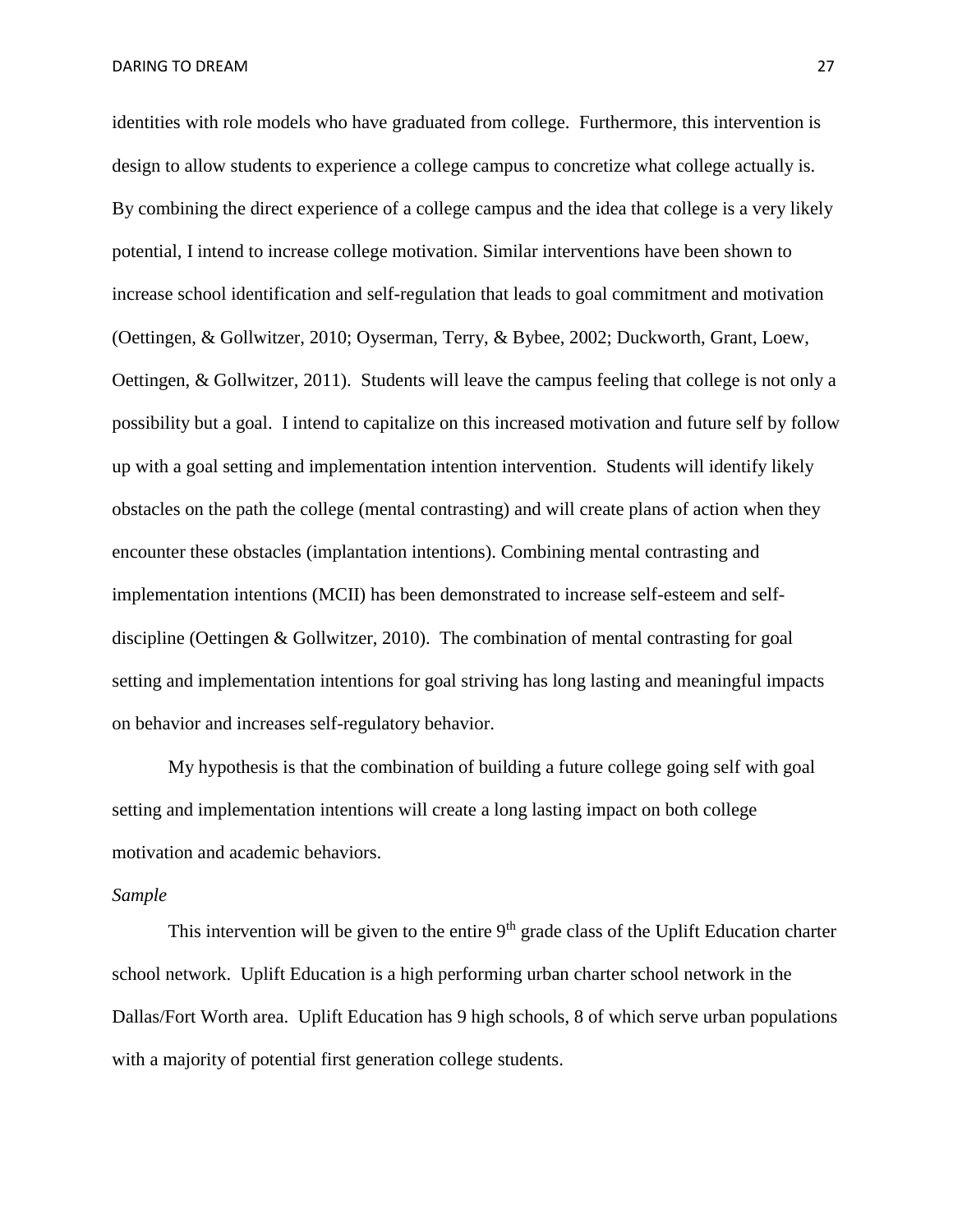identities with role models who have graduated from college. Furthermore, this intervention is design to allow students to experience a college campus to concretize what college actually is. By combining the direct experience of a college campus and the idea that college is a very likely potential, I intend to increase college motivation. Similar interventions have been shown to increase school identification and self-regulation that leads to goal commitment and motivation (Oettingen, & Gollwitzer, 2010; Oyserman, Terry, & Bybee, 2002; Duckworth, Grant, Loew, Oettingen, & Gollwitzer, 2011). Students will leave the campus feeling that college is not only a possibility but a goal. I intend to capitalize on this increased motivation and future self by follow up with a goal setting and implementation intention intervention. Students will identify likely obstacles on the path the college (mental contrasting) and will create plans of action when they encounter these obstacles (implantation intentions). Combining mental contrasting and implementation intentions (MCII) has been demonstrated to increase self-esteem and self-discipline (Oettingen & Gollwitzer, 2010). The combination of mental contrasting for goal setting and implementation intentions for goal striving has long lasting and meaningful impacts on behavior and increases self-regulatory behavior.

My hypothesis is that the combination of building a future college going self with goal setting and implementation intentions will create a long lasting impact on both college motivation and academic behaviors.

*Sample*

This intervention will be given to the entire 9th grade class of the Uplift Education charter school network. Uplift Education is a high performing urban charter school network in the Dallas/Fort Worth area. Uplift Education has 9 high schools, 8 of which serve urban populations with a majority of potential first generation college students.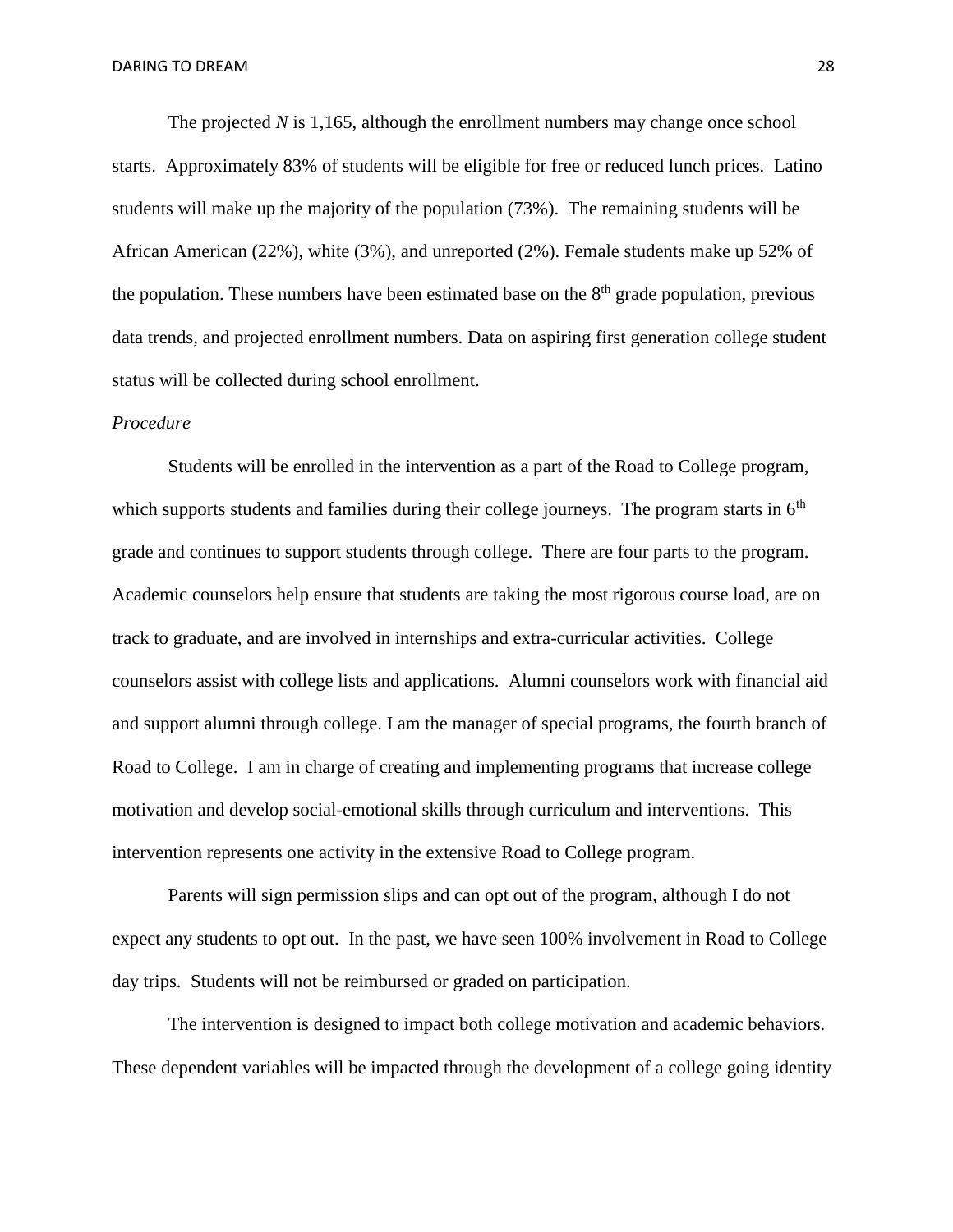The projected *N* is 1,165, although the enrollment numbers may change once school starts. Approximately 83% of students will be eligible for free or reduced lunch prices. Latino students will make up the majority of the population (73%). The remaining students will be African American (22%), white (3%), and unreported (2%). Female students make up 52% of the population. These numbers have been estimated base on the 8th grade population, previous data trends, and projected enrollment numbers. Data on aspiring first generation college student status will be collected during school enrollment.

*Procedure*

Students will be enrolled in the intervention as a part of the Road to College program, which supports students and families during their college journeys. The program starts in 6th grade and continues to support students through college. There are four parts to the program. Academic counselors help ensure that students are taking the most rigorous course load, are on track to graduate, and are involved in internships and extra-curricular activities. College counselors assist with college lists and applications. Alumni counselors work with financial aid and support alumni through college. I am the manager of special programs, the fourth branch of Road to College. I am in charge of creating and implementing programs that increase college motivation and develop social-emotional skills through curriculum and interventions. This intervention represents one activity in the extensive Road to College program.

Parents will sign permission slips and can opt out of the program, although I do not expect any students to opt out. In the past, we have seen 100% involvement in Road to College day trips. Students will not be reimbursed or graded on participation.

The intervention is designed to impact both college motivation and academic behaviors. These dependent variables will be impacted through the development of a college going identity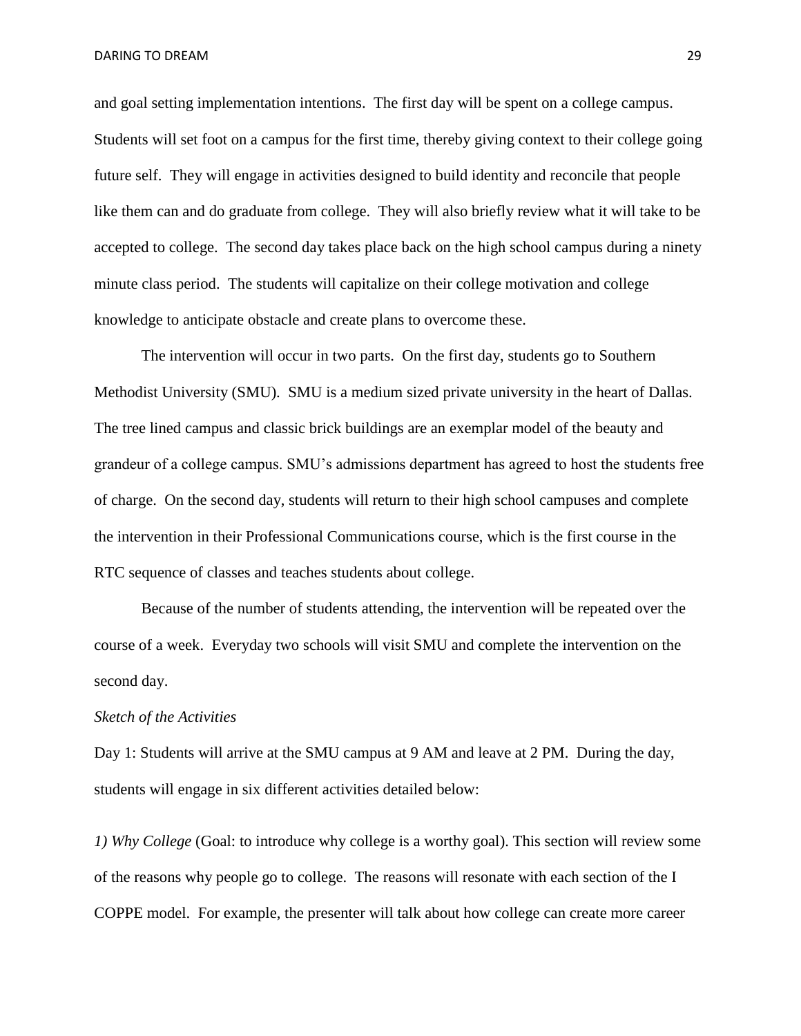and goal setting implementation intentions. The first day will be spent on a college campus. Students will set foot on a campus for the first time, thereby giving context to their college going future self. They will engage in activities designed to build identity and reconcile that people like them can and do graduate from college. They will also briefly review what it will take to be accepted to college. The second day takes place back on the high school campus during a ninety minute class period. The students will capitalize on their college motivation and college knowledge to anticipate obstacle and create plans to overcome these.

The intervention will occur in two parts. On the first day, students go to Southern Methodist University (SMU). SMU is a medium sized private university in the heart of Dallas. The tree lined campus and classic brick buildings are an exemplar model of the beauty and grandeur of a college campus. SMU's admissions department has agreed to host the students free of charge. On the second day, students will return to their high school campuses and complete the intervention in their Professional Communications course, which is the first course in the RTC sequence of classes and teaches students about college.

Because of the number of students attending, the intervention will be repeated over the course of a week. Everyday two schools will visit SMU and complete the intervention on the second day.

*Sketch of the Activities*

Day 1: Students will arrive at the SMU campus at 9 AM and leave at 2 PM. During the day, students will engage in six different activities detailed below:

*1) Why College* (Goal: to introduce why college is a worthy goal). This section will review some of the reasons why people go to college. The reasons will resonate with each section of the I COPPE model. For example, the presenter will talk about how college can create more career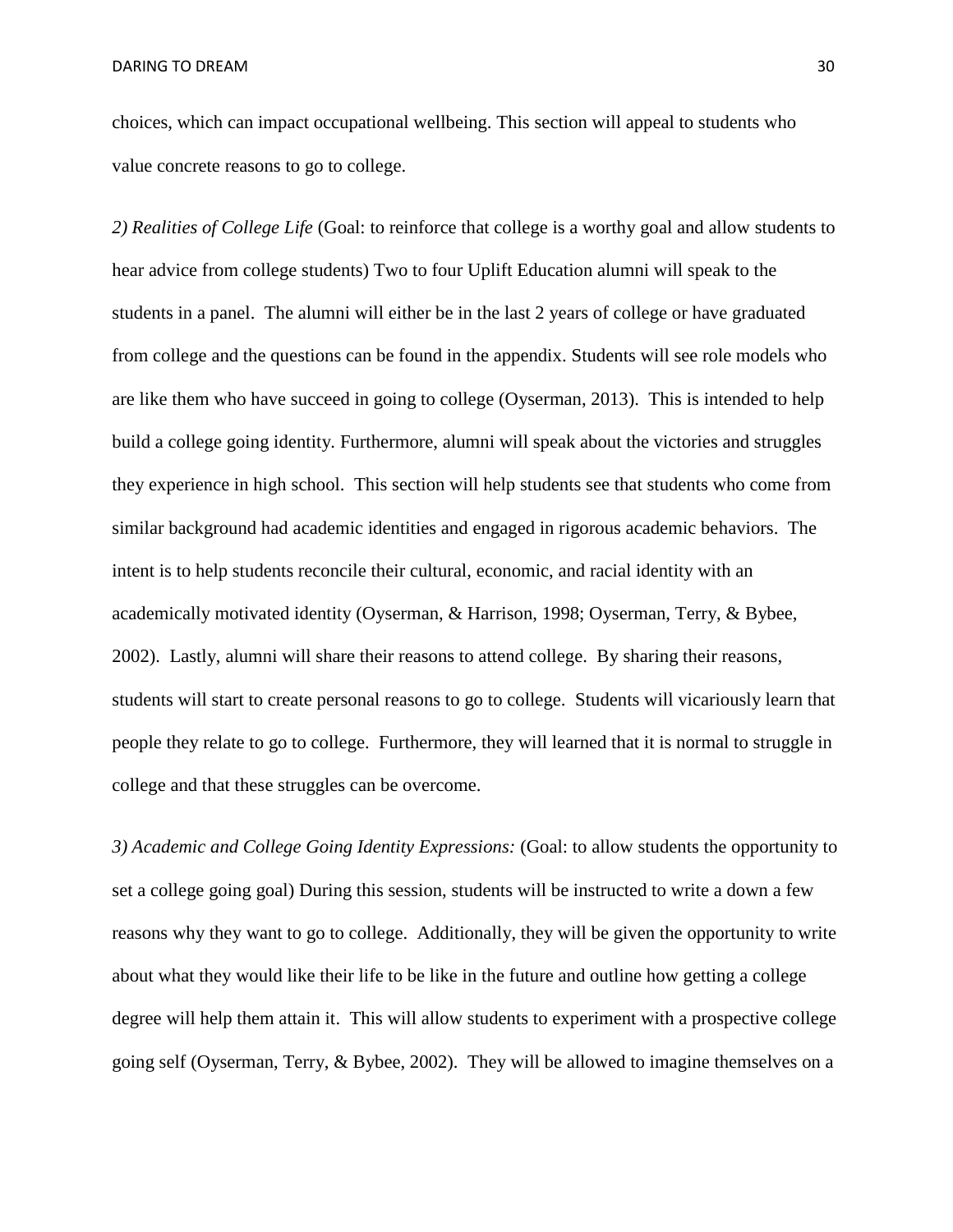choices, which can impact occupational wellbeing. This section will appeal to students who value concrete reasons to go to college.

*2) Realities of College Life* (Goal: to reinforce that college is a worthy goal and allow students to hear advice from college students) Two to four Uplift Education alumni will speak to the students in a panel. The alumni will either be in the last 2 years of college or have graduated from college and the questions can be found in the appendix. Students will see role models who are like them who have succeed in going to college (Oyserman, 2013). This is intended to help build a college going identity. Furthermore, alumni will speak about the victories and struggles they experience in high school. This section will help students see that students who come from similar background had academic identities and engaged in rigorous academic behaviors. The intent is to help students reconcile their cultural, economic, and racial identity with an academically motivated identity (Oyserman, & Harrison, 1998; Oyserman, Terry, & Bybee, 2002). Lastly, alumni will share their reasons to attend college. By sharing their reasons, students will start to create personal reasons to go to college. Students will vicariously learn that people they relate to go to college. Furthermore, they will learned that it is normal to struggle in college and that these struggles can be overcome.

*3) Academic and College Going Identity Expressions:* (Goal: to allow students the opportunity to set a college going goal) During this session, students will be instructed to write a down a few reasons why they want to go to college. Additionally, they will be given the opportunity to write about what they would like their life to be like in the future and outline how getting a college degree will help them attain it. This will allow students to experiment with a prospective college going self (Oyserman, Terry, & Bybee, 2002). They will be allowed to imagine themselves on a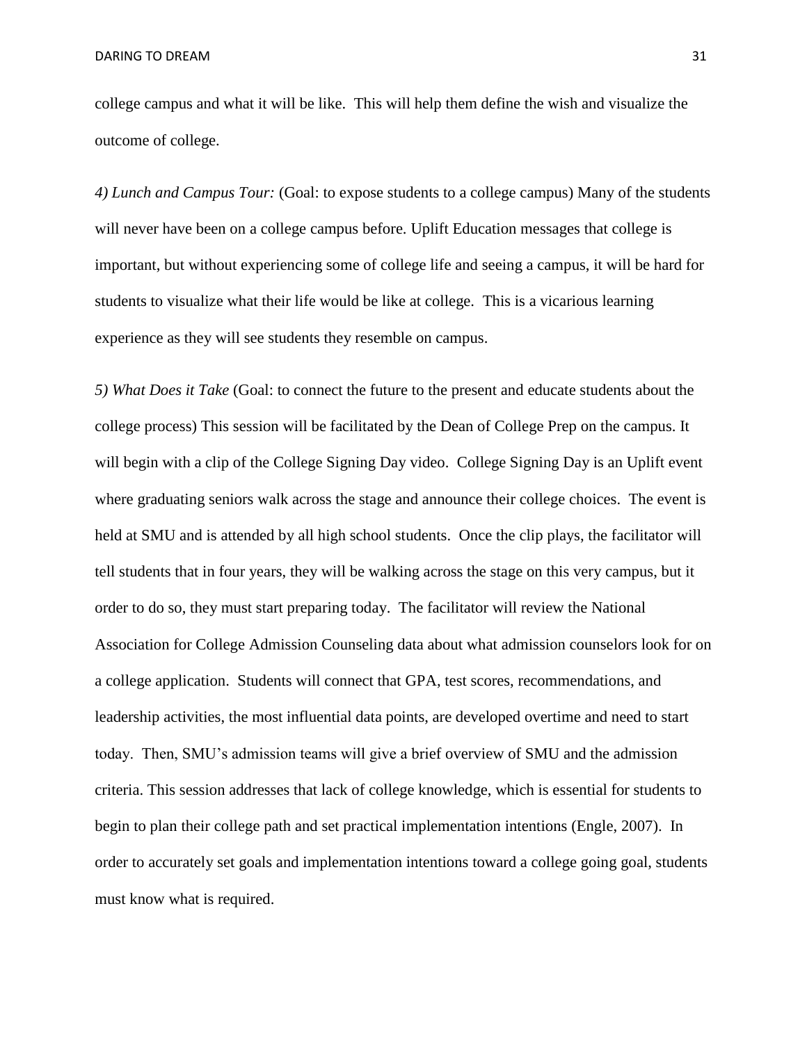college campus and what it will be like. This will help them define the wish and visualize the outcome of college.

*4) Lunch and Campus Tour:* (Goal: to expose students to a college campus) Many of the students will never have been on a college campus before. Uplift Education messages that college is important, but without experiencing some of college life and seeing a campus, it will be hard for students to visualize what their life would be like at college. This is a vicarious learning experience as they will see students they resemble on campus.

*5) What Does it Take* (Goal: to connect the future to the present and educate students about the college process) This session will be facilitated by the Dean of College Prep on the campus. It will begin with a clip of the College Signing Day video. College Signing Day is an Uplift event where graduating seniors walk across the stage and announce their college choices. The event is held at SMU and is attended by all high school students. Once the clip plays, the facilitator will tell students that in four years, they will be walking across the stage on this very campus, but it order to do so, they must start preparing today. The facilitator will review the National Association for College Admission Counseling data about what admission counselors look for on a college application. Students will connect that GPA, test scores, recommendations, and leadership activities, the most influential data points, are developed overtime and need to start today. Then, SMU's admission teams will give a brief overview of SMU and the admission criteria. This session addresses that lack of college knowledge, which is essential for students to begin to plan their college path and set practical implementation intentions (Engle, 2007). In order to accurately set goals and implementation intentions toward a college going goal, students must know what is required.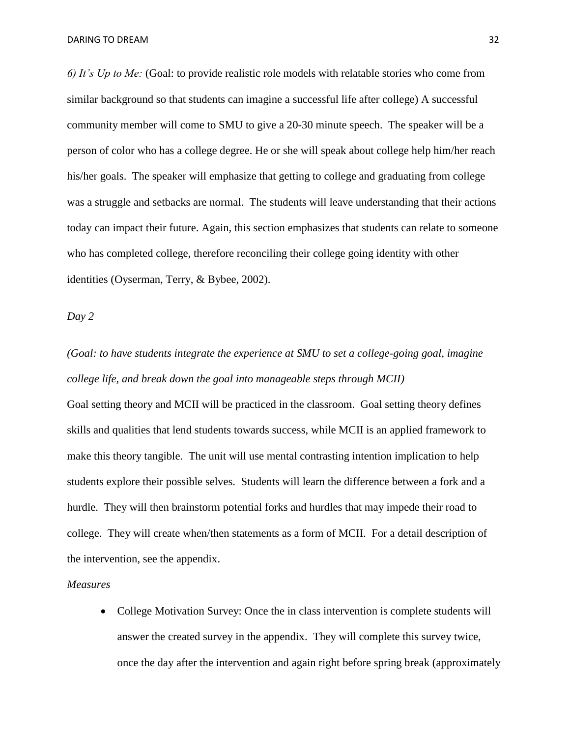*6) It's Up to Me:* (Goal: to provide realistic role models with relatable stories who come from similar background so that students can imagine a successful life after college) A successful community member will come to SMU to give a 20-30 minute speech. The speaker will be a person of color who has a college degree. He or she will speak about college help him/her reach his/her goals. The speaker will emphasize that getting to college and graduating from college was a struggle and setbacks are normal. The students will leave understanding that their actions today can impact their future. Again, this section emphasizes that students can relate to someone who has completed college, therefore reconciling their college going identity with other identities (Oyserman, Terry, & Bybee, 2002).

*Day 2*

*(Goal: to have students integrate the experience at SMU to set a college-going goal, imagine college life, and break down the goal into manageable steps through MCII)*

Goal setting theory and MCII will be practiced in the classroom. Goal setting theory defines skills and qualities that lend students towards success, while MCII is an applied framework to make this theory tangible. The unit will use mental contrasting intention implication to help students explore their possible selves. Students will learn the difference between a fork and a hurdle. They will then brainstorm potential forks and hurdles that may impede their road to college. They will create when/then statements as a form of MCII. For a detail description of the intervention, see the appendix.

*Measures*

- College Motivation Survey: Once the in class intervention is complete students will answer the created survey in the appendix. They will complete this survey twice, once the day after the intervention and again right before spring break (approximately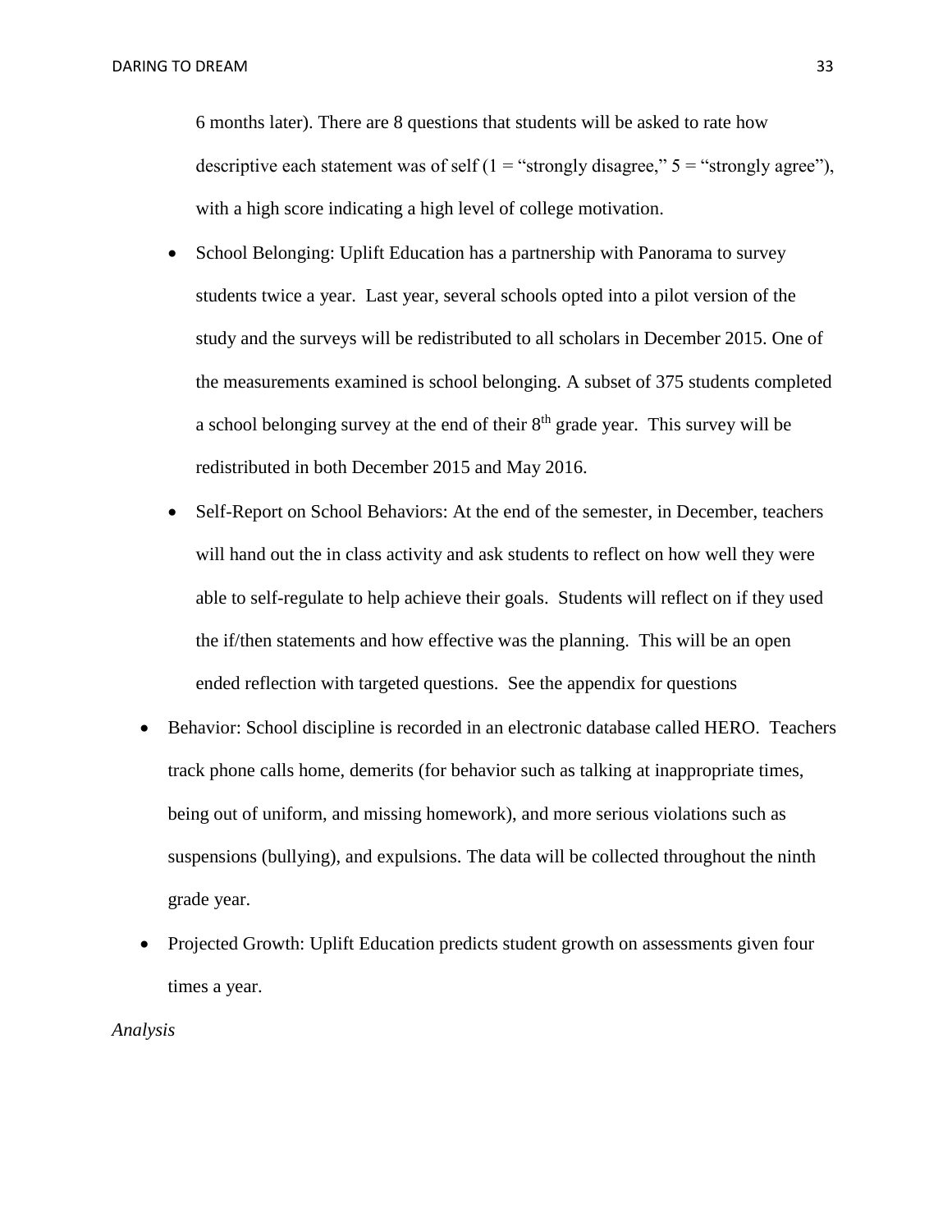6 months later). There are 8 questions that students will be asked to rate how descriptive each statement was of self (1 = "strongly disagree," 5 = "strongly agree"), with a high score indicating a high level of college motivation.

  - School Belonging: Uplift Education has a partnership with Panorama to survey students twice a year. Last year, several schools opted into a pilot version of the study and the surveys will be redistributed to all scholars in December 2015. One of the measurements examined is school belonging. A subset of 375 students completed a school belonging survey at the end of their 8th grade year. This survey will be redistributed in both December 2015 and May 2016.
  - Self-Report on School Behaviors: At the end of the semester, in December, teachers will hand out the in class activity and ask students to reflect on how well they were able to self-regulate to help achieve their goals. Students will reflect on if they used the if/then statements and how effective was the planning. This will be an open ended reflection with targeted questions. See the appendix for questions

- Behavior: School discipline is recorded in an electronic database called HERO. Teachers track phone calls home, demerits (for behavior such as talking at inappropriate times, being out of uniform, and missing homework), and more serious violations such as suspensions (bullying), and expulsions. The data will be collected throughout the ninth grade year.
- Projected Growth: Uplift Education predicts student growth on assessments given four times a year.

*Analysis*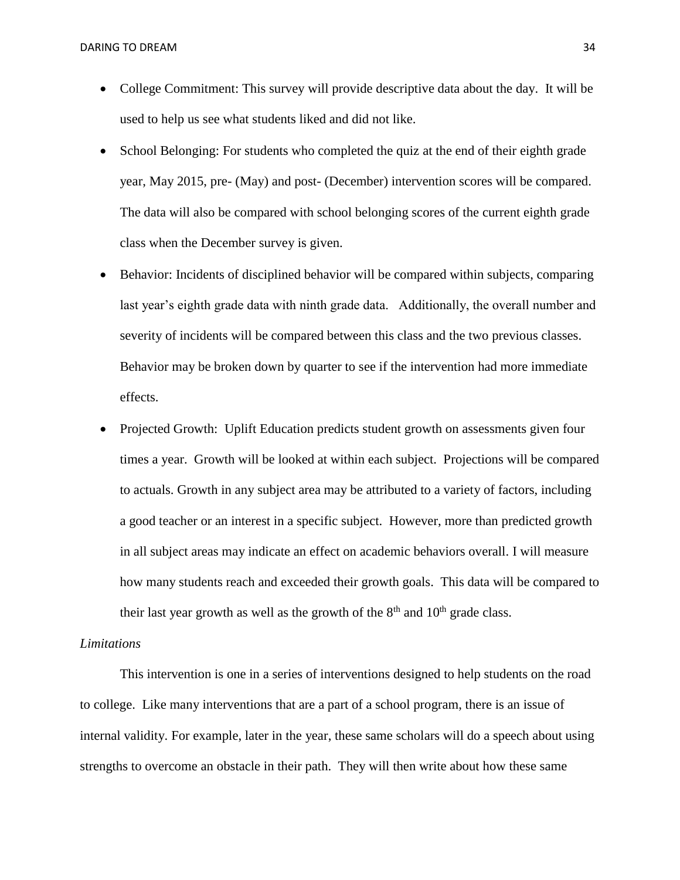- College Commitment: This survey will provide descriptive data about the day. It will be used to help us see what students liked and did not like.
- School Belonging: For students who completed the quiz at the end of their eighth grade year, May 2015, pre- (May) and post- (December) intervention scores will be compared. The data will also be compared with school belonging scores of the current eighth grade class when the December survey is given.
- Behavior: Incidents of disciplined behavior will be compared within subjects, comparing last year's eighth grade data with ninth grade data. Additionally, the overall number and severity of incidents will be compared between this class and the two previous classes. Behavior may be broken down by quarter to see if the intervention had more immediate effects.
- Projected Growth: Uplift Education predicts student growth on assessments given four times a year. Growth will be looked at within each subject. Projections will be compared to actuals. Growth in any subject area may be attributed to a variety of factors, including a good teacher or an interest in a specific subject. However, more than predicted growth in all subject areas may indicate an effect on academic behaviors overall. I will measure how many students reach and exceeded their growth goals. This data will be compared to their last year growth as well as the growth of the 8th and 10th grade class.

*Limitations*

This intervention is one in a series of interventions designed to help students on the road to college. Like many interventions that are a part of a school program, there is an issue of internal validity. For example, later in the year, these same scholars will do a speech about using strengths to overcome an obstacle in their path. They will then write about how these same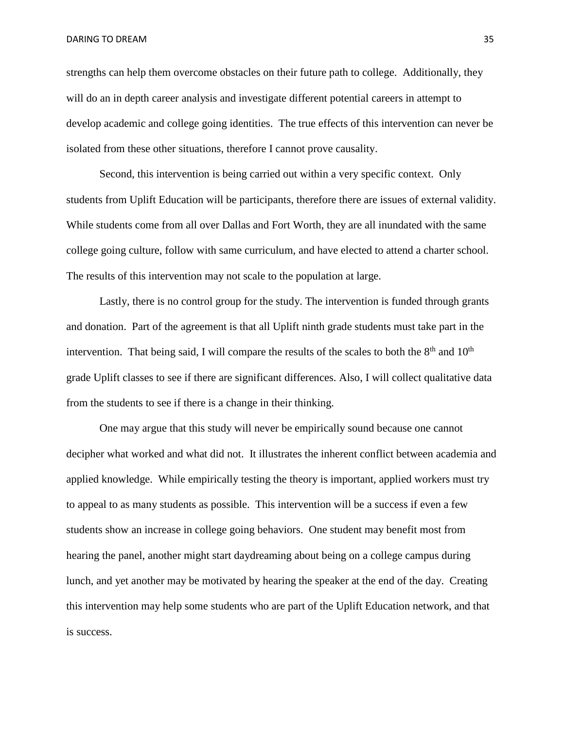strengths can help them overcome obstacles on their future path to college. Additionally, they will do an in depth career analysis and investigate different potential careers in attempt to develop academic and college going identities. The true effects of this intervention can never be isolated from these other situations, therefore I cannot prove causality.

Second, this intervention is being carried out within a very specific context. Only students from Uplift Education will be participants, therefore there are issues of external validity. While students come from all over Dallas and Fort Worth, they are all inundated with the same college going culture, follow with same curriculum, and have elected to attend a charter school. The results of this intervention may not scale to the population at large.

Lastly, there is no control group for the study. The intervention is funded through grants and donation. Part of the agreement is that all Uplift ninth grade students must take part in the intervention. That being said, I will compare the results of the scales to both the 8th and 10th grade Uplift classes to see if there are significant differences. Also, I will collect qualitative data from the students to see if there is a change in their thinking.

One may argue that this study will never be empirically sound because one cannot decipher what worked and what did not. It illustrates the inherent conflict between academia and applied knowledge. While empirically testing the theory is important, applied workers must try to appeal to as many students as possible. This intervention will be a success if even a few students show an increase in college going behaviors. One student may benefit most from hearing the panel, another might start daydreaming about being on a college campus during lunch, and yet another may be motivated by hearing the speaker at the end of the day. Creating this intervention may help some students who are part of the Uplift Education network, and that is success.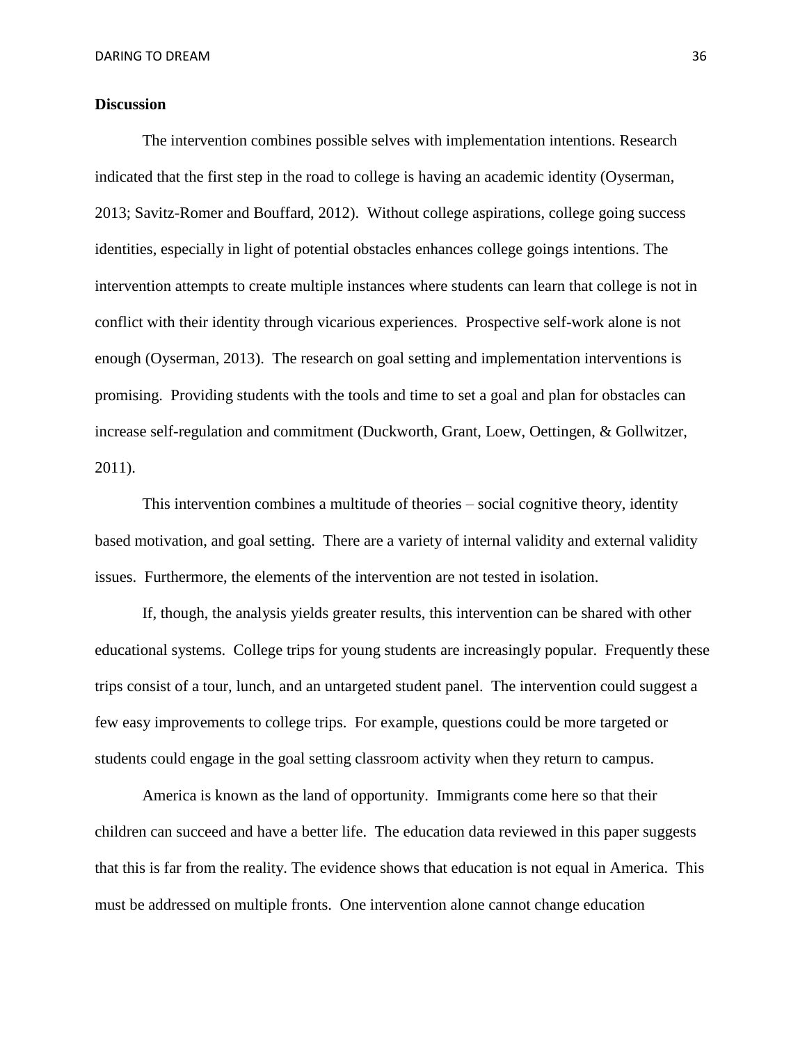**Discussion**

The intervention combines possible selves with implementation intentions. Research indicated that the first step in the road to college is having an academic identity (Oyserman, 2013; Savitz-Romer and Bouffard, 2012). Without college aspirations, college going success identities, especially in light of potential obstacles enhances college goings intentions. The intervention attempts to create multiple instances where students can learn that college is not in conflict with their identity through vicarious experiences. Prospective self-work alone is not enough (Oyserman, 2013). The research on goal setting and implementation interventions is promising. Providing students with the tools and time to set a goal and plan for obstacles can increase self-regulation and commitment (Duckworth, Grant, Loew, Oettingen, & Gollwitzer, 2011).

This intervention combines a multitude of theories – social cognitive theory, identity based motivation, and goal setting. There are a variety of internal validity and external validity issues. Furthermore, the elements of the intervention are not tested in isolation.

If, though, the analysis yields greater results, this intervention can be shared with other educational systems. College trips for young students are increasingly popular. Frequently these trips consist of a tour, lunch, and an untargeted student panel. The intervention could suggest a few easy improvements to college trips. For example, questions could be more targeted or students could engage in the goal setting classroom activity when they return to campus.

America is known as the land of opportunity. Immigrants come here so that their children can succeed and have a better life. The education data reviewed in this paper suggests that this is far from the reality. The evidence shows that education is not equal in America. This must be addressed on multiple fronts. One intervention alone cannot change education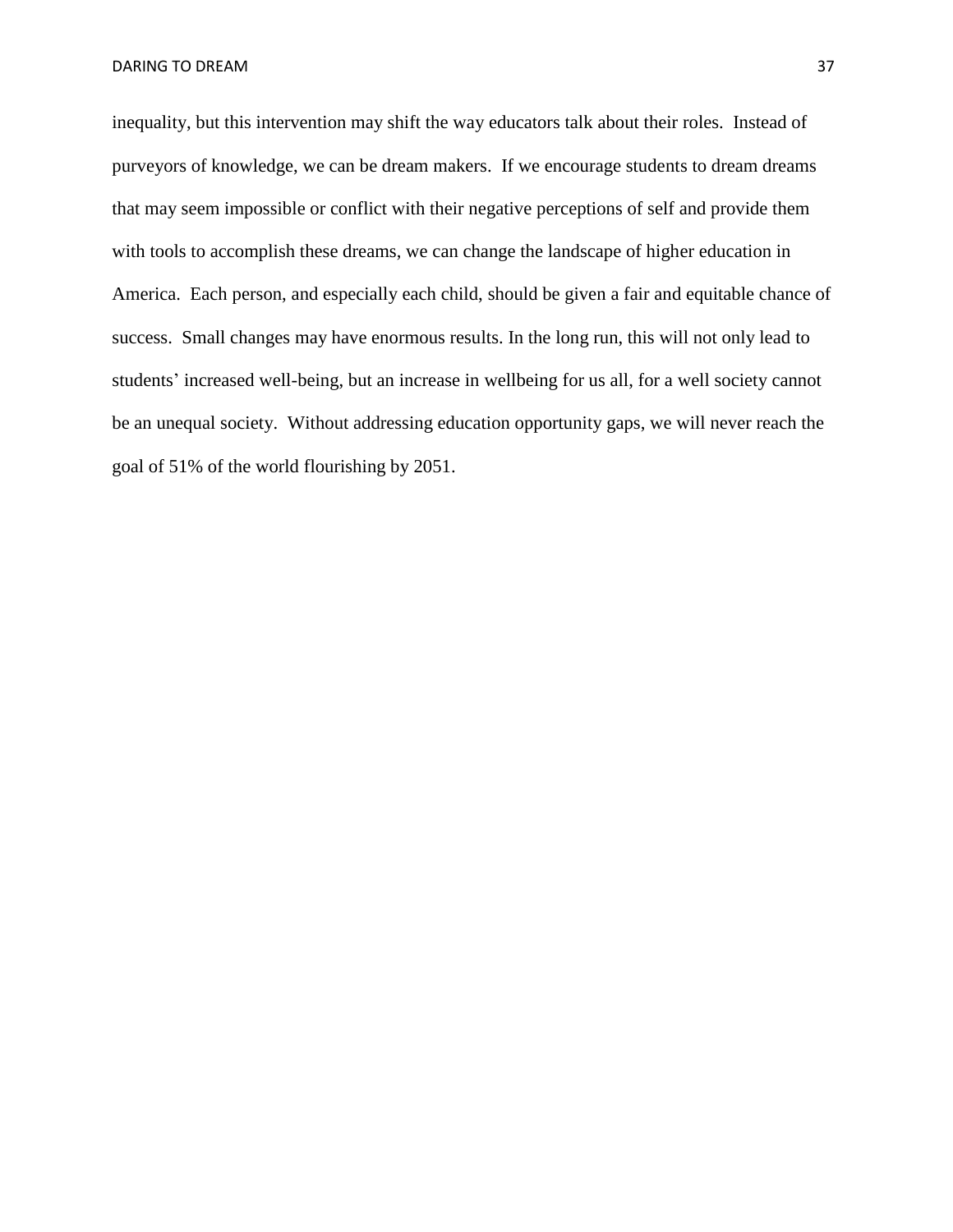inequality, but this intervention may shift the way educators talk about their roles. Instead of purveyors of knowledge, we can be dream makers. If we encourage students to dream dreams that may seem impossible or conflict with their negative perceptions of self and provide them with tools to accomplish these dreams, we can change the landscape of higher education in America. Each person, and especially each child, should be given a fair and equitable chance of success. Small changes may have enormous results. In the long run, this will not only lead to students' increased well-being, but an increase in wellbeing for us all, for a well society cannot be an unequal society. Without addressing education opportunity gaps, we will never reach the goal of 51% of the world flourishing by 2051.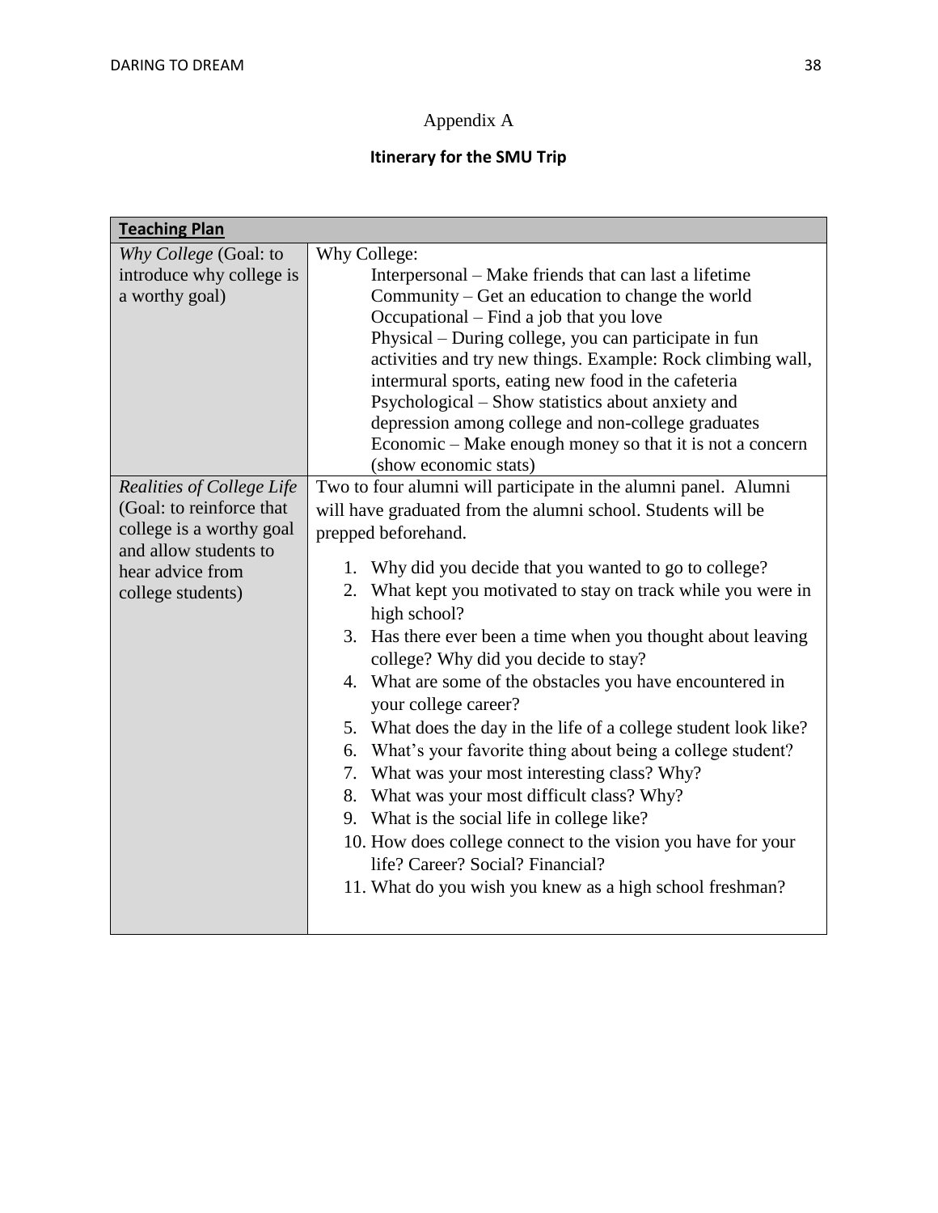Appendix A

**Itinerary for the SMU Trip**

| **Teaching Plan** | |
|---|---|
| *Why College* (Goal: to introduce why college is a worthy goal) | Why College:<br>Interpersonal – Make friends that can last a lifetime<br>Community – Get an education to change the world<br>Occupational – Find a job that you love<br>Physical – During college, you can participate in fun activities and try new things. Example: Rock climbing wall, intermural sports, eating new food in the cafeteria<br>Psychological – Show statistics about anxiety and depression among college and non-college graduates<br>Economic – Make enough money so that it is not a concern (show economic stats) |
| *Realities of College Life* (Goal: to reinforce that college is a worthy goal and allow students to hear advice from college students) | Two to four alumni will participate in the alumni panel. Alumni will have graduated from the alumni school. Students will be prepped beforehand.<br>1. Why did you decide that you wanted to go to college?<br>2. What kept you motivated to stay on track while you were in high school?<br>3. Has there ever been a time when you thought about leaving college? Why did you decide to stay?<br>4. What are some of the obstacles you have encountered in your college career?<br>5. What does the day in the life of a college student look like?<br>6. What's your favorite thing about being a college student?<br>7. What was your most interesting class? Why?<br>8. What was your most difficult class? Why?<br>9. What is the social life in college like?<br>10. How does college connect to the vision you have for your life? Career? Social? Financial?<br>11. What do you wish you knew as a high school freshman? |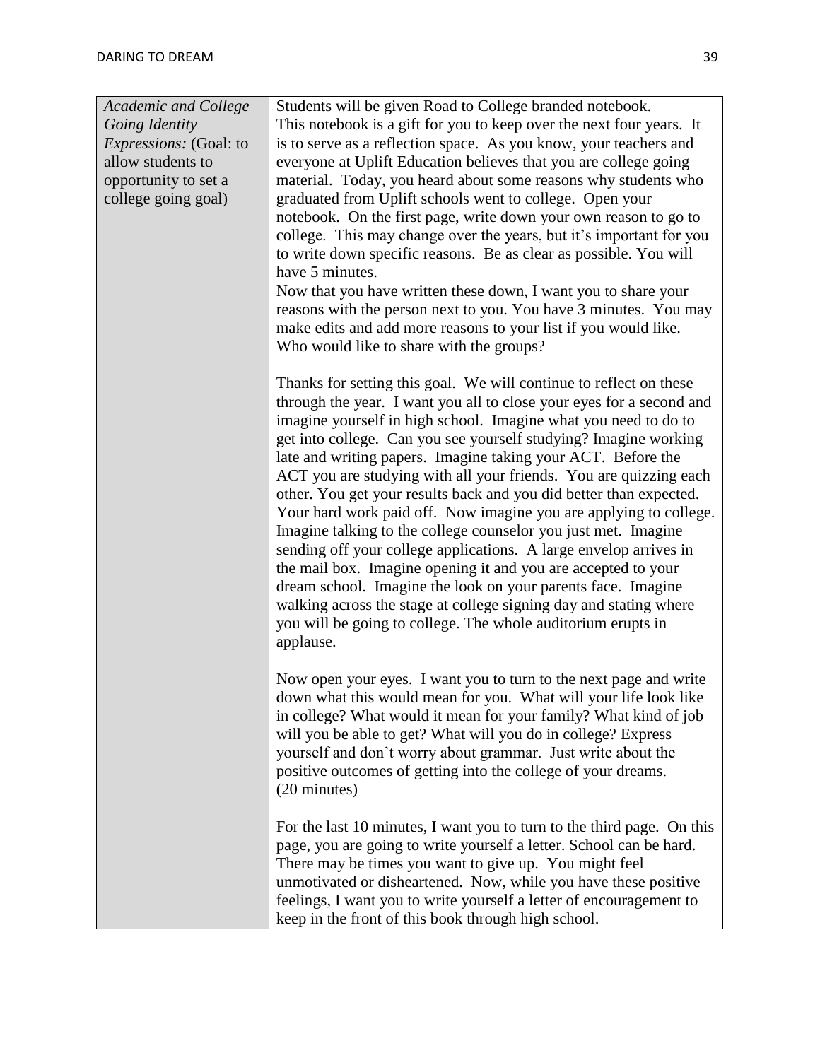| | |
|---|---|
| *Academic and College Going Identity Expressions:* (Goal: to allow students to opportunity to set a college going goal) | Students will be given Road to College branded notebook. This notebook is a gift for you to keep over the next four years. It is to serve as a reflection space. As you know, your teachers and everyone at Uplift Education believes that you are college going material. Today, you heard about some reasons why students who graduated from Uplift schools went to college. Open your notebook. On the first page, write down your own reason to go to college. This may change over the years, but it's important for you to write down specific reasons. Be as clear as possible. You will have 5 minutes.<br>Now that you have written these down, I want you to share your reasons with the person next to you. You have 3 minutes. You may make edits and add more reasons to your list if you would like. Who would like to share with the groups?<br><br>Thanks for setting this goal. We will continue to reflect on these through the year. I want you all to close your eyes for a second and imagine yourself in high school. Imagine what you need to do to get into college. Can you see yourself studying? Imagine working late and writing papers. Imagine taking your ACT. Before the ACT you are studying with all your friends. You are quizzing each other. You get your results back and you did better than expected. Your hard work paid off. Now imagine you are applying to college. Imagine talking to the college counselor you just met. Imagine sending off your college applications. A large envelop arrives in the mail box. Imagine opening it and you are accepted to your dream school. Imagine the look on your parents face. Imagine walking across the stage at college signing day and stating where you will be going to college. The whole auditorium erupts in applause.<br><br>Now open your eyes. I want you to turn to the next page and write down what this would mean for you. What will your life look like in college? What would it mean for your family? What kind of job will you be able to get? What will you do in college? Express yourself and don't worry about grammar. Just write about the positive outcomes of getting into the college of your dreams. (20 minutes)<br><br>For the last 10 minutes, I want you to turn to the third page. On this page, you are going to write yourself a letter. School can be hard. There may be times you want to give up. You might feel unmotivated or disheartened. Now, while you have these positive feelings, I want you to write yourself a letter of encouragement to keep in the front of this book through high school. |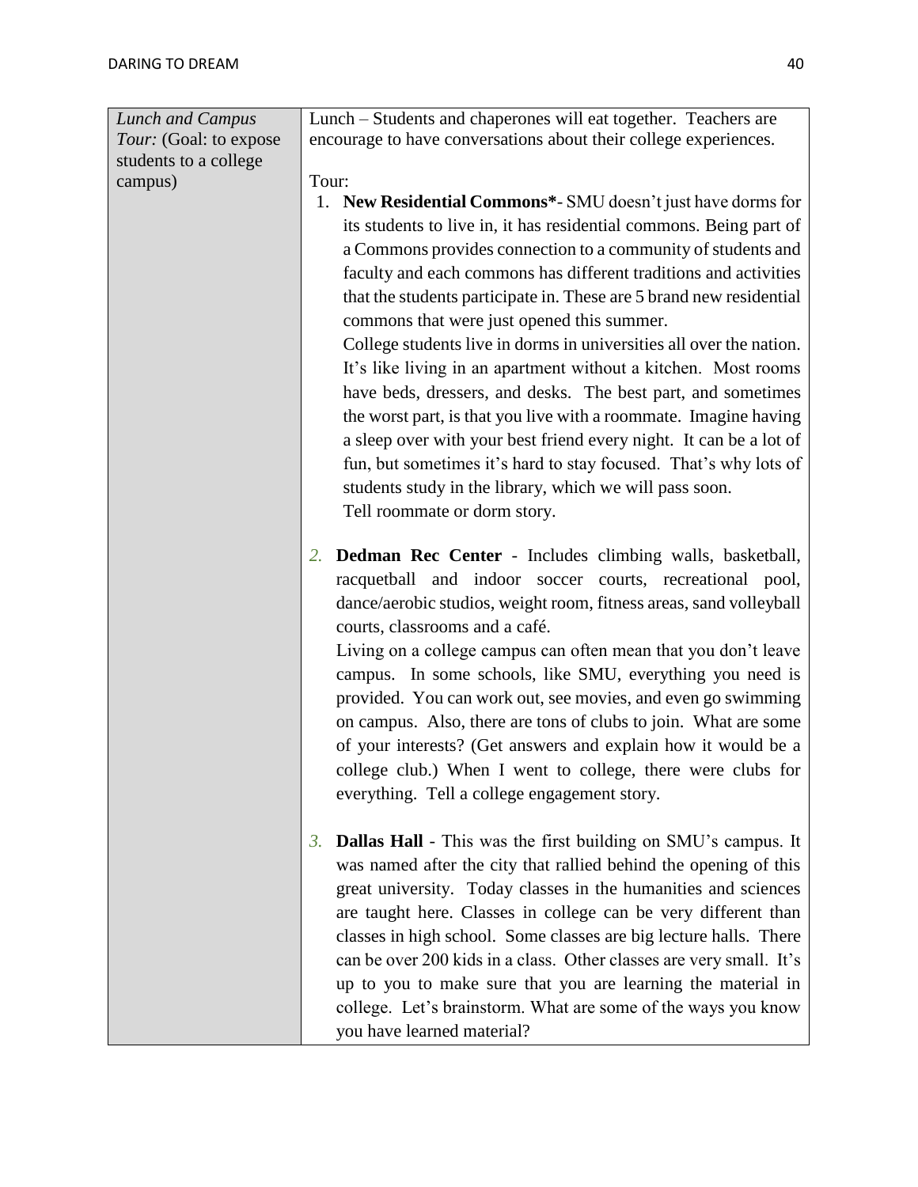| | |
|---|---|
| *Lunch and Campus Tour:* (Goal: to expose students to a college campus) | Lunch – Students and chaperones will eat together. Teachers are encourage to have conversations about their college experiences.<br><br>Tour:<br>1. **New Residential Commons***- SMU doesn't just have dorms for its students to live in, it has residential commons. Being part of a Commons provides connection to a community of students and faculty and each commons has different traditions and activities that the students participate in. These are 5 brand new residential commons that were just opened this summer.<br>College students live in dorms in universities all over the nation. It's like living in an apartment without a kitchen. Most rooms have beds, dressers, and desks. The best part, and sometimes the worst part, is that you live with a roommate. Imagine having a sleep over with your best friend every night. It can be a lot of fun, but sometimes it's hard to stay focused. That's why lots of students study in the library, which we will pass soon.<br>Tell roommate or dorm story.<br><br>2. **Dedman Rec Center** - Includes climbing walls, basketball, racquetball and indoor soccer courts, recreational pool, dance/aerobic studios, weight room, fitness areas, sand volleyball courts, classrooms and a café.<br>Living on a college campus can often mean that you don't leave campus. In some schools, like SMU, everything you need is provided. You can work out, see movies, and even go swimming on campus. Also, there are tons of clubs to join. What are some of your interests? (Get answers and explain how it would be a college club.) When I went to college, there were clubs for everything. Tell a college engagement story.<br><br>3. **Dallas Hall** - This was the first building on SMU's campus. It was named after the city that rallied behind the opening of this great university. Today classes in the humanities and sciences are taught here. Classes in college can be very different than classes in high school. Some classes are big lecture halls. There can be over 200 kids in a class. Other classes are very small. It's up to you to make sure that you are learning the material in college. Let's brainstorm. What are some of the ways you know you have learned material? |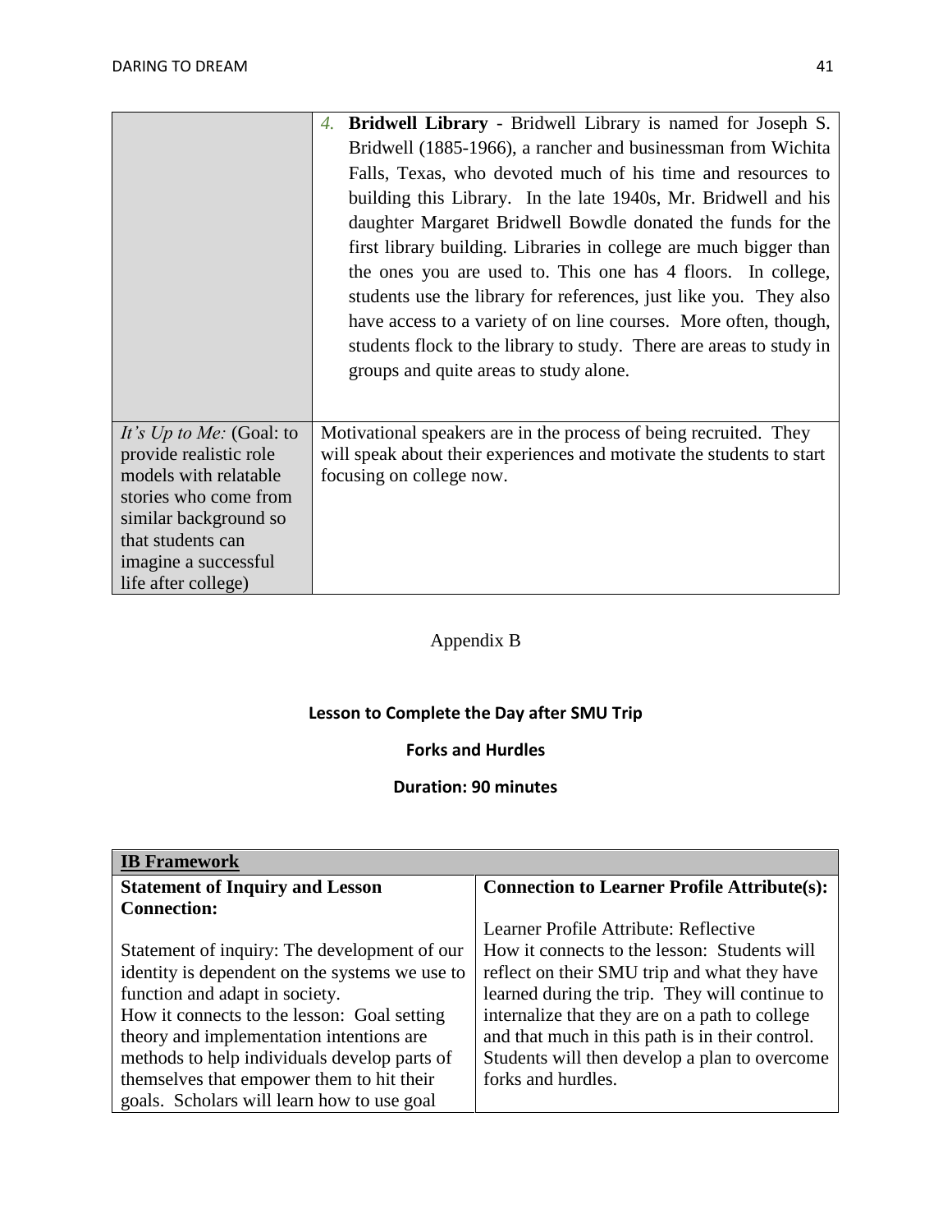| | |
|---|---|
| | 4. **Bridwell Library** - Bridwell Library is named for Joseph S. Bridwell (1885-1966), a rancher and businessman from Wichita Falls, Texas, who devoted much of his time and resources to building this Library. In the late 1940s, Mr. Bridwell and his daughter Margaret Bridwell Bowdle donated the funds for the first library building. Libraries in college are much bigger than the ones you are used to. This one has 4 floors. In college, students use the library for references, just like you. They also have access to a variety of on line courses. More often, though, students flock to the library to study. There are areas to study in groups and quite areas to study alone. |
| *It's Up to Me:* (Goal: to provide realistic role models with relatable stories who come from similar background so that students can imagine a successful life after college) | Motivational speakers are in the process of being recruited. They will speak about their experiences and motivate the students to start focusing on college now. |

Appendix B

**Lesson to Complete the Day after SMU Trip**

**Forks and Hurdles**

**Duration: 90 minutes**

| **IB Framework** | |
|---|---|
| **Statement of Inquiry and Lesson Connection:**<br><br>Statement of inquiry: The development of our identity is dependent on the systems we use to function and adapt in society.<br>How it connects to the lesson: Goal setting theory and implementation intentions are methods to help individuals develop parts of themselves that empower them to hit their goals. Scholars will learn how to use goal | **Connection to Learner Profile Attribute(s):**<br><br>Learner Profile Attribute: Reflective<br>How it connects to the lesson: Students will reflect on their SMU trip and what they have learned during the trip. They will continue to internalize that they are on a path to college and that much in this path is in their control. Students will then develop a plan to overcome forks and hurdles. |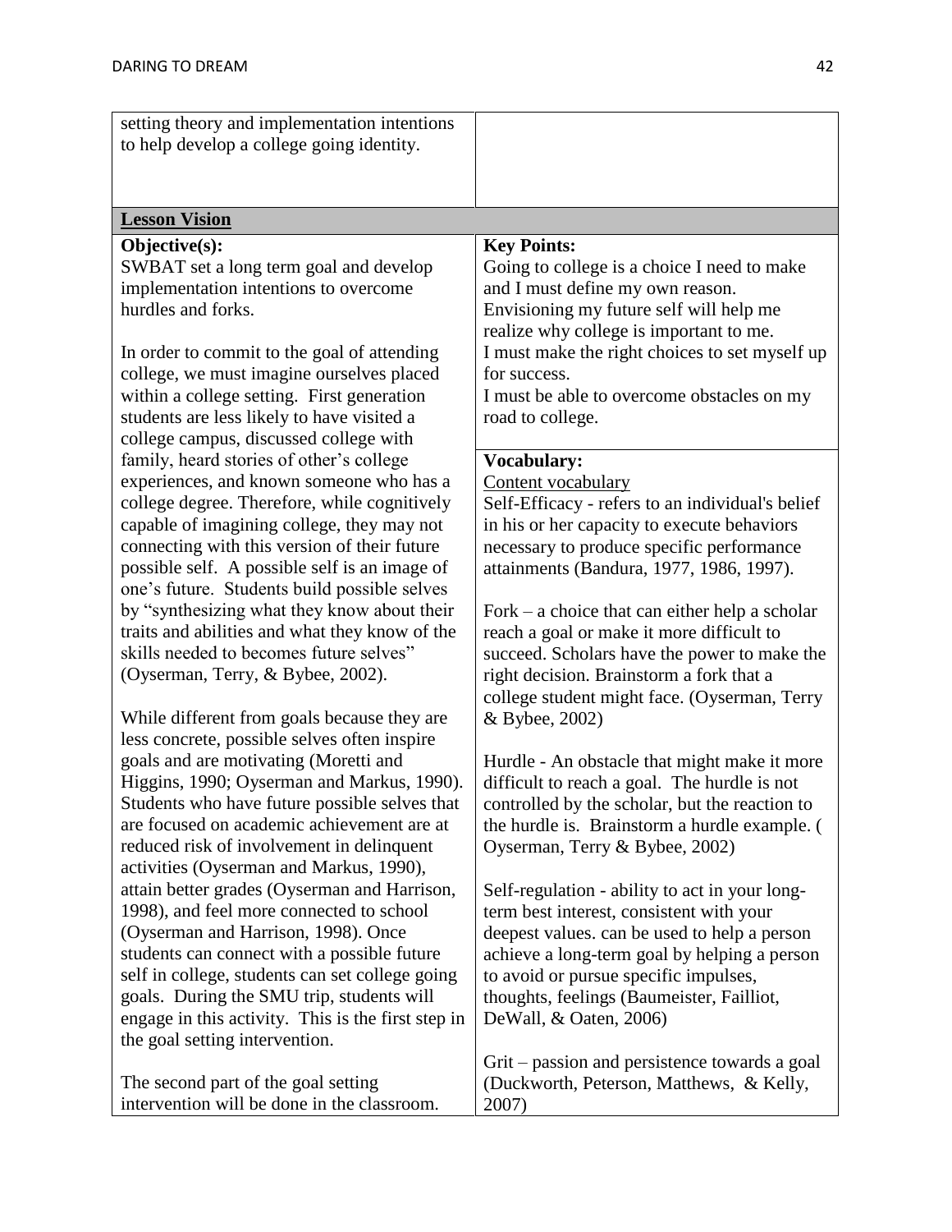| setting theory and implementation intentions to help develop a college going identity. | |
|---|---|
| **Lesson Vision** | |
| **Objective(s):**<br>SWBAT set a long term goal and develop implementation intentions to overcome hurdles and forks.<br><br>In order to commit to the goal of attending college, we must imagine ourselves placed within a college setting. First generation students are less likely to have visited a college campus, discussed college with family, heard stories of other's college experiences, and known someone who has a college degree. Therefore, while cognitively capable of imagining college, they may not connecting with this version of their future possible self. A possible self is an image of one's future. Students build possible selves by "synthesizing what they know about their traits and abilities and what they know of the skills needed to becomes future selves" (Oyserman, Terry, & Bybee, 2002).<br><br>While different from goals because they are less concrete, possible selves often inspire goals and are motivating (Moretti and Higgins, 1990; Oyserman and Markus, 1990). Students who have future possible selves that are focused on academic achievement are at reduced risk of involvement in delinquent activities (Oyserman and Markus, 1990), attain better grades (Oyserman and Harrison, 1998), and feel more connected to school (Oyserman and Harrison, 1998). Once students can connect with a possible future self in college, students can set college going goals. During the SMU trip, students will engage in this activity. This is the first step in the goal setting intervention.<br><br>The second part of the goal setting intervention will be done in the classroom. | **Key Points:**<br>Going to college is a choice I need to make and I must define my own reason.<br>Envisioning my future self will help me realize why college is important to me.<br>I must make the right choices to set myself up for success.<br>I must be able to overcome obstacles on my road to college.<br><br>**Vocabulary:**<br>Content vocabulary<br>Self-Efficacy - refers to an individual's belief in his or her capacity to execute behaviors necessary to produce specific performance attainments (Bandura, 1977, 1986, 1997).<br><br>Fork – a choice that can either help a scholar reach a goal or make it more difficult to succeed. Scholars have the power to make the right decision. Brainstorm a fork that a college student might face. (Oyserman, Terry & Bybee, 2002)<br><br>Hurdle - An obstacle that might make it more difficult to reach a goal. The hurdle is not controlled by the scholar, but the reaction to the hurdle is. Brainstorm a hurdle example. ( Oyserman, Terry & Bybee, 2002)<br><br>Self-regulation - ability to act in your long-term best interest, consistent with your deepest values. can be used to help a person achieve a long-term goal by helping a person to avoid or pursue specific impulses, thoughts, feelings (Baumeister, Failliot, DeWall, & Oaten, 2006)<br><br>Grit – passion and persistence towards a goal (Duckworth, Peterson, Matthews, & Kelly, 2007) |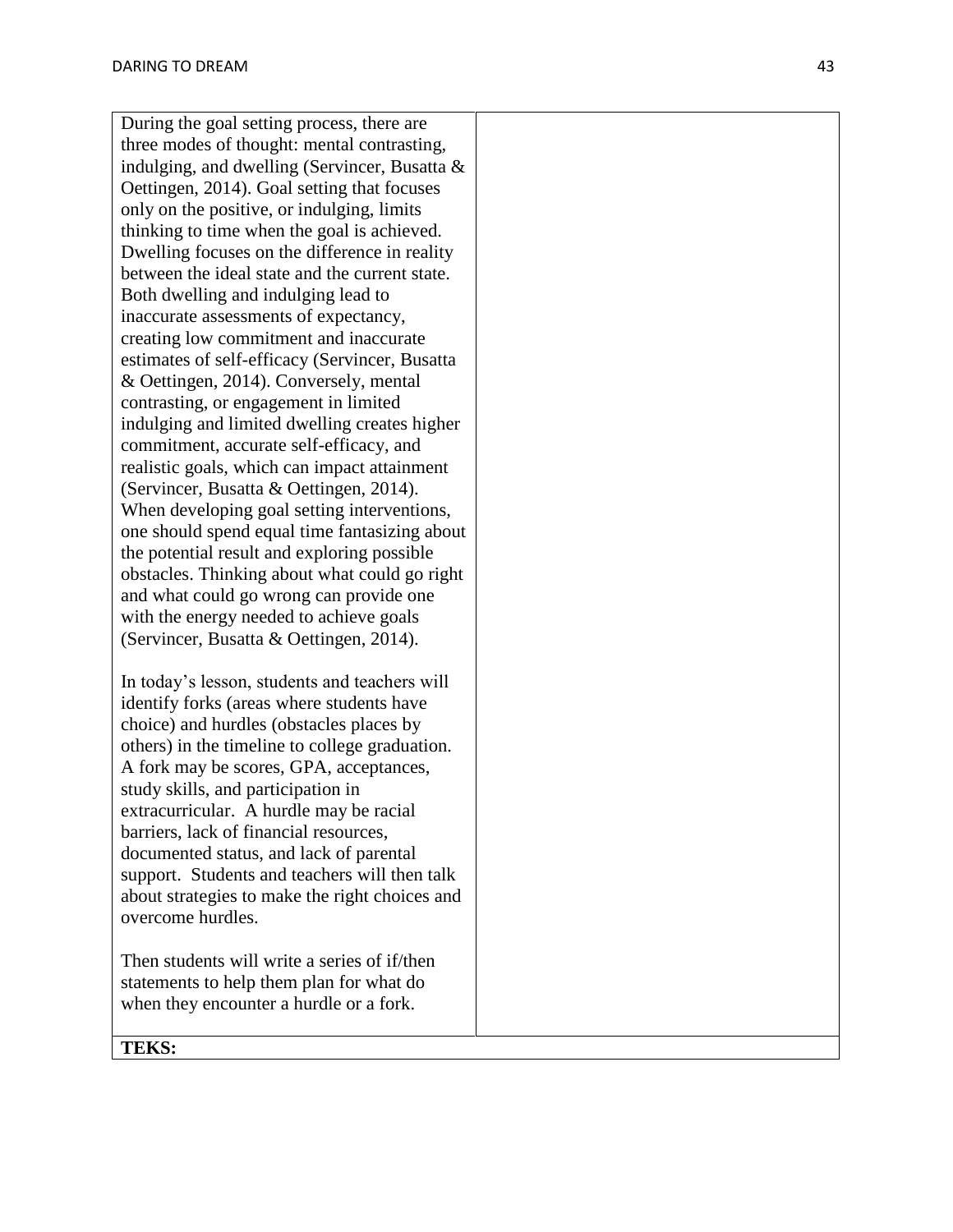| | |
|---|---|
| During the goal setting process, there are three modes of thought: mental contrasting, indulging, and dwelling (Servincer, Busatta & Oettingen, 2014). Goal setting that focuses only on the positive, or indulging, limits thinking to time when the goal is achieved. Dwelling focuses on the difference in reality between the ideal state and the current state. Both dwelling and indulging lead to inaccurate assessments of expectancy, creating low commitment and inaccurate estimates of self-efficacy (Servincer, Busatta & Oettingen, 2014). Conversely, mental contrasting, or engagement in limited indulging and limited dwelling creates higher commitment, accurate self-efficacy, and realistic goals, which can impact attainment (Servincer, Busatta & Oettingen, 2014). When developing goal setting interventions, one should spend equal time fantasizing about the potential result and exploring possible obstacles. Thinking about what could go right and what could go wrong can provide one with the energy needed to achieve goals (Servincer, Busatta & Oettingen, 2014).<br><br>In today's lesson, students and teachers will identify forks (areas where students have choice) and hurdles (obstacles places by others) in the timeline to college graduation. A fork may be scores, GPA, acceptances, study skills, and participation in extracurricular. A hurdle may be racial barriers, lack of financial resources, documented status, and lack of parental support. Students and teachers will then talk about strategies to make the right choices and overcome hurdles.<br><br>Then students will write a series of if/then statements to help them plan for what do when they encounter a hurdle or a fork. | |
| **TEKS:** | |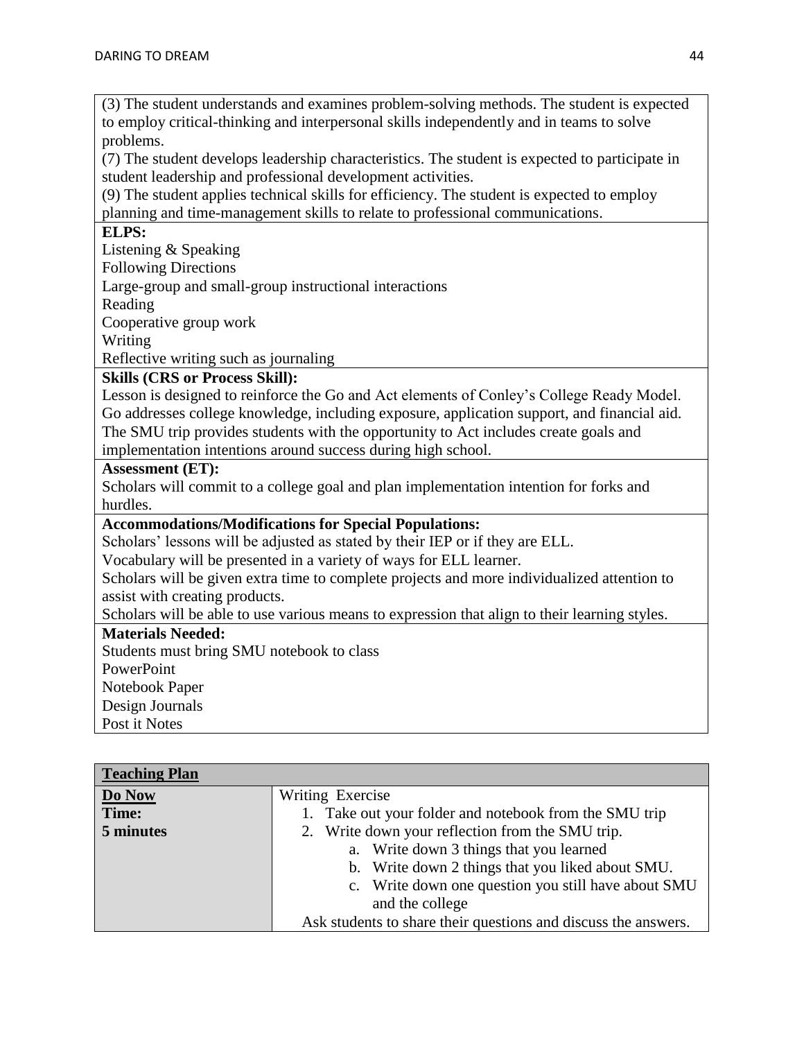(3) The student understands and examines problem-solving methods. The student is expected to employ critical-thinking and interpersonal skills independently and in teams to solve problems.
(7) The student develops leadership characteristics. The student is expected to participate in student leadership and professional development activities.
(9) The student applies technical skills for efficiency. The student is expected to employ planning and time-management skills to relate to professional communications.

**ELPS:**
Listening & Speaking
Following Directions
Large-group and small-group instructional interactions
Reading
Cooperative group work
Writing
Reflective writing such as journaling

**Skills (CRS or Process Skill):**
Lesson is designed to reinforce the Go and Act elements of Conley's College Ready Model. Go addresses college knowledge, including exposure, application support, and financial aid. The SMU trip provides students with the opportunity to Act includes create goals and implementation intentions around success during high school.

**Assessment (ET):**
Scholars will commit to a college goal and plan implementation intention for forks and hurdles.

**Accommodations/Modifications for Special Populations:**
Scholars' lessons will be adjusted as stated by their IEP or if they are ELL.
Vocabulary will be presented in a variety of ways for ELL learner.
Scholars will be given extra time to complete projects and more individualized attention to assist with creating products.
Scholars will be able to use various means to expression that align to their learning styles.

**Materials Needed:**
Students must bring SMU notebook to class
PowerPoint
Notebook Paper
Design Journals
Post it Notes

| **Teaching Plan** | |
|---|---|
| **Do Now**<br>**Time:**<br>**5 minutes** | Writing Exercise<br>1. Take out your folder and notebook from the SMU trip<br>2. Write down your reflection from the SMU trip.<br>a. Write down 3 things that you learned<br>b. Write down 2 things that you liked about SMU.<br>c. Write down one question you still have about SMU and the college<br>Ask students to share their questions and discuss the answers. |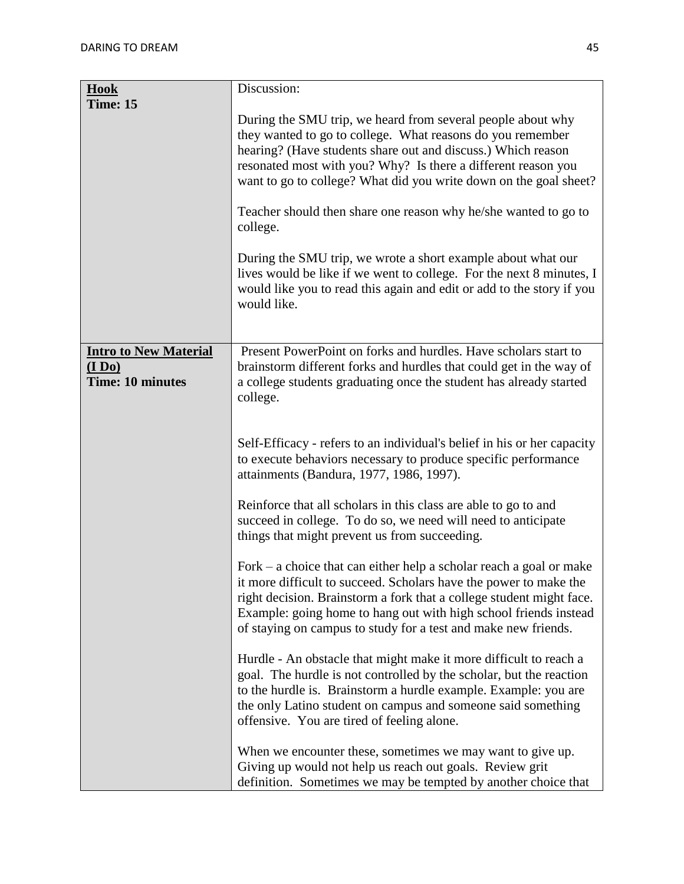| | |
|---|---|
| **Hook**<br>**Time: 15** | Discussion:<br><br>During the SMU trip, we heard from several people about why they wanted to go to college. What reasons do you remember hearing? (Have students share out and discuss.) Which reason resonated most with you? Why? Is there a different reason you want to go to college? What did you write down on the goal sheet?<br><br>Teacher should then share one reason why he/she wanted to go to college.<br><br>During the SMU trip, we wrote a short example about what our lives would be like if we went to college. For the next 8 minutes, I would like you to read this again and edit or add to the story if you would like. |
| **Intro to New Material (I Do)**<br>**Time: 10 minutes** | Present PowerPoint on forks and hurdles. Have scholars start to brainstorm different forks and hurdles that could get in the way of a college students graduating once the student has already started college.<br><br>Self-Efficacy - refers to an individual's belief in his or her capacity to execute behaviors necessary to produce specific performance attainments (Bandura, 1977, 1986, 1997).<br><br>Reinforce that all scholars in this class are able to go to and succeed in college. To do so, we need will need to anticipate things that might prevent us from succeeding.<br><br>Fork – a choice that can either help a scholar reach a goal or make it more difficult to succeed. Scholars have the power to make the right decision. Brainstorm a fork that a college student might face. Example: going home to hang out with high school friends instead of staying on campus to study for a test and make new friends.<br><br>Hurdle - An obstacle that might make it more difficult to reach a goal. The hurdle is not controlled by the scholar, but the reaction to the hurdle is. Brainstorm a hurdle example. Example: you are the only Latino student on campus and someone said something offensive. You are tired of feeling alone.<br><br>When we encounter these, sometimes we may want to give up. Giving up would not help us reach out goals. Review grit definition. Sometimes we may be tempted by another choice that |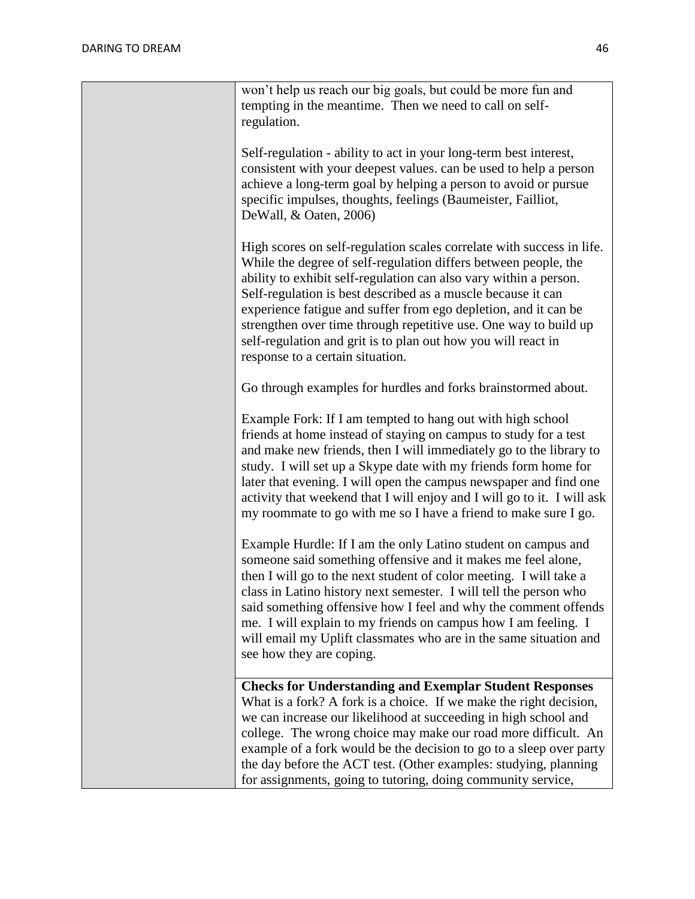| | |
|---|---|
| | won't help us reach our big goals, but could be more fun and tempting in the meantime. Then we need to call on self-regulation.<br><br>Self-regulation - ability to act in your long-term best interest, consistent with your deepest values. can be used to help a person achieve a long-term goal by helping a person to avoid or pursue specific impulses, thoughts, feelings (Baumeister, Failliot, DeWall, & Oaten, 2006)<br><br>High scores on self-regulation scales correlate with success in life. While the degree of self-regulation differs between people, the ability to exhibit self-regulation can also vary within a person. Self-regulation is best described as a muscle because it can experience fatigue and suffer from ego depletion, and it can be strengthen over time through repetitive use. One way to build up self-regulation and grit is to plan out how you will react in response to a certain situation.<br><br>Go through examples for hurdles and forks brainstormed about.<br><br>Example Fork: If I am tempted to hang out with high school friends at home instead of staying on campus to study for a test and make new friends, then I will immediately go to the library to study. I will set up a Skype date with my friends form home for later that evening. I will open the campus newspaper and find one activity that weekend that I will enjoy and I will go to it. I will ask my roommate to go with me so I have a friend to make sure I go.<br><br>Example Hurdle: If I am the only Latino student on campus and someone said something offensive and it makes me feel alone, then I will go to the next student of color meeting. I will take a class in Latino history next semester. I will tell the person who said something offensive how I feel and why the comment offends me. I will explain to my friends on campus how I am feeling. I will email my Uplift classmates who are in the same situation and see how they are coping. |
| | **Checks for Understanding and Exemplar Student Responses**<br>What is a fork? A fork is a choice. If we make the right decision, we can increase our likelihood at succeeding in high school and college. The wrong choice may make our road more difficult. An example of a fork would be the decision to go to a sleep over party the day before the ACT test. (Other examples: studying, planning for assignments, going to tutoring, doing community service, |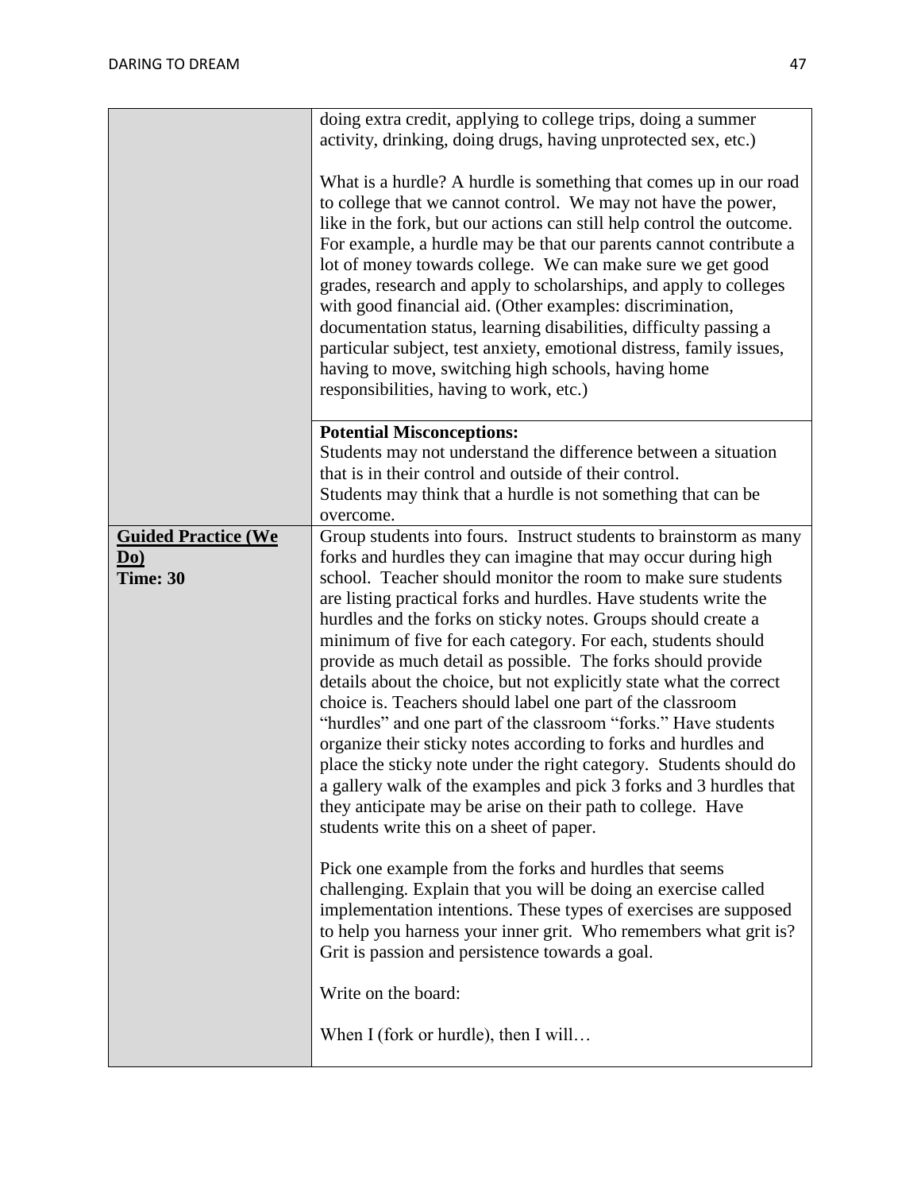| | |
|---|---|
| | doing extra credit, applying to college trips, doing a summer activity, drinking, doing drugs, having unprotected sex, etc.)<br><br>What is a hurdle? A hurdle is something that comes up in our road to college that we cannot control. We may not have the power, like in the fork, but our actions can still help control the outcome. For example, a hurdle may be that our parents cannot contribute a lot of money towards college. We can make sure we get good grades, research and apply to scholarships, and apply to colleges with good financial aid. (Other examples: discrimination, documentation status, learning disabilities, difficulty passing a particular subject, test anxiety, emotional distress, family issues, having to move, switching high schools, having home responsibilities, having to work, etc.) |
| | **Potential Misconceptions:**<br>Students may not understand the difference between a situation that is in their control and outside of their control.<br>Students may think that a hurdle is not something that can be overcome. |
| **<u>Guided Practice (We Do)</u>**<br>**Time: 30** | Group students into fours. Instruct students to brainstorm as many forks and hurdles they can imagine that may occur during high school. Teacher should monitor the room to make sure students are listing practical forks and hurdles. Have students write the hurdles and the forks on sticky notes. Groups should create a minimum of five for each category. For each, students should provide as much detail as possible. The forks should provide details about the choice, but not explicitly state what the correct choice is. Teachers should label one part of the classroom "hurdles" and one part of the classroom "forks." Have students organize their sticky notes according to forks and hurdles and place the sticky note under the right category. Students should do a gallery walk of the examples and pick 3 forks and 3 hurdles that they anticipate may be arise on their path to college. Have students write this on a sheet of paper.<br><br>Pick one example from the forks and hurdles that seems challenging. Explain that you will be doing an exercise called implementation intentions. These types of exercises are supposed to help you harness your inner grit. Who remembers what grit is? Grit is passion and persistence towards a goal.<br><br>Write on the board:<br><br>When I (fork or hurdle), then I will… |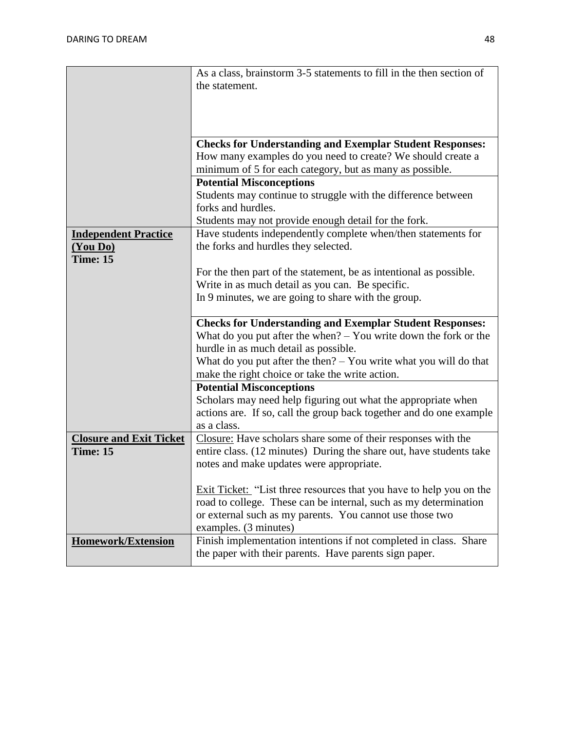| | |
|---|---|
| | As a class, brainstorm 3-5 statements to fill in the then section of the statement. |
| | **Checks for Understanding and Exemplar Student Responses:**<br>How many examples do you need to create? We should create a minimum of 5 for each category, but as many as possible. |
| | **Potential Misconceptions**<br>Students may continue to struggle with the difference between forks and hurdles.<br>Students may not provide enough detail for the fork. |
| **Independent Practice (You Do)**<br>**Time: 15** | Have students independently complete when/then statements for the forks and hurdles they selected.<br><br>For the then part of the statement, be as intentional as possible. Write in as much detail as you can. Be specific.<br>In 9 minutes, we are going to share with the group. |
| | **Checks for Understanding and Exemplar Student Responses:**<br>What do you put after the when? – You write down the fork or the hurdle in as much detail as possible.<br>What do you put after the then? – You write what you will do that make the right choice or take the write action. |
| | **Potential Misconceptions**<br>Scholars may need help figuring out what the appropriate when actions are. If so, call the group back together and do one example as a class. |
| **Closure and Exit Ticket**<br>**Time: 15** | Closure: Have scholars share some of their responses with the entire class. (12 minutes) During the share out, have students take notes and make updates were appropriate.<br><br>Exit Ticket: "List three resources that you have to help you on the road to college. These can be internal, such as my determination or external such as my parents. You cannot use those two examples. (3 minutes) |
| **Homework/Extension** | Finish implementation intentions if not completed in class. Share the paper with their parents. Have parents sign paper. |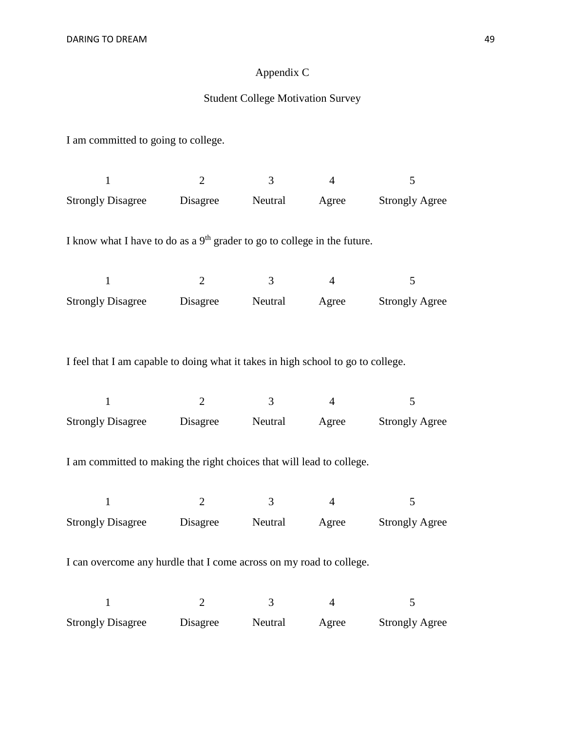# Appendix C

## Student College Motivation Survey

I am committed to going to college.

| 1 | 2 | 3 | 4 | 5 |
|---|---|---|---|---|
| Strongly Disagree | Disagree | Neutral | Agree | Strongly Agree |

I know what I have to do as a 9th grader to go to college in the future.

| 1 | 2 | 3 | 4 | 5 |
|---|---|---|---|---|
| Strongly Disagree | Disagree | Neutral | Agree | Strongly Agree |

I feel that I am capable to doing what it takes in high school to go to college.

| 1 | 2 | 3 | 4 | 5 |
|---|---|---|---|---|
| Strongly Disagree | Disagree | Neutral | Agree | Strongly Agree |

I am committed to making the right choices that will lead to college.

| 1 | 2 | 3 | 4 | 5 |
|---|---|---|---|---|
| Strongly Disagree | Disagree | Neutral | Agree | Strongly Agree |

I can overcome any hurdle that I come across on my road to college.

| 1 | 2 | 3 | 4 | 5 |
|---|---|---|---|---|
| Strongly Disagree | Disagree | Neutral | Agree | Strongly Agree |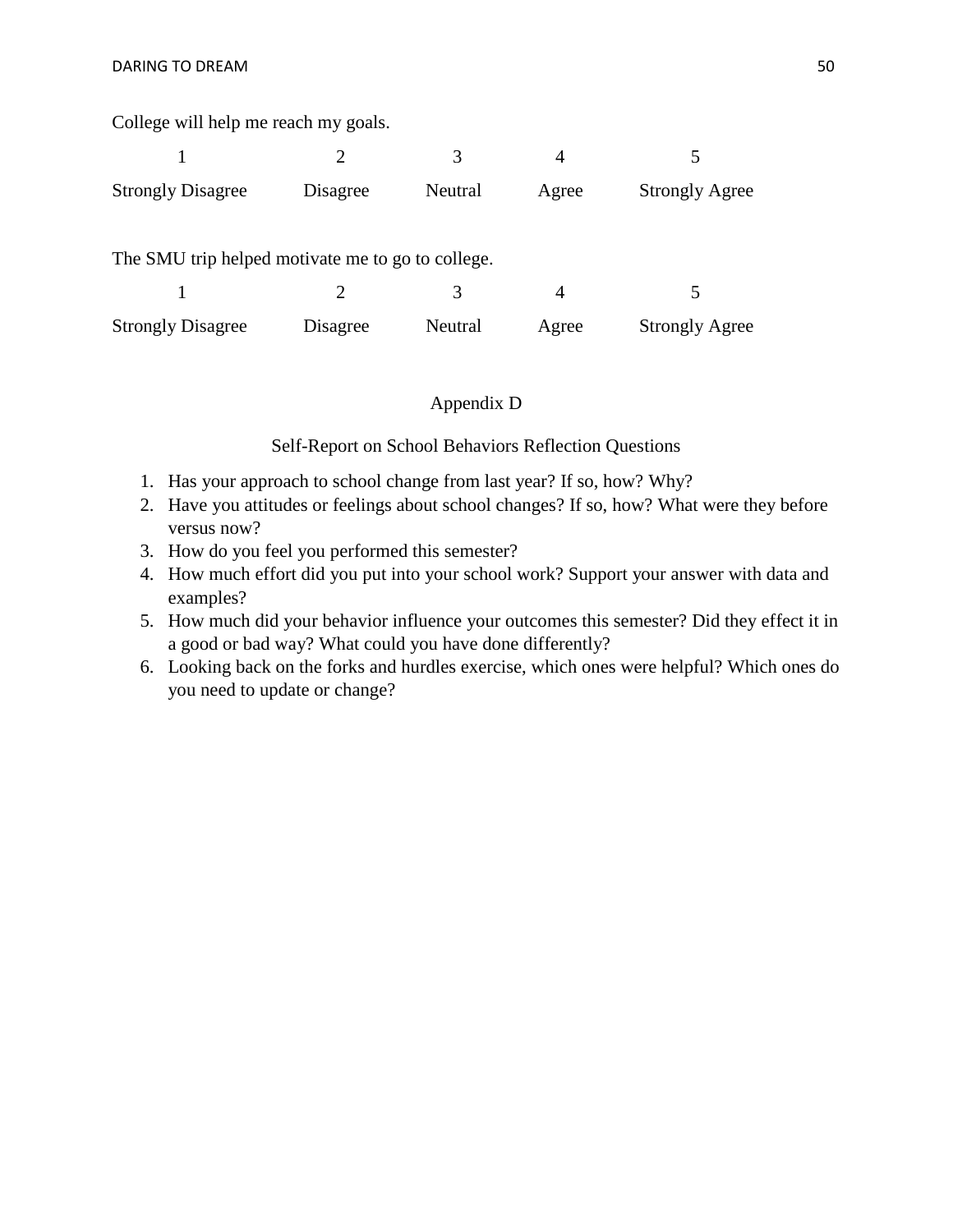College will help me reach my goals.

| 1 | 2 | 3 | 4 | 5 |
|---|---|---|---|---|
| Strongly Disagree | Disagree | Neutral | Agree | Strongly Agree |

The SMU trip helped motivate me to go to college.

| 1 | 2 | 3 | 4 | 5 |
|---|---|---|---|---|
| Strongly Disagree | Disagree | Neutral | Agree | Strongly Agree |

# Appendix D

## Self-Report on School Behaviors Reflection Questions

1. Has your approach to school change from last year? If so, how? Why?
2. Have you attitudes or feelings about school changes? If so, how? What were they before versus now?
3. How do you feel you performed this semester?
4. How much effort did you put into your school work? Support your answer with data and examples?
5. How much did your behavior influence your outcomes this semester? Did they effect it in a good or bad way? What could you have done differently?
6. Looking back on the forks and hurdles exercise, which ones were helpful? Which ones do you need to update or change?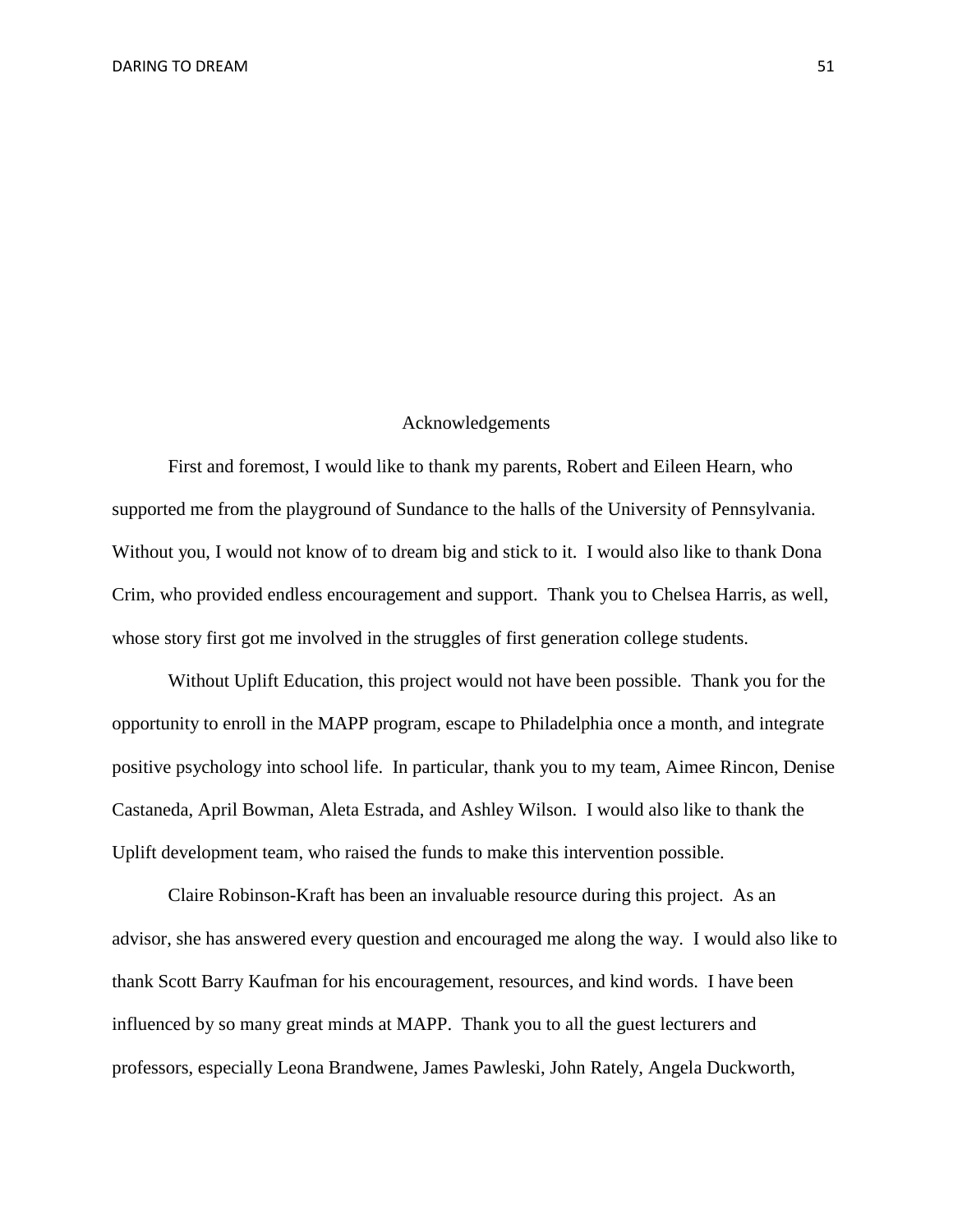# Acknowledgements

First and foremost, I would like to thank my parents, Robert and Eileen Hearn, who supported me from the playground of Sundance to the halls of the University of Pennsylvania. Without you, I would not know of to dream big and stick to it. I would also like to thank Dona Crim, who provided endless encouragement and support. Thank you to Chelsea Harris, as well, whose story first got me involved in the struggles of first generation college students.

Without Uplift Education, this project would not have been possible. Thank you for the opportunity to enroll in the MAPP program, escape to Philadelphia once a month, and integrate positive psychology into school life. In particular, thank you to my team, Aimee Rincon, Denise Castaneda, April Bowman, Aleta Estrada, and Ashley Wilson. I would also like to thank the Uplift development team, who raised the funds to make this intervention possible.

Claire Robinson-Kraft has been an invaluable resource during this project. As an advisor, she has answered every question and encouraged me along the way. I would also like to thank Scott Barry Kaufman for his encouragement, resources, and kind words. I have been influenced by so many great minds at MAPP. Thank you to all the guest lecturers and professors, especially Leona Brandwene, James Pawleski, John Rately, Angela Duckworth,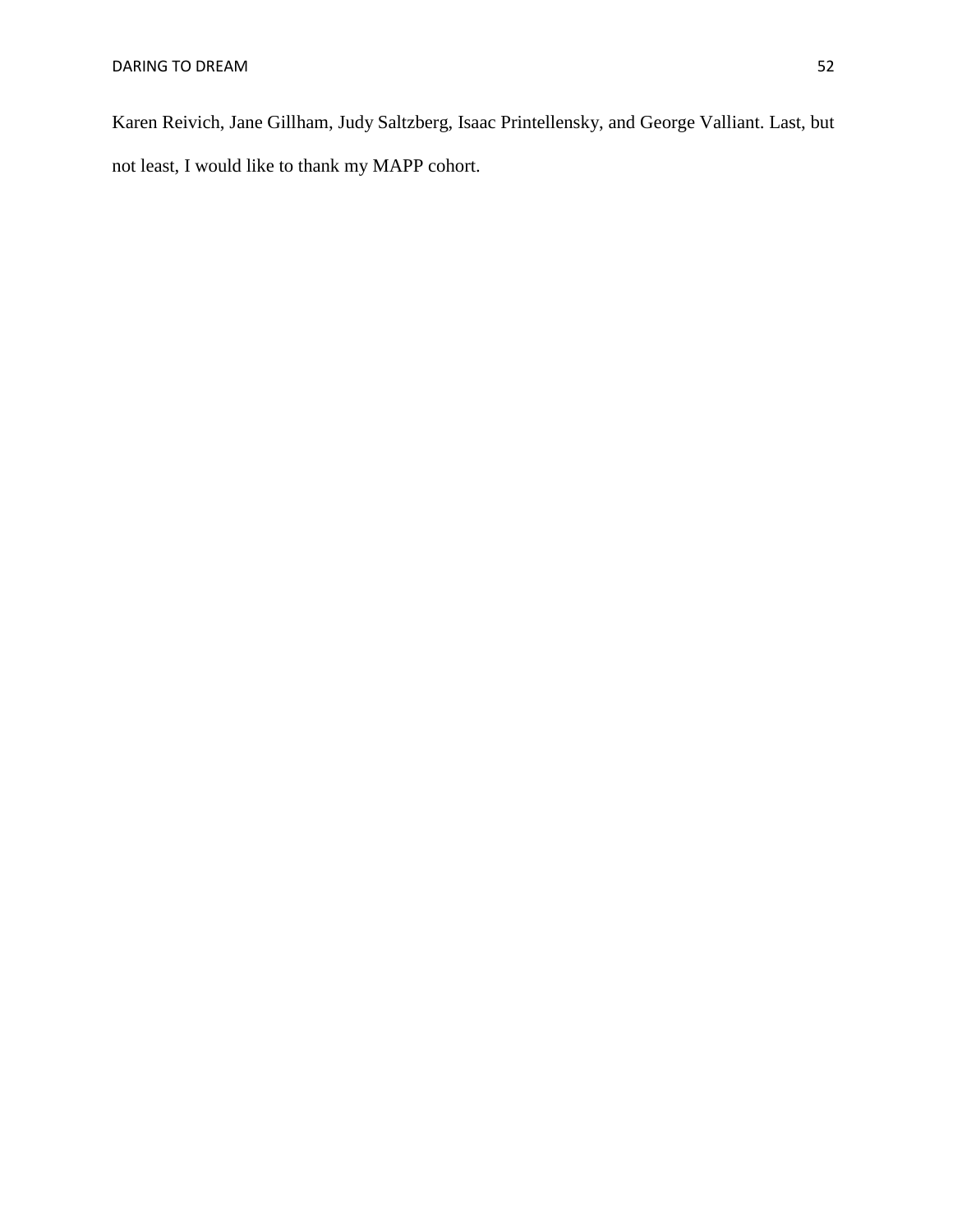Karen Reivich, Jane Gillham, Judy Saltzberg, Isaac Printellensky, and George Valliant. Last, but not least, I would like to thank my MAPP cohort.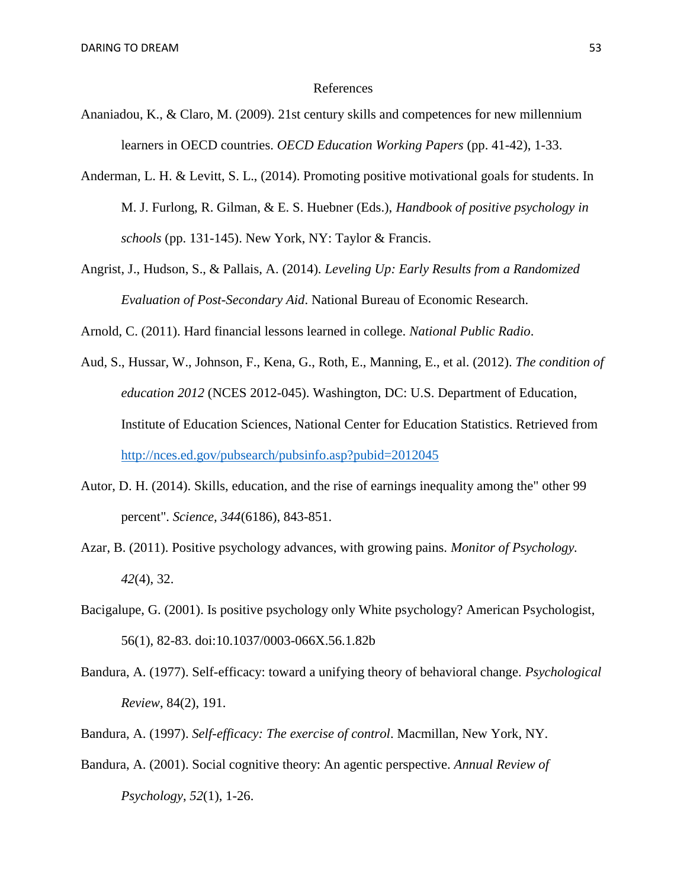## References

Ananiadou, K., & Claro, M. (2009). 21st century skills and competences for new millennium learners in OECD countries. *OECD Education Working Papers* (pp. 41-42), 1-33.

Anderman, L. H. & Levitt, S. L., (2014). Promoting positive motivational goals for students. In M. J. Furlong, R. Gilman, & E. S. Huebner (Eds.), *Handbook of positive psychology in schools* (pp. 131-145). New York, NY: Taylor & Francis.

Angrist, J., Hudson, S., & Pallais, A. (2014). *Leveling Up: Early Results from a Randomized Evaluation of Post-Secondary Aid*. National Bureau of Economic Research.

Arnold, C. (2011). Hard financial lessons learned in college. *National Public Radio*.

Aud, S., Hussar, W., Johnson, F., Kena, G., Roth, E., Manning, E., et al. (2012). *The condition of education 2012* (NCES 2012-045). Washington, DC: U.S. Department of Education, Institute of Education Sciences, National Center for Education Statistics. Retrieved from http://nces.ed.gov/pubsearch/pubsinfo.asp?pubid=2012045

Autor, D. H. (2014). Skills, education, and the rise of earnings inequality among the" other 99 percent". *Science, 344*(6186), 843-851.

Azar, B. (2011). Positive psychology advances, with growing pains. *Monitor of Psychology. 42*(4), 32.

Bacigalupe, G. (2001). Is positive psychology only White psychology? American Psychologist, 56(1), 82-83. doi:10.1037/0003-066X.56.1.82b

Bandura, A. (1977). Self-efficacy: toward a unifying theory of behavioral change. *Psychological Review*, 84(2), 191.

Bandura, A. (1997). *Self-efficacy: The exercise of control*. Macmillan, New York, NY.

Bandura, A. (2001). Social cognitive theory: An agentic perspective. *Annual Review of Psychology*, *52*(1), 1-26.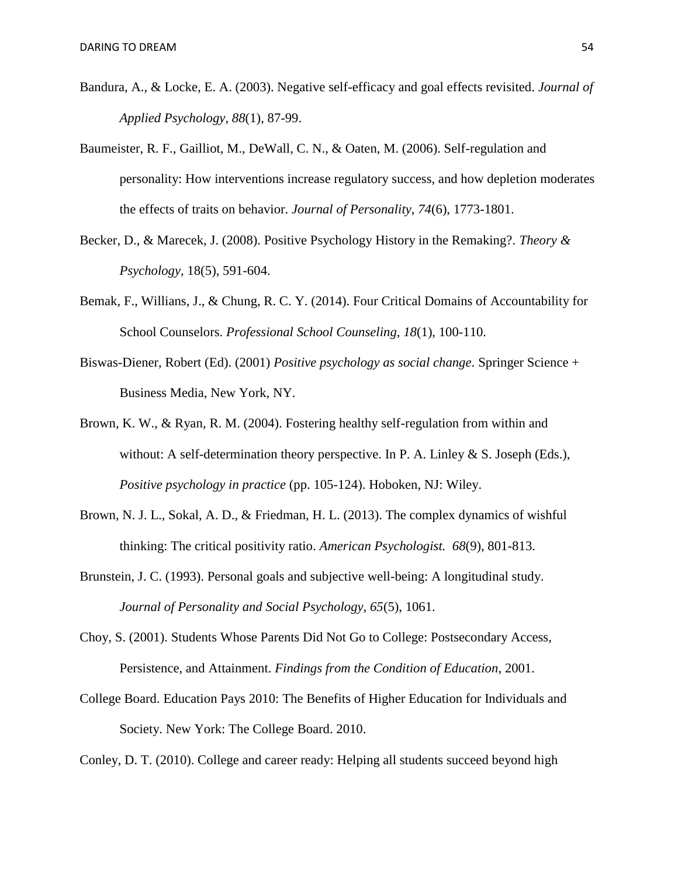Bandura, A., & Locke, E. A. (2003). Negative self-efficacy and goal effects revisited. *Journal of Applied Psychology, 88*(1), 87-99.

Baumeister, R. F., Gailliot, M., DeWall, C. N., & Oaten, M. (2006). Self-regulation and personality: How interventions increase regulatory success, and how depletion moderates the effects of traits on behavior. *Journal of Personality*, *74*(6), 1773-1801.

Becker, D., & Marecek, J. (2008). Positive Psychology History in the Remaking?. *Theory & Psychology,* 18(5), 591-604.

Bemak, F., Willians, J., & Chung, R. C. Y. (2014). Four Critical Domains of Accountability for School Counselors. *Professional School Counseling*, *18*(1), 100-110.

Biswas-Diener, Robert (Ed). (2001) *Positive psychology as social change*. Springer Science + Business Media, New York, NY.

Brown, K. W., & Ryan, R. M. (2004). Fostering healthy self-regulation from within and without: A self-determination theory perspective. In P. A. Linley & S. Joseph (Eds.), *Positive psychology in practice* (pp. 105-124). Hoboken, NJ: Wiley.

Brown, N. J. L., Sokal, A. D., & Friedman, H. L. (2013). The complex dynamics of wishful thinking: The critical positivity ratio. *American Psychologist. 68*(9), 801-813.

Brunstein, J. C. (1993). Personal goals and subjective well-being: A longitudinal study. *Journal of Personality and Social Psychology*, *65*(5), 1061.

Choy, S. (2001). Students Whose Parents Did Not Go to College: Postsecondary Access, Persistence, and Attainment. *Findings from the Condition of Education*, 2001.

College Board. Education Pays 2010: The Benefits of Higher Education for Individuals and Society. New York: The College Board. 2010.

Conley, D. T. (2010). College and career ready: Helping all students succeed beyond high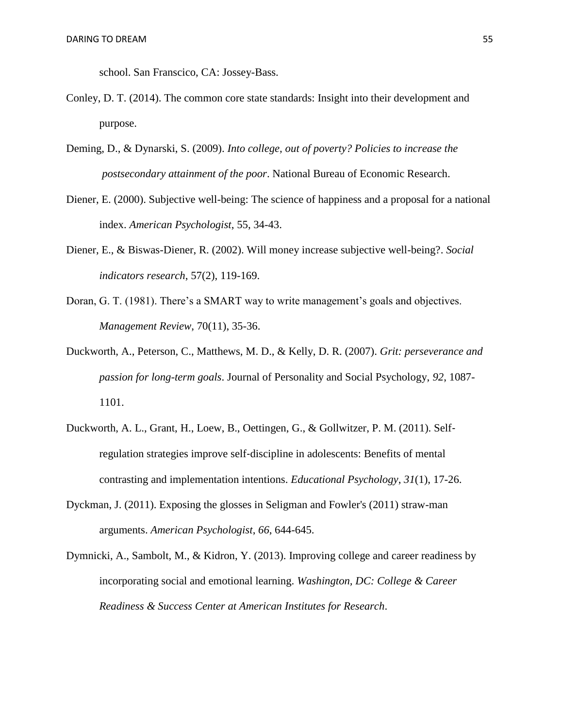school. San Franscico, CA: Jossey-Bass.

Conley, D. T. (2014). The common core state standards: Insight into their development and purpose.

Deming, D., & Dynarski, S. (2009). *Into college, out of poverty? Policies to increase the postsecondary attainment of the poor*. National Bureau of Economic Research.

Diener, E. (2000). Subjective well-being: The science of happiness and a proposal for a national index. *American Psychologist*, 55, 34-43.

Diener, E., & Biswas-Diener, R. (2002). Will money increase subjective well-being?. *Social indicators research*, 57(2), 119-169.

Doran, G. T. (1981). There's a SMART way to write management's goals and objectives. *Management Review*, 70(11), 35-36.

Duckworth, A., Peterson, C., Matthews, M. D., & Kelly, D. R. (2007). *Grit: perseverance and passion for long-term goals*. Journal of Personality and Social Psychology, *92*, 1087-1101.

Duckworth, A. L., Grant, H., Loew, B., Oettingen, G., & Gollwitzer, P. M. (2011). Self-regulation strategies improve self-discipline in adolescents: Benefits of mental contrasting and implementation intentions. *Educational Psychology*, *31*(1), 17-26.

Dyckman, J. (2011). Exposing the glosses in Seligman and Fowler's (2011) straw-man arguments. *American Psychologist*, *66*, 644-645.

Dymnicki, A., Sambolt, M., & Kidron, Y. (2013). Improving college and career readiness by incorporating social and emotional learning. *Washington, DC: College & Career Readiness & Success Center at American Institutes for Research*.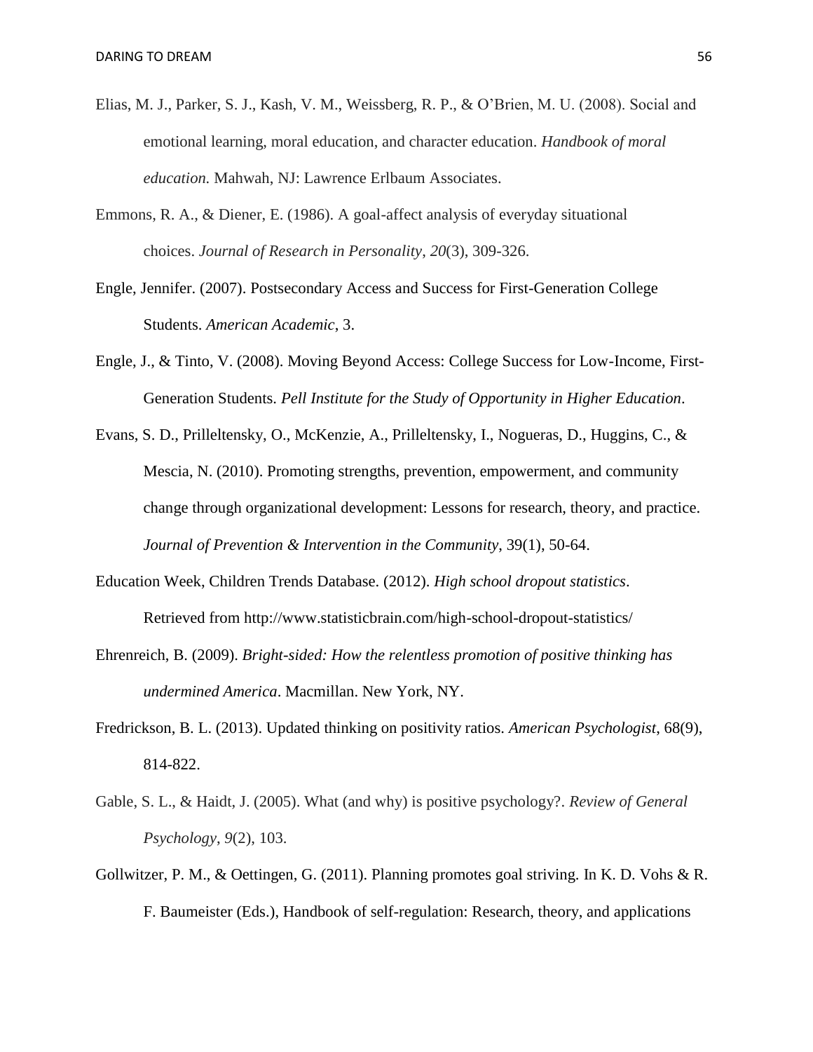Elias, M. J., Parker, S. J., Kash, V. M., Weissberg, R. P., & O'Brien, M. U. (2008). Social and emotional learning, moral education, and character education. *Handbook of moral education.* Mahwah, NJ: Lawrence Erlbaum Associates.

Emmons, R. A., & Diener, E. (1986). A goal-affect analysis of everyday situational choices. *Journal of Research in Personality*, *20*(3), 309-326.

Engle, Jennifer. (2007). Postsecondary Access and Success for First-Generation College Students. *American Academic*, 3.

Engle, J., & Tinto, V. (2008). Moving Beyond Access: College Success for Low-Income, First-Generation Students. *Pell Institute for the Study of Opportunity in Higher Education*.

Evans, S. D., Prilleltensky, O., McKenzie, A., Prilleltensky, I., Nogueras, D., Huggins, C., & Mescia, N. (2010). Promoting strengths, prevention, empowerment, and community change through organizational development: Lessons for research, theory, and practice. *Journal of Prevention & Intervention in the Community*, 39(1), 50-64.

Education Week, Children Trends Database. (2012). *High school dropout statistics*. Retrieved from http://www.statisticbrain.com/high-school-dropout-statistics/

Ehrenreich, B. (2009). *Bright-sided: How the relentless promotion of positive thinking has undermined America*. Macmillan. New York, NY.

Fredrickson, B. L. (2013). Updated thinking on positivity ratios. *American Psychologist*, 68(9), 814-822.

Gable, S. L., & Haidt, J. (2005). What (and why) is positive psychology?. *Review of General Psychology*, *9*(2), 103.

Gollwitzer, P. M., & Oettingen, G. (2011). Planning promotes goal striving. In K. D. Vohs & R. F. Baumeister (Eds.), Handbook of self-regulation: Research, theory, and applications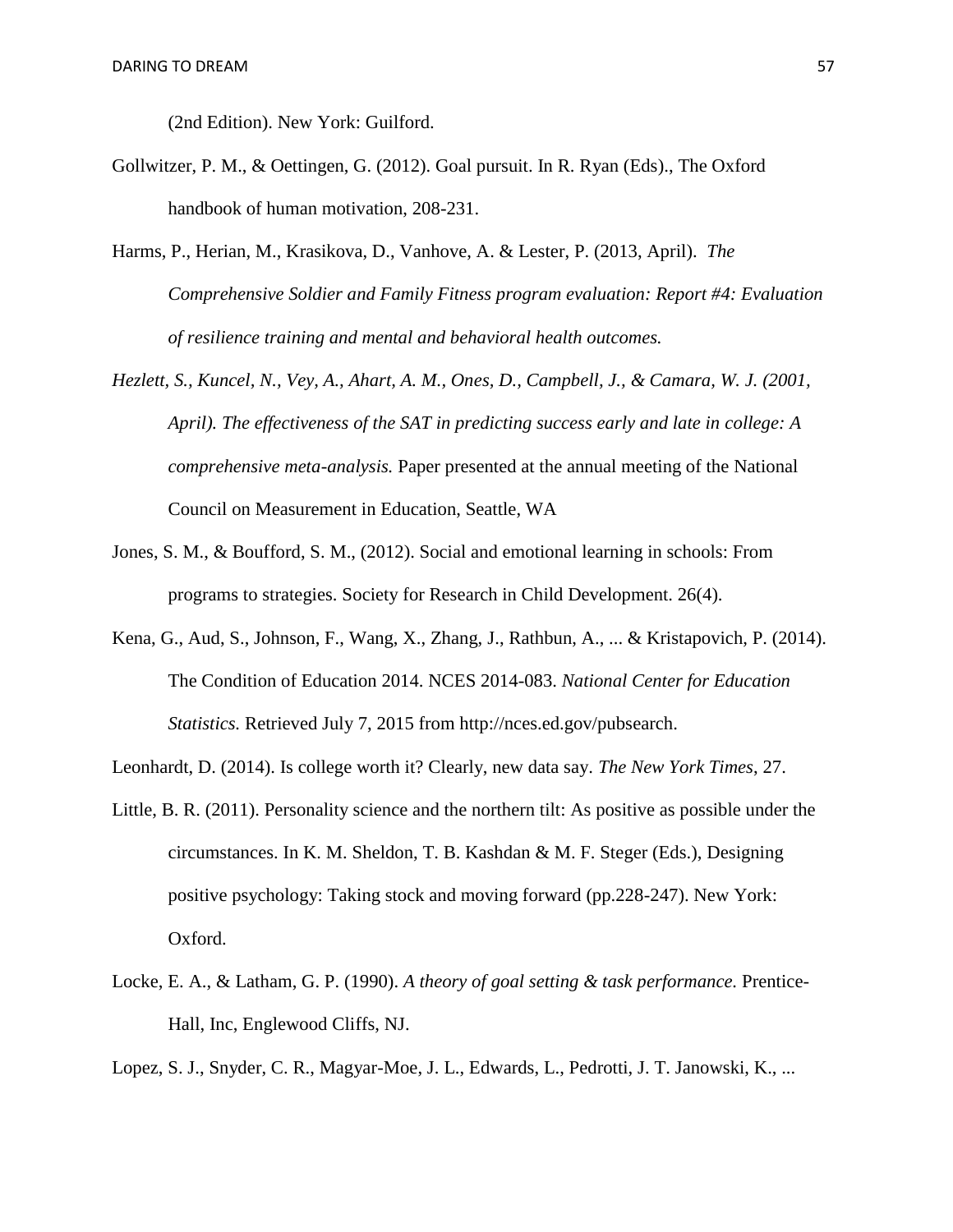(2nd Edition). New York: Guilford.

Gollwitzer, P. M., & Oettingen, G. (2012). Goal pursuit. In R. Ryan (Eds)., The Oxford handbook of human motivation, 208-231.

Harms, P., Herian, M., Krasikova, D., Vanhove, A. & Lester, P. (2013, April). *The Comprehensive Soldier and Family Fitness program evaluation: Report #4: Evaluation of resilience training and mental and behavioral health outcomes.*

*Hezlett, S., Kuncel, N., Vey, A., Ahart, A. M., Ones, D., Campbell, J., & Camara, W. J. (2001, April). The effectiveness of the SAT in predicting success early and late in college: A comprehensive meta-analysis.* Paper presented at the annual meeting of the National Council on Measurement in Education, Seattle, WA

Jones, S. M., & Boufford, S. M., (2012). Social and emotional learning in schools: From programs to strategies. Society for Research in Child Development. 26(4).

Kena, G., Aud, S., Johnson, F., Wang, X., Zhang, J., Rathbun, A., ... & Kristapovich, P. (2014). The Condition of Education 2014. NCES 2014-083. *National Center for Education Statistics.* Retrieved July 7, 2015 from http://nces.ed.gov/pubsearch.

Leonhardt, D. (2014). Is college worth it? Clearly, new data say. *The New York Times*, 27.

Little, B. R. (2011). Personality science and the northern tilt: As positive as possible under the circumstances. In K. M. Sheldon, T. B. Kashdan & M. F. Steger (Eds.), Designing positive psychology: Taking stock and moving forward (pp.228-247). New York: Oxford.

Locke, E. A., & Latham, G. P. (1990). *A theory of goal setting & task performance.* Prentice-Hall, Inc, Englewood Cliffs, NJ.

Lopez, S. J., Snyder, C. R., Magyar-Moe, J. L., Edwards, L., Pedrotti, J. T. Janowski, K., ...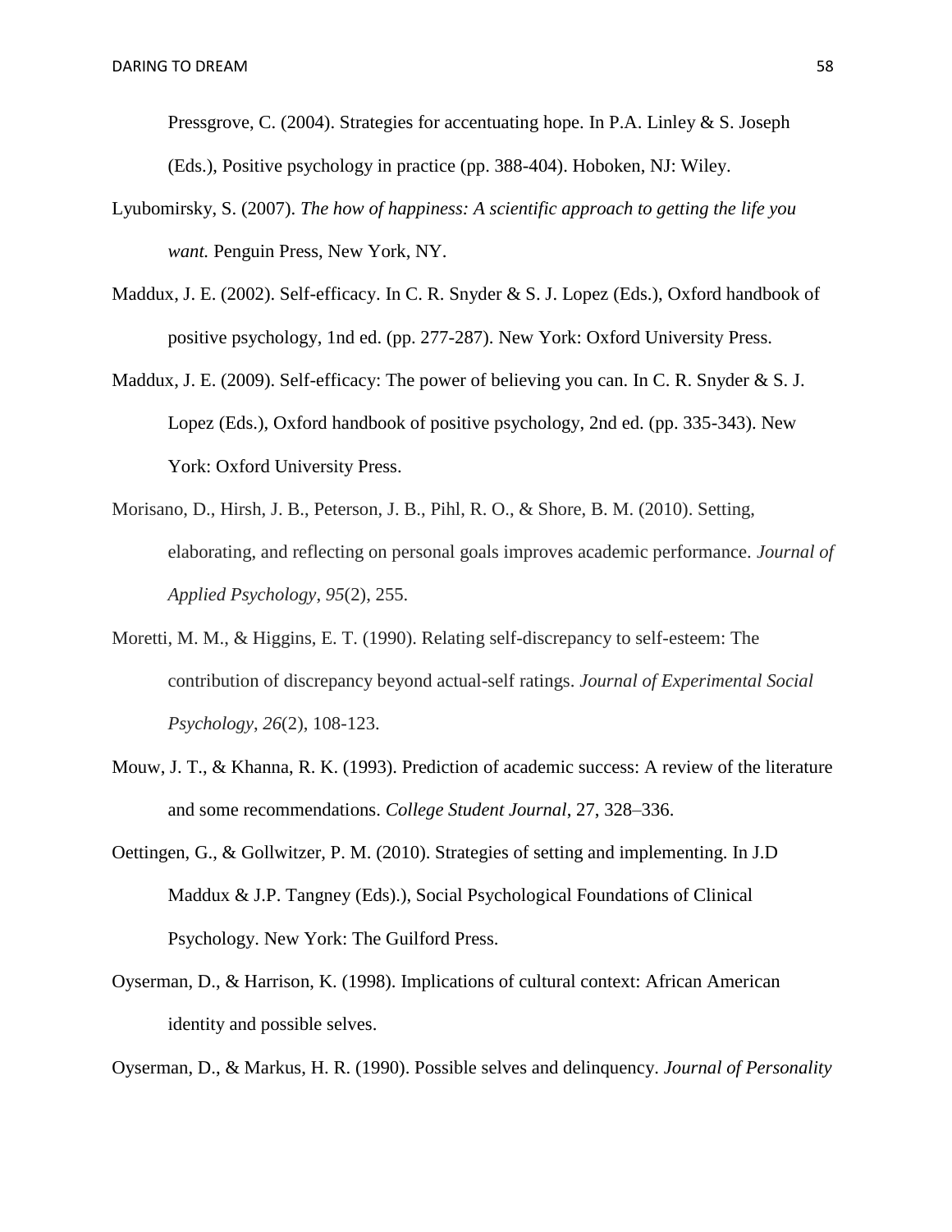Pressgrove, C. (2004). Strategies for accentuating hope. In P.A. Linley & S. Joseph (Eds.), Positive psychology in practice (pp. 388-404). Hoboken, NJ: Wiley.

Lyubomirsky, S. (2007). *The how of happiness: A scientific approach to getting the life you want.* Penguin Press, New York, NY.

Maddux, J. E. (2002). Self-efficacy. In C. R. Snyder & S. J. Lopez (Eds.), Oxford handbook of positive psychology, 1nd ed. (pp. 277-287). New York: Oxford University Press.

Maddux, J. E. (2009). Self-efficacy: The power of believing you can. In C. R. Snyder & S. J. Lopez (Eds.), Oxford handbook of positive psychology, 2nd ed. (pp. 335-343). New York: Oxford University Press.

Morisano, D., Hirsh, J. B., Peterson, J. B., Pihl, R. O., & Shore, B. M. (2010). Setting, elaborating, and reflecting on personal goals improves academic performance. *Journal of Applied Psychology*, *95*(2), 255.

Moretti, M. M., & Higgins, E. T. (1990). Relating self-discrepancy to self-esteem: The contribution of discrepancy beyond actual-self ratings. *Journal of Experimental Social Psychology*, *26*(2), 108-123.

Mouw, J. T., & Khanna, R. K. (1993). Prediction of academic success: A review of the literature and some recommendations. *College Student Journal*, 27, 328–336.

Oettingen, G., & Gollwitzer, P. M. (2010). Strategies of setting and implementing. In J.D Maddux & J.P. Tangney (Eds).), Social Psychological Foundations of Clinical Psychology. New York: The Guilford Press.

Oyserman, D., & Harrison, K. (1998). Implications of cultural context: African American identity and possible selves.

Oyserman, D., & Markus, H. R. (1990). Possible selves and delinquency. *Journal of Personality*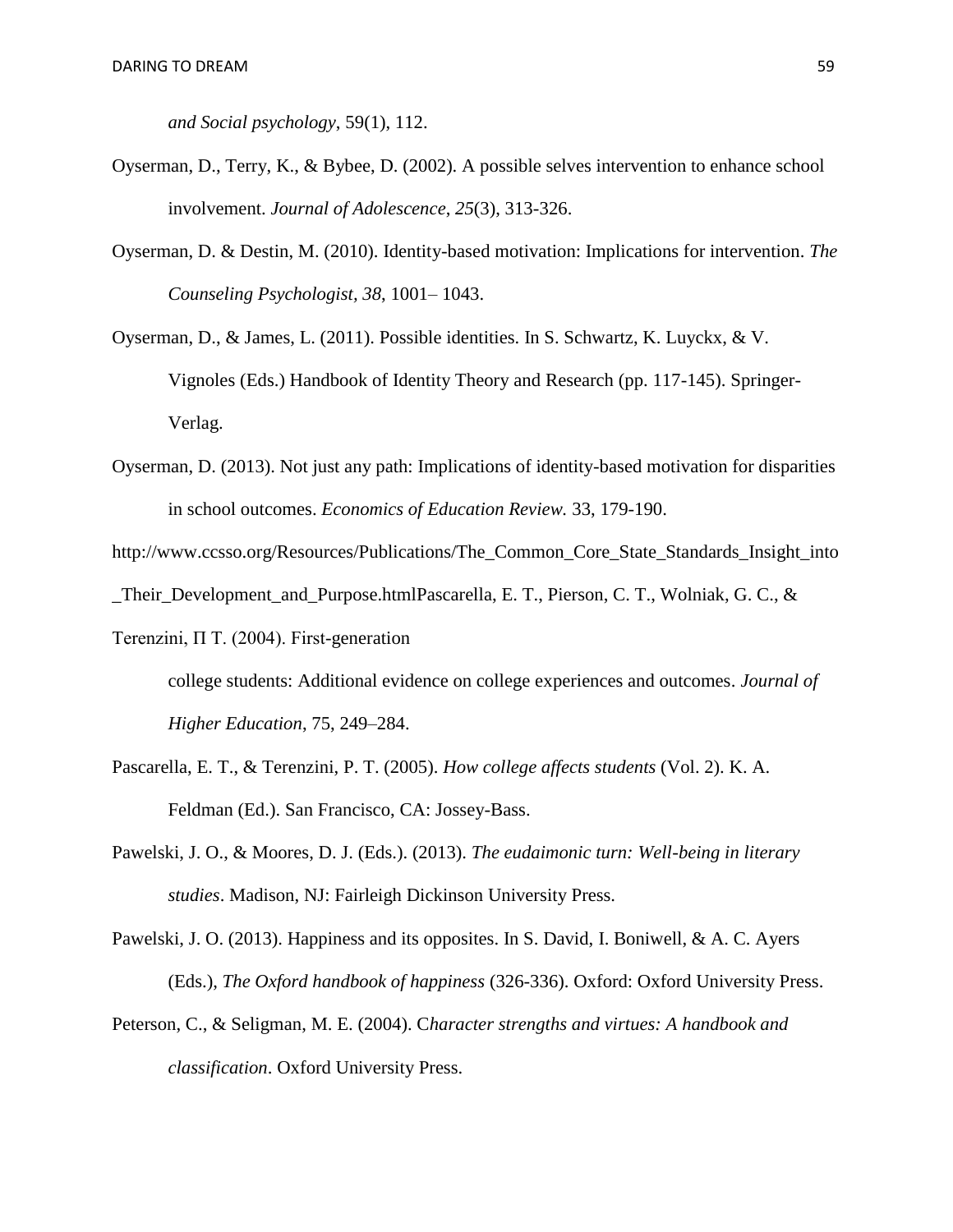*and Social psychology*, 59(1), 112.

Oyserman, D., Terry, K., & Bybee, D. (2002). A possible selves intervention to enhance school involvement. *Journal of Adolescence*, *25*(3), 313-326.

Oyserman, D. & Destin, M. (2010). Identity-based motivation: Implications for intervention. *The Counseling Psychologist, 38*, 1001– 1043.

Oyserman, D., & James, L. (2011). Possible identities. In S. Schwartz, K. Luyckx, & V. Vignoles (Eds.) Handbook of Identity Theory and Research (pp. 117-145). Springer-Verlag.

Oyserman, D. (2013). Not just any path: Implications of identity-based motivation for disparities in school outcomes. *Economics of Education Review.* 33, 179-190.

http://www.ccsso.org/Resources/Publications/The_Common_Core_State_Standards_Insight_into_Their_Development_and_Purpose.htmlPascarella, E. T., Pierson, C. T., Wolniak, G. C., & Terenzini, Π T. (2004). First-generation

college students: Additional evidence on college experiences and outcomes. *Journal of Higher Education*, 75, 249–284.

Pascarella, E. T., & Terenzini, P. T. (2005). *How college affects students* (Vol. 2). K. A. Feldman (Ed.). San Francisco, CA: Jossey-Bass.

Pawelski, J. O., & Moores, D. J. (Eds.). (2013). *The eudaimonic turn: Well-being in literary studies*. Madison, NJ: Fairleigh Dickinson University Press.

Pawelski, J. O. (2013). Happiness and its opposites. In S. David, I. Boniwell, & A. C. Ayers (Eds.), *The Oxford handbook of happiness* (326-336). Oxford: Oxford University Press.

Peterson, C., & Seligman, M. E. (2004). C*haracter strengths and virtues: A handbook and classification*. Oxford University Press.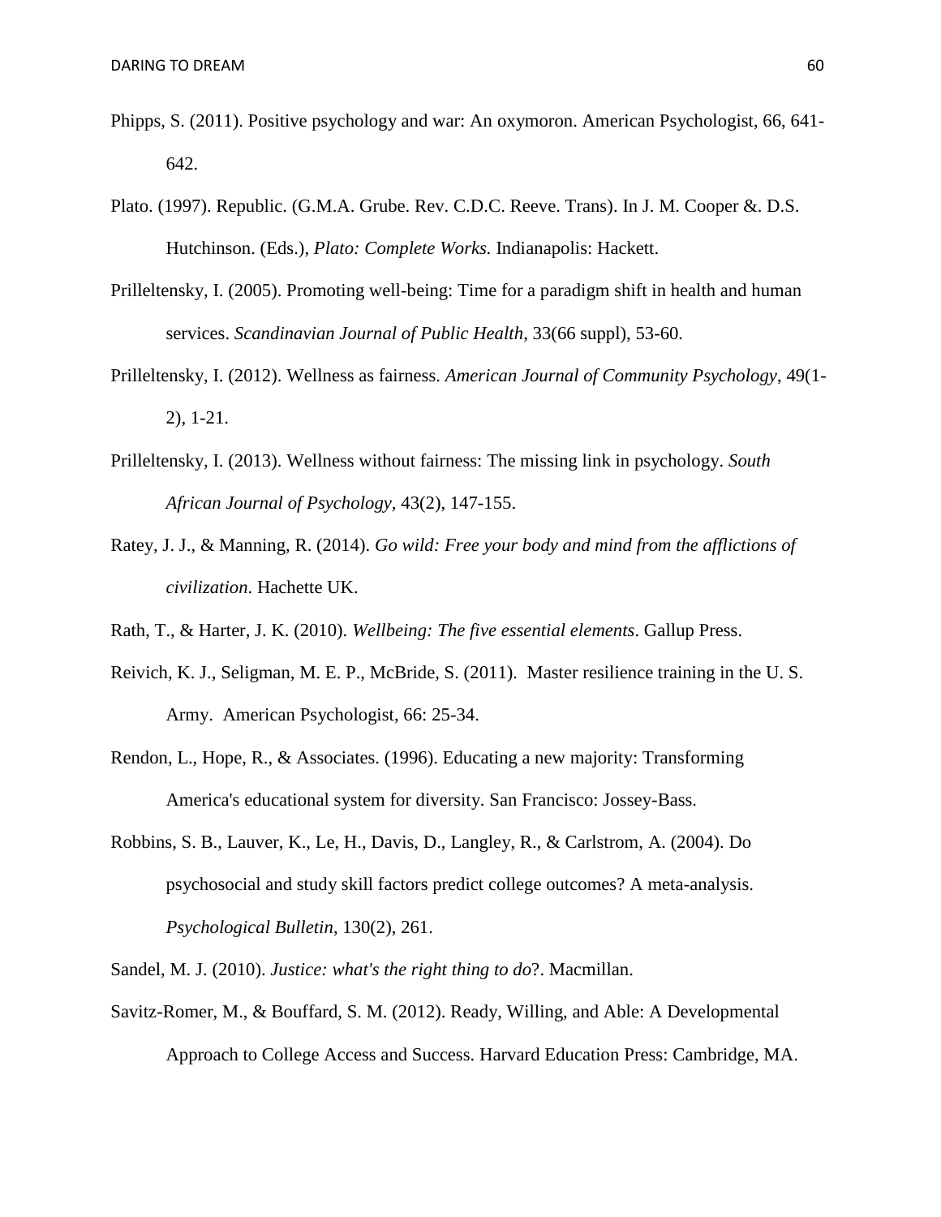Phipps, S. (2011). Positive psychology and war: An oxymoron. American Psychologist, 66, 641-642.

Plato. (1997). Republic. (G.M.A. Grube. Rev. C.D.C. Reeve. Trans). In J. M. Cooper &. D.S. Hutchinson. (Eds.), *Plato: Complete Works.* Indianapolis: Hackett.

Prilleltensky, I. (2005). Promoting well-being: Time for a paradigm shift in health and human services. *Scandinavian Journal of Public Health*, 33(66 suppl), 53-60.

Prilleltensky, I. (2012). Wellness as fairness. *American Journal of Community Psychology*, 49(1-2), 1-21.

Prilleltensky, I. (2013). Wellness without fairness: The missing link in psychology. *South African Journal of Psychology*, 43(2), 147-155.

Ratey, J. J., & Manning, R. (2014). *Go wild: Free your body and mind from the afflictions of civilization*. Hachette UK.

Rath, T., & Harter, J. K. (2010). *Wellbeing: The five essential elements*. Gallup Press.

Reivich, K. J., Seligman, M. E. P., McBride, S. (2011). Master resilience training in the U. S. Army. American Psychologist, 66: 25-34.

Rendon, L., Hope, R., & Associates. (1996). Educating a new majority: Transforming America's educational system for diversity. San Francisco: Jossey-Bass.

Robbins, S. B., Lauver, K., Le, H., Davis, D., Langley, R., & Carlstrom, A. (2004). Do psychosocial and study skill factors predict college outcomes? A meta-analysis. *Psychological Bulletin*, 130(2), 261.

Sandel, M. J. (2010). *Justice: what's the right thing to do*?. Macmillan.

Savitz-Romer, M., & Bouffard, S. M. (2012). Ready, Willing, and Able: A Developmental Approach to College Access and Success. Harvard Education Press: Cambridge, MA.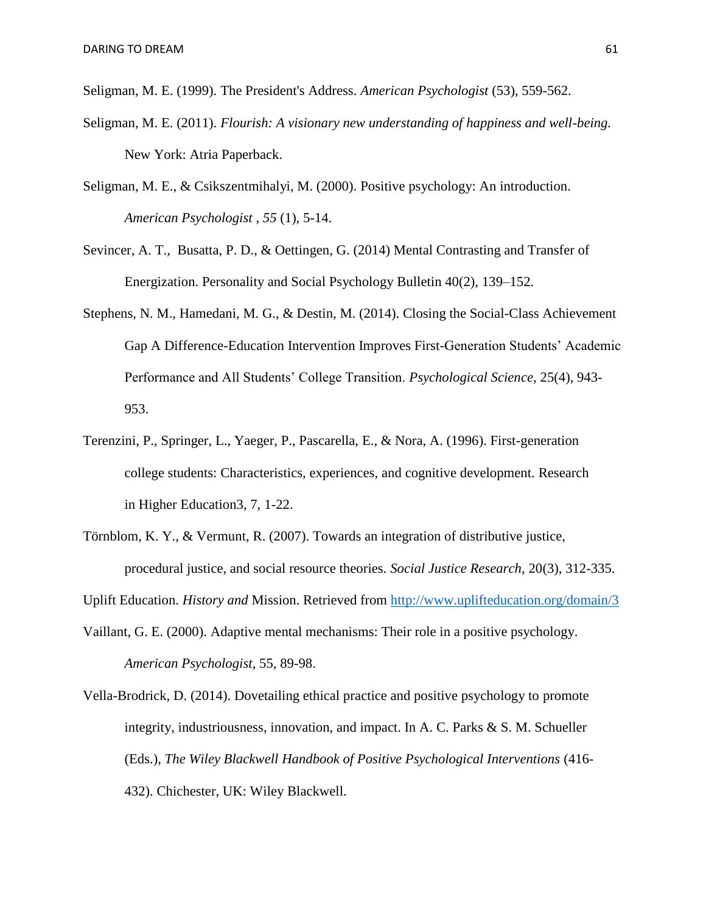Seligman, M. E. (1999). The President's Address. *American Psychologist* (53), 559-562.

Seligman, M. E. (2011). *Flourish: A visionary new understanding of happiness and well-being.* New York: Atria Paperback.

Seligman, M. E., & Csikszentmihalyi, M. (2000). Positive psychology: An introduction. *American Psychologist , 55* (1), 5-14.

Sevincer, A. T., Busatta, P. D., & Oettingen, G. (2014) Mental Contrasting and Transfer of Energization. Personality and Social Psychology Bulletin 40(2), 139–152.

Stephens, N. M., Hamedani, M. G., & Destin, M. (2014). Closing the Social-Class Achievement Gap A Difference-Education Intervention Improves First-Generation Students' Academic Performance and All Students' College Transition. *Psychological Science*, 25(4), 943-953.

Terenzini, P., Springer, L., Yaeger, P., Pascarella, E., & Nora, A. (1996). First-generation college students: Characteristics, experiences, and cognitive development. Research in Higher Education3, 7, 1-22.

Törnblom, K. Y., & Vermunt, R. (2007). Towards an integration of distributive justice, procedural justice, and social resource theories. *Social Justice Research*, 20(3), 312-335.

Uplift Education. *History and* Mission. Retrieved from http://www.uplifteducation.org/domain/3

Vaillant, G. E. (2000). Adaptive mental mechanisms: Their role in a positive psychology. *American Psychologist*, 55, 89-98.

Vella-Brodrick, D. (2014). Dovetailing ethical practice and positive psychology to promote integrity, industriousness, innovation, and impact. In A. C. Parks & S. M. Schueller (Eds.), *The Wiley Blackwell Handbook of Positive Psychological Interventions* (416-432). Chichester, UK: Wiley Blackwell.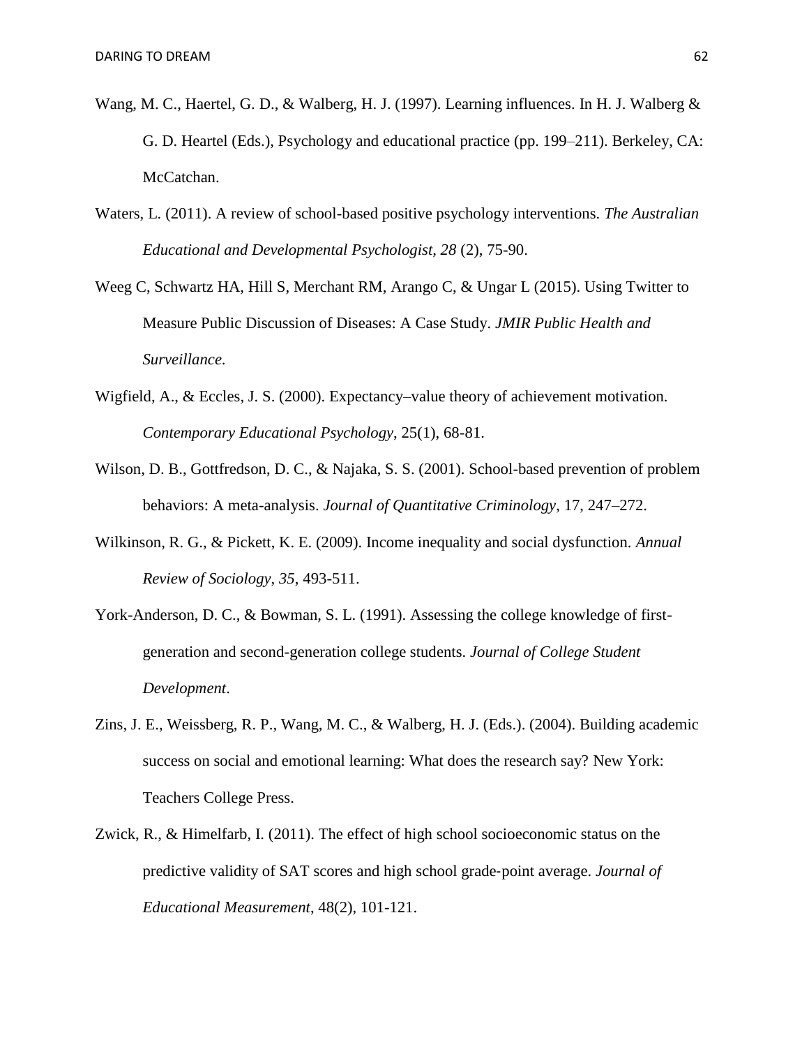Wang, M. C., Haertel, G. D., & Walberg, H. J. (1997). Learning influences. In H. J. Walberg & G. D. Heartel (Eds.), Psychology and educational practice (pp. 199–211). Berkeley, CA: McCatchan.

Waters, L. (2011). A review of school-based positive psychology interventions. *The Australian Educational and Developmental Psychologist, 28* (2), 75-90.

Weeg C, Schwartz HA, Hill S, Merchant RM, Arango C, & Ungar L (2015). Using Twitter to Measure Public Discussion of Diseases: A Case Study. *JMIR Public Health and Surveillance*.

Wigfield, A., & Eccles, J. S. (2000). Expectancy–value theory of achievement motivation. *Contemporary Educational Psychology*, 25(1), 68-81.

Wilson, D. B., Gottfredson, D. C., & Najaka, S. S. (2001). School-based prevention of problem behaviors: A meta-analysis. *Journal of Quantitative Criminology*, 17, 247–272.

Wilkinson, R. G., & Pickett, K. E. (2009). Income inequality and social dysfunction. *Annual Review of Sociology*, *35*, 493-511.

York-Anderson, D. C., & Bowman, S. L. (1991). Assessing the college knowledge of first-generation and second-generation college students. *Journal of College Student Development*.

Zins, J. E., Weissberg, R. P., Wang, M. C., & Walberg, H. J. (Eds.). (2004). Building academic success on social and emotional learning: What does the research say? New York: Teachers College Press.

Zwick, R., & Himelfarb, I. (2011). The effect of high school socioeconomic status on the predictive validity of SAT scores and high school grade-point average. *Journal of Educational Measurement*, 48(2), 101-121.